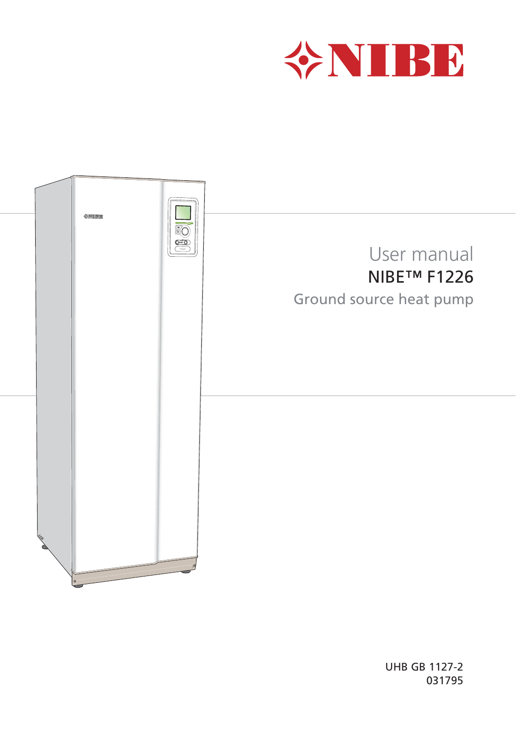# User manual

## NIBE™ F1226

### Ground source heat pump

UHB GB 1127-2
031795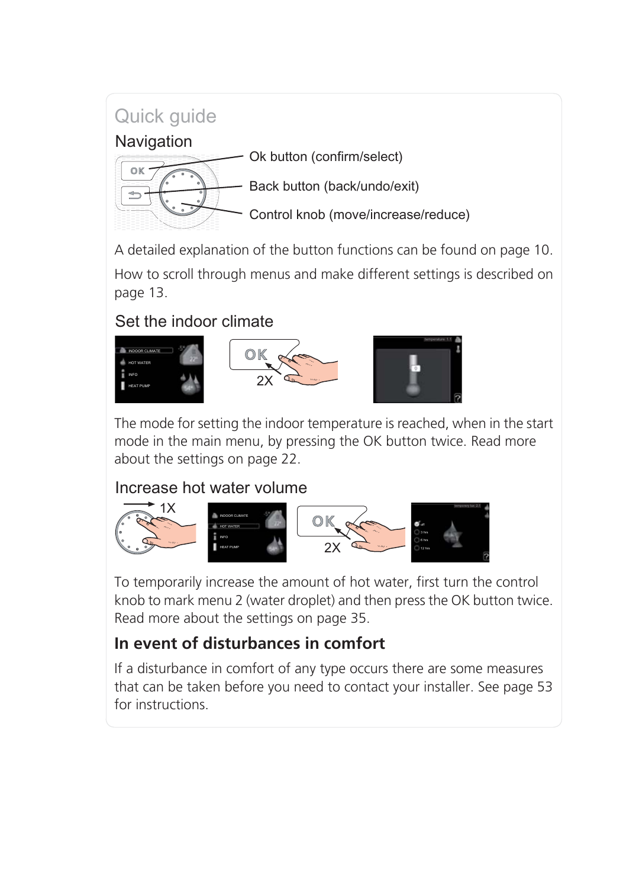# Quick guide

## Navigation

Ok button (confirm/select)

Back button (back/undo/exit)

Control knob (move/increase/reduce)

A detailed explanation of the button functions can be found on page 10.

How to scroll through menus and make different settings is described on page 13.

## Set the indoor climate

The mode for setting the indoor temperature is reached, when in the start mode in the main menu, by pressing the OK button twice. Read more about the settings on page 22.

## Increase hot water volume

To temporarily increase the amount of hot water, first turn the control knob to mark menu 2 (water droplet) and then press the OK button twice. Read more about the settings on page 35.

## In event of disturbances in comfort

If a disturbance in comfort of any type occurs there are some measures that can be taken before you need to contact your installer. See page 53 for instructions.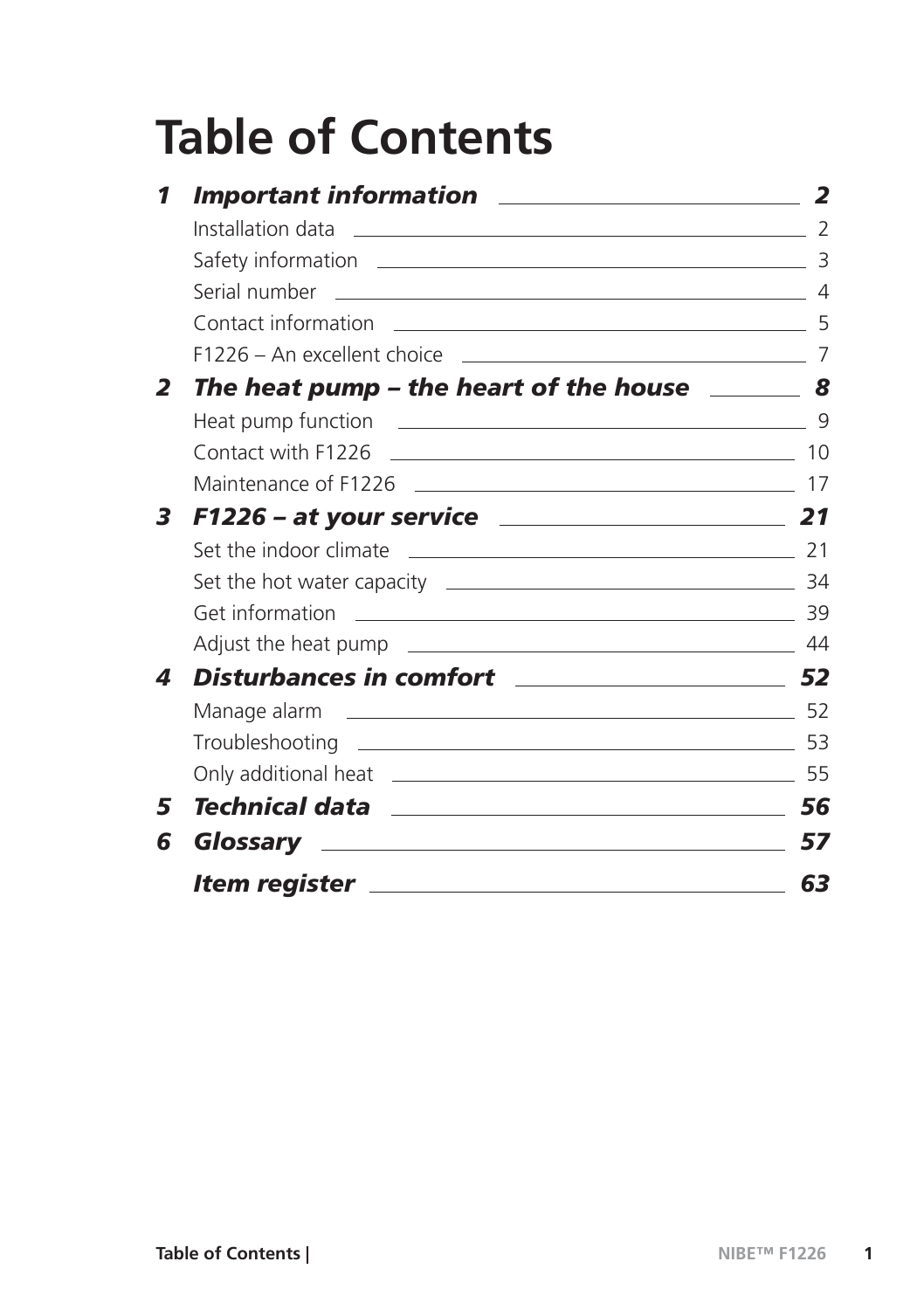# Table of Contents

| | | |
|---|---|---|
| **1** | ***Important information*** | ***2*** |
| | Installation data | 2 |
| | Safety information | 3 |
| | Serial number | 4 |
| | Contact information | 5 |
| | F1226 – An excellent choice | 7 |
| **2** | ***The heat pump – the heart of the house*** | ***8*** |
| | Heat pump function | 9 |
| | Contact with F1226 | 10 |
| | Maintenance of F1226 | 17 |
| **3** | ***F1226 – at your service*** | ***21*** |
| | Set the indoor climate | 21 |
| | Set the hot water capacity | 34 |
| | Get information | 39 |
| | Adjust the heat pump | 44 |
| **4** | ***Disturbances in comfort*** | ***52*** |
| | Manage alarm | 52 |
| | Troubleshooting | 53 |
| | Only additional heat | 55 |
| **5** | ***Technical data*** | ***56*** |
| **6** | ***Glossary*** | ***57*** |
| | ***Item register*** | ***63*** |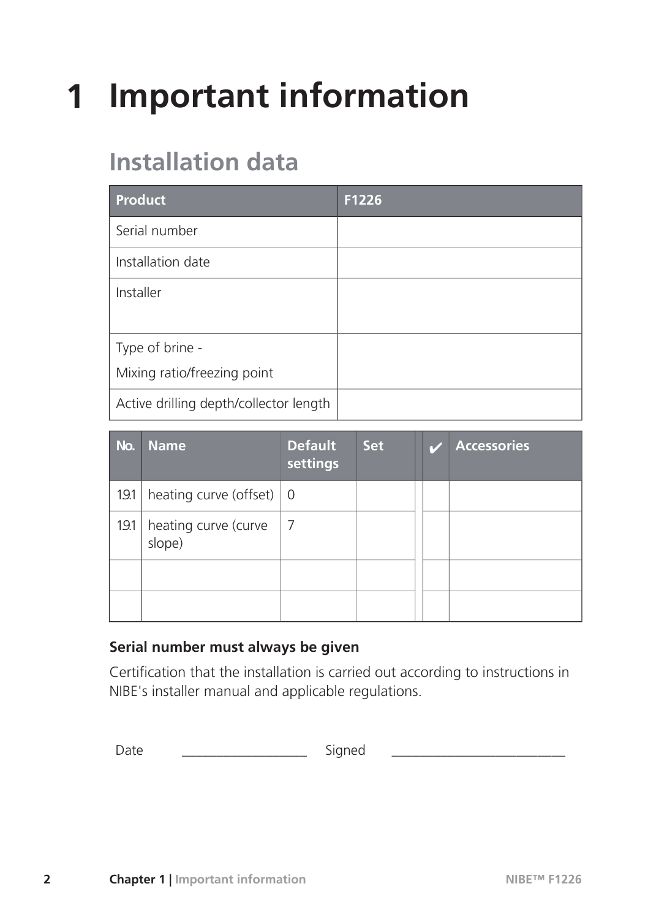# 1 Important information

## Installation data

| Product | F1226 |
| --- | --- |
| Serial number | |
| Installation date | |
| Installer | |
| Type of brine - Mixing ratio/freezing point | |
| Active drilling depth/collector length | |

| No. | Name | Default settings | Set | ✔ | Accessories |
| --- | --- | --- | --- | --- | --- |
| 1.9.1 | heating curve (offset) | 0 | | | |
| 1.9.1 | heating curve (curve slope) | 7 | | | |
| | | | | | |
| | | | | | |

**Serial number must always be given**

Certification that the installation is carried out according to instructions in NIBE's installer manual and applicable regulations.

Date ___________________ Signed __________________________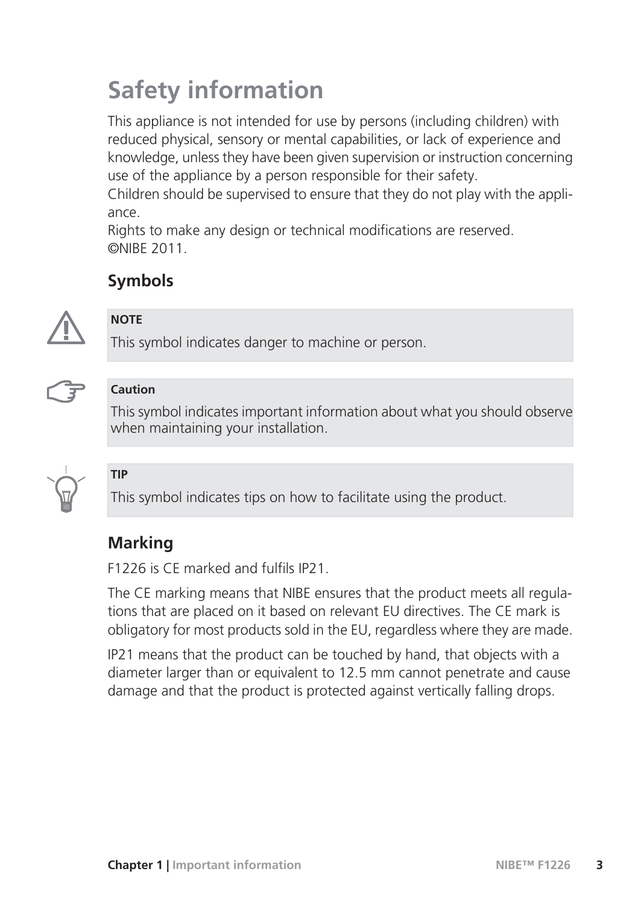# Safety information

This appliance is not intended for use by persons (including children) with reduced physical, sensory or mental capabilities, or lack of experience and knowledge, unless they have been given supervision or instruction concerning use of the appliance by a person responsible for their safety.
Children should be supervised to ensure that they do not play with the appliance.
Rights to make any design or technical modifications are reserved.
©NIBE 2011.

## Symbols

**NOTE**

This symbol indicates danger to machine or person.

**Caution**

This symbol indicates important information about what you should observe when maintaining your installation.

**TIP**

This symbol indicates tips on how to facilitate using the product.

## Marking

F1226 is CE marked and fulfils IP21.

The CE marking means that NIBE ensures that the product meets all regulations that are placed on it based on relevant EU directives. The CE mark is obligatory for most products sold in the EU, regardless where they are made.

IP21 means that the product can be touched by hand, that objects with a diameter larger than or equivalent to 12.5 mm cannot penetrate and cause damage and that the product is protected against vertically falling drops.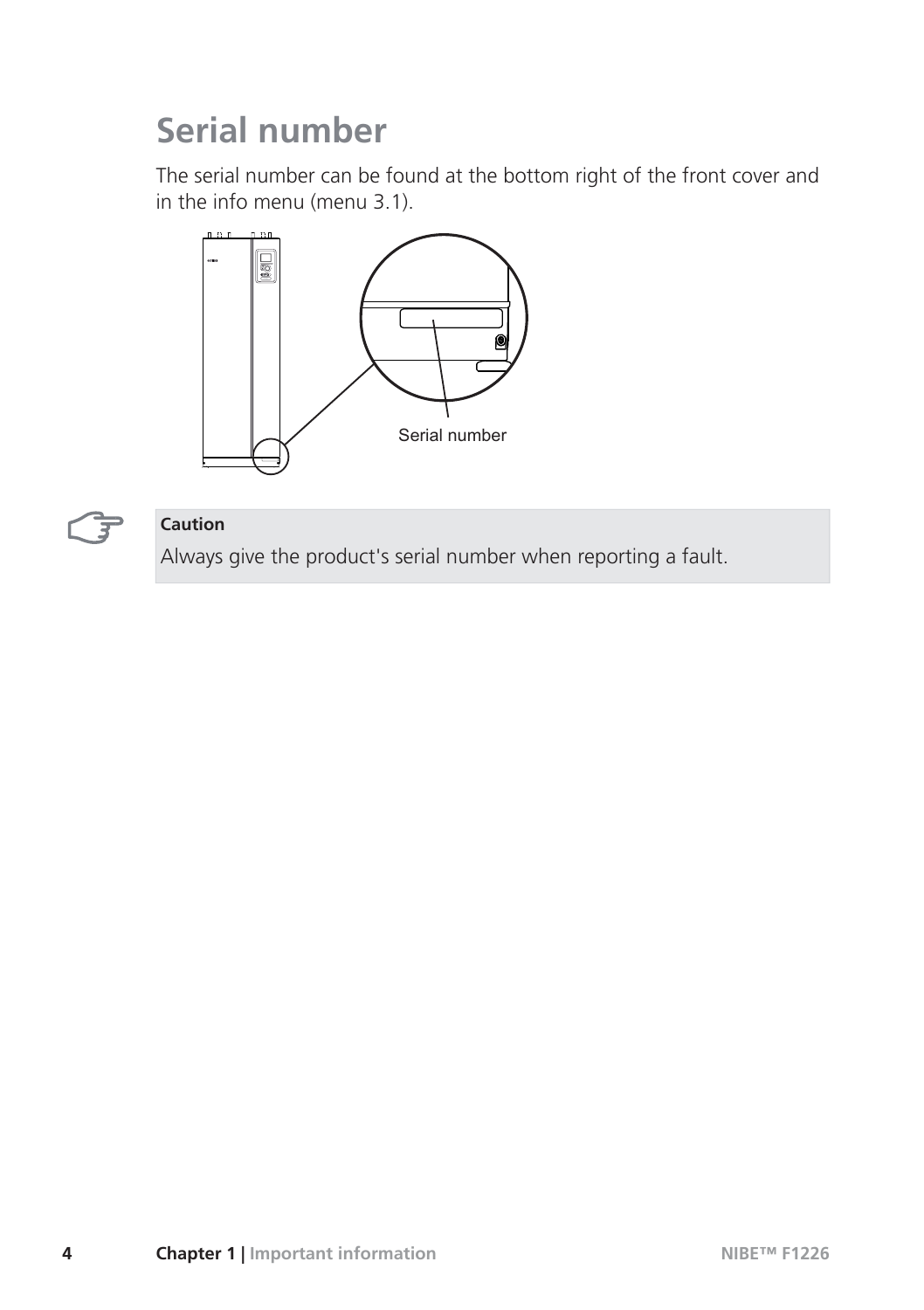# Serial number

The serial number can be found at the bottom right of the front cover and in the info menu (menu 3.1).

Serial number

**Caution**

Always give the product's serial number when reporting a fault.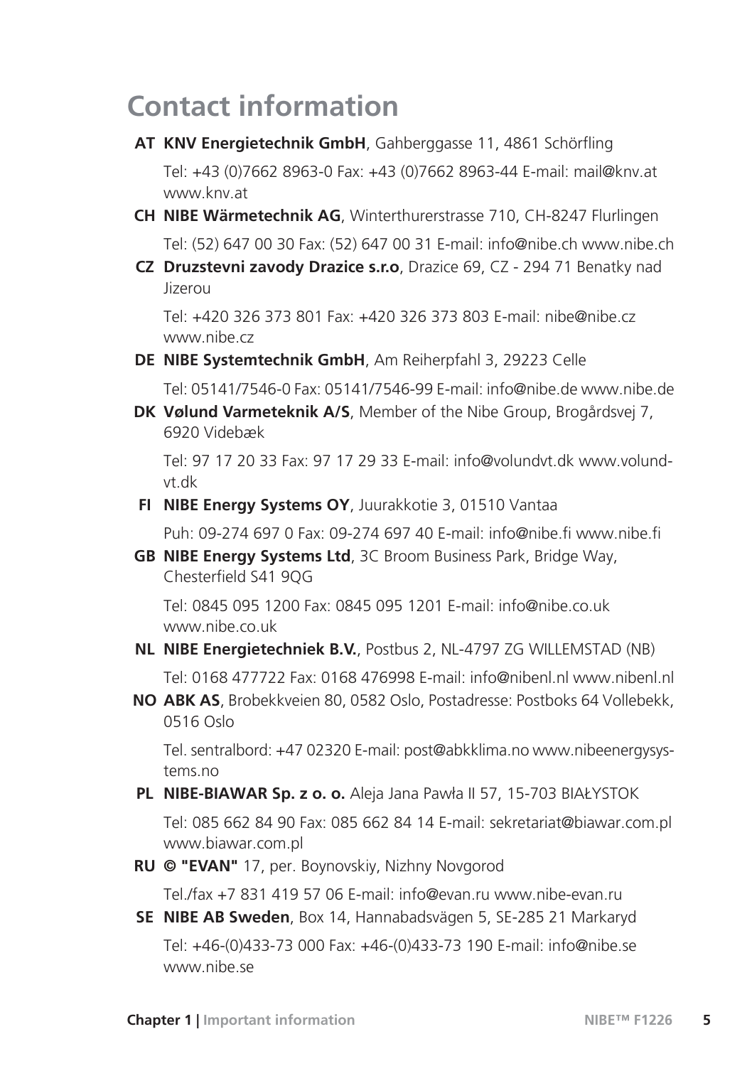# Contact information

**AT** **KNV Energietechnik GmbH**, Gahberggasse 11, 4861 Schörfling

Tel: +43 (0)7662 8963-0 Fax: +43 (0)7662 8963-44 E-mail: mail@knv.at www.knv.at

**CH** **NIBE Wärmetechnik AG**, Winterthurerstrasse 710, CH-8247 Flurlingen

Tel: (52) 647 00 30 Fax: (52) 647 00 31 E-mail: info@nibe.ch www.nibe.ch

**CZ** **Druzstevni zavody Drazice s.r.o**, Drazice 69, CZ - 294 71 Benatky nad Jizerou

Tel: +420 326 373 801 Fax: +420 326 373 803 E-mail: nibe@nibe.cz www.nibe.cz

**DE** **NIBE Systemtechnik GmbH**, Am Reiherpfahl 3, 29223 Celle

Tel: 05141/7546-0 Fax: 05141/7546-99 E-mail: info@nibe.de www.nibe.de

**DK** **Vølund Varmeteknik A/S**, Member of the Nibe Group, Brogårdsvej 7, 6920 Videbæk

Tel: 97 17 20 33 Fax: 97 17 29 33 E-mail: info@volundvt.dk www.volundvt.dk

**FI** **NIBE Energy Systems OY**, Juurakkotie 3, 01510 Vantaa

Puh: 09-274 697 0 Fax: 09-274 697 40 E-mail: info@nibe.fi www.nibe.fi

**GB** **NIBE Energy Systems Ltd**, 3C Broom Business Park, Bridge Way, Chesterfield S41 9QG

Tel: 0845 095 1200 Fax: 0845 095 1201 E-mail: info@nibe.co.uk www.nibe.co.uk

**NL** **NIBE Energietechniek B.V.**, Postbus 2, NL-4797 ZG WILLEMSTAD (NB)

Tel: 0168 477722 Fax: 0168 476998 E-mail: info@nibenl.nl www.nibenl.nl

**NO** **ABK AS**, Brobekkveien 80, 0582 Oslo, Postadresse: Postboks 64 Vollebekk, 0516 Oslo

Tel. sentralbord: +47 02320 E-mail: post@abkklima.no www.nibeenergysystems.no

**PL** **NIBE-BIAWAR Sp. z o. o.** Aleja Jana Pawła II 57, 15-703 BIAŁYSTOK

Tel: 085 662 84 90 Fax: 085 662 84 14 E-mail: sekretariat@biawar.com.pl www.biawar.com.pl

**RU** **© "EVAN"** 17, per. Boynovskiy, Nizhny Novgorod

Tel./fax +7 831 419 57 06 E-mail: info@evan.ru www.nibe-evan.ru

**SE** **NIBE AB Sweden**, Box 14, Hannabadsvägen 5, SE-285 21 Markaryd

Tel: +46-(0)433-73 000 Fax: +46-(0)433-73 190 E-mail: info@nibe.se www.nibe.se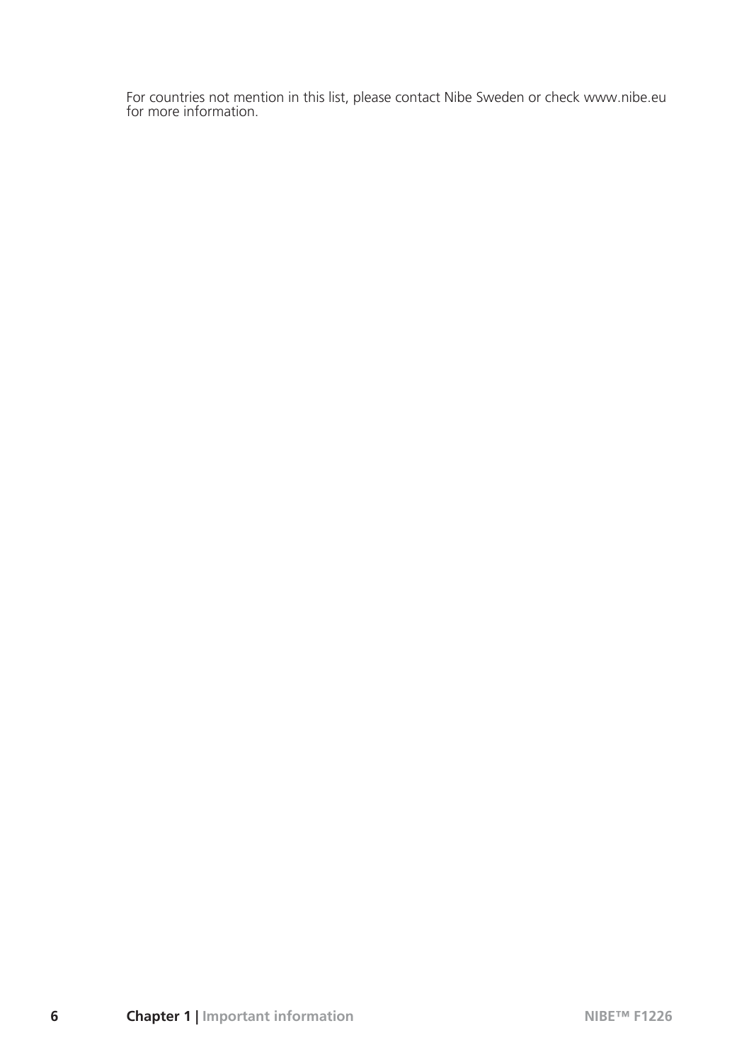For countries not mention in this list, please contact Nibe Sweden or check www.nibe.eu for more information.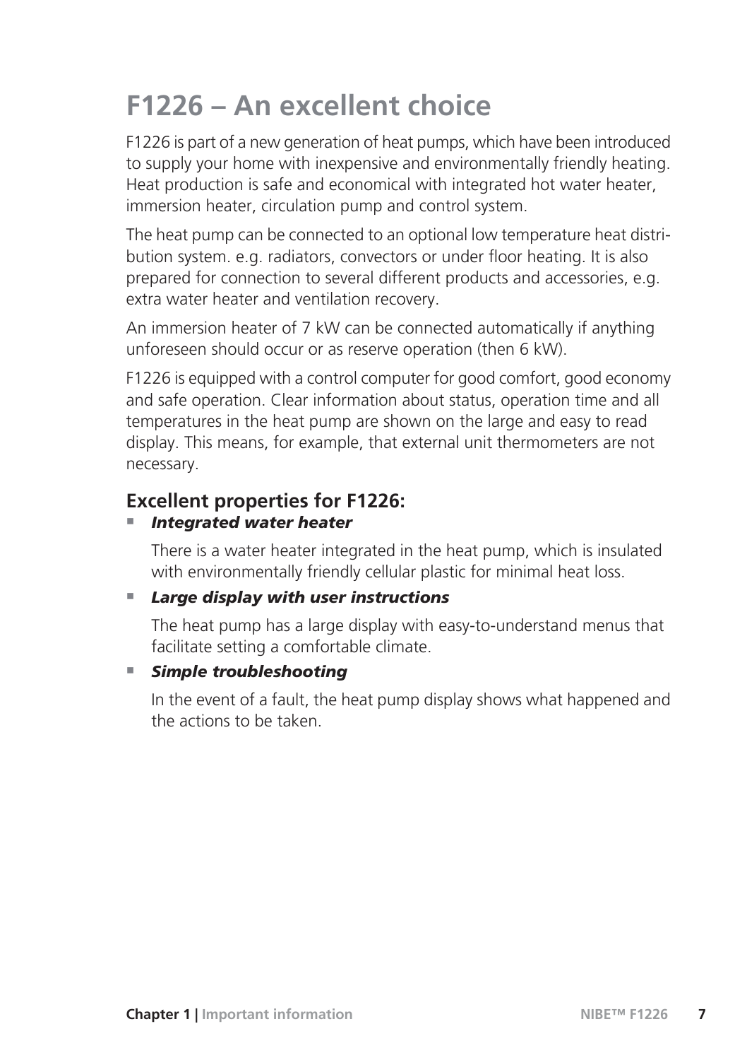# F1226 – An excellent choice

F1226 is part of a new generation of heat pumps, which have been introduced to supply your home with inexpensive and environmentally friendly heating. Heat production is safe and economical with integrated hot water heater, immersion heater, circulation pump and control system.

The heat pump can be connected to an optional low temperature heat distribution system. e.g. radiators, convectors or under floor heating. It is also prepared for connection to several different products and accessories, e.g. extra water heater and ventilation recovery.

An immersion heater of 7 kW can be connected automatically if anything unforeseen should occur or as reserve operation (then 6 kW).

F1226 is equipped with a control computer for good comfort, good economy and safe operation. Clear information about status, operation time and all temperatures in the heat pump are shown on the large and easy to read display. This means, for example, that external unit thermometers are not necessary.

## Excellent properties for F1226:

- ***Integrated water heater***

  There is a water heater integrated in the heat pump, which is insulated with environmentally friendly cellular plastic for minimal heat loss.

- ***Large display with user instructions***

  The heat pump has a large display with easy-to-understand menus that facilitate setting a comfortable climate.

- ***Simple troubleshooting***

  In the event of a fault, the heat pump display shows what happened and the actions to be taken.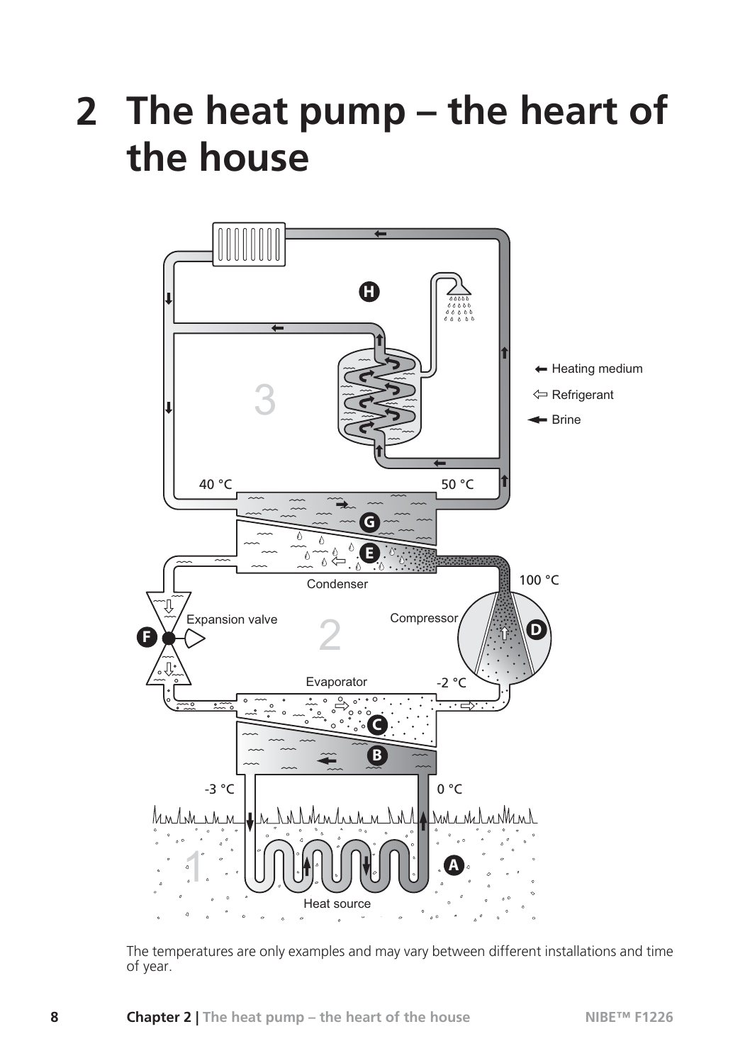# 2 The heat pump – the heart of the house

The temperatures are only examples and may vary between different installations and time of year.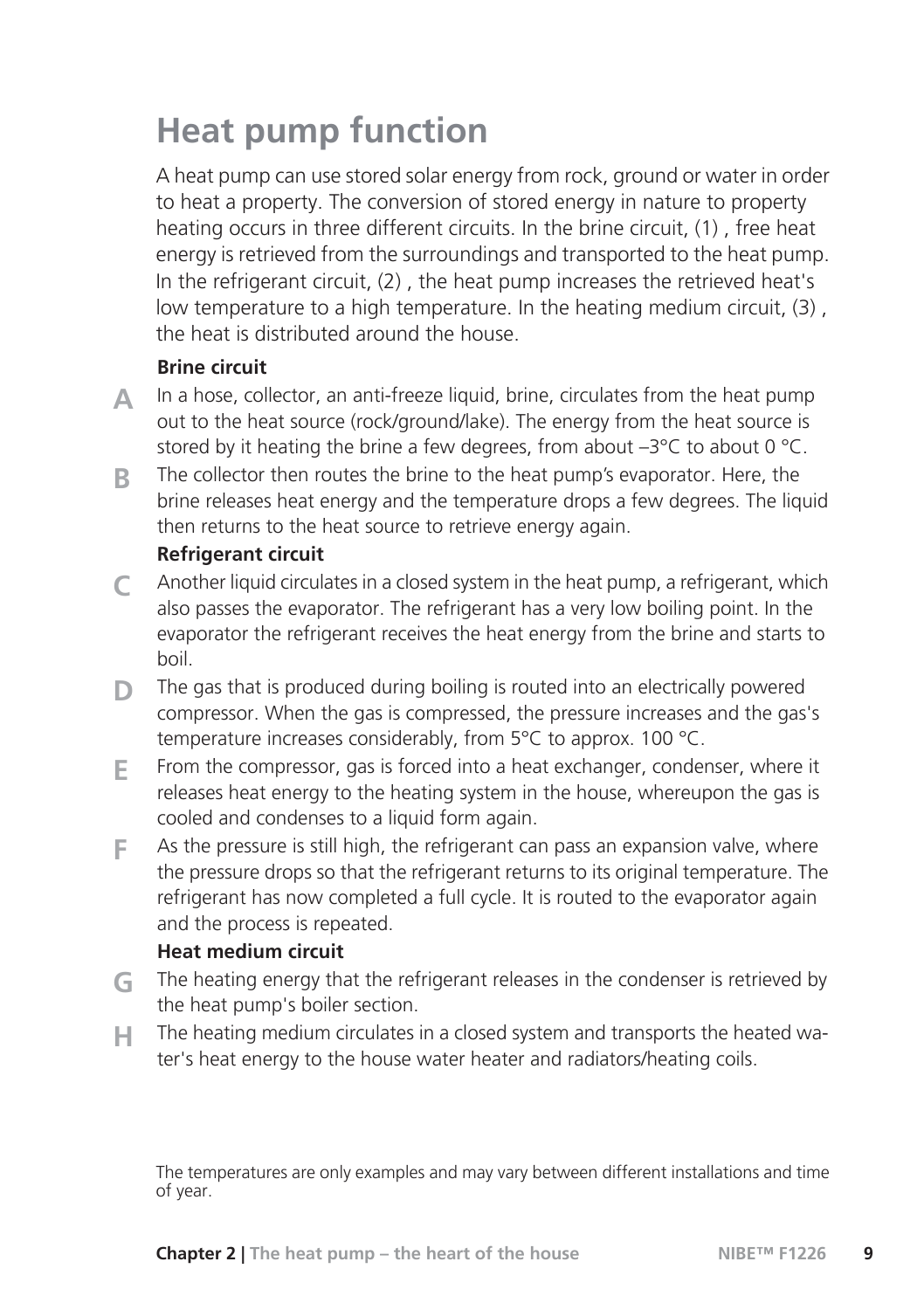# Heat pump function

A heat pump can use stored solar energy from rock, ground or water in order to heat a property. The conversion of stored energy in nature to property heating occurs in three different circuits. In the brine circuit, (1) , free heat energy is retrieved from the surroundings and transported to the heat pump. In the refrigerant circuit, (2) , the heat pump increases the retrieved heat's low temperature to a high temperature. In the heating medium circuit, (3) , the heat is distributed around the house.

**Brine circuit**

**A** In a hose, collector, an anti-freeze liquid, brine, circulates from the heat pump out to the heat source (rock/ground/lake). The energy from the heat source is stored by it heating the brine a few degrees, from about –3°C to about 0 °C.

**B** The collector then routes the brine to the heat pump's evaporator. Here, the brine releases heat energy and the temperature drops a few degrees. The liquid then returns to the heat source to retrieve energy again.

**Refrigerant circuit**

**C** Another liquid circulates in a closed system in the heat pump, a refrigerant, which also passes the evaporator. The refrigerant has a very low boiling point. In the evaporator the refrigerant receives the heat energy from the brine and starts to boil.

**D** The gas that is produced during boiling is routed into an electrically powered compressor. When the gas is compressed, the pressure increases and the gas's temperature increases considerably, from 5°C to approx. 100 °C.

**E** From the compressor, gas is forced into a heat exchanger, condenser, where it releases heat energy to the heating system in the house, whereupon the gas is cooled and condenses to a liquid form again.

**F** As the pressure is still high, the refrigerant can pass an expansion valve, where the pressure drops so that the refrigerant returns to its original temperature. The refrigerant has now completed a full cycle. It is routed to the evaporator again and the process is repeated.

**Heat medium circuit**

**G** The heating energy that the refrigerant releases in the condenser is retrieved by the heat pump's boiler section.

**H** The heating medium circulates in a closed system and transports the heated water's heat energy to the house water heater and radiators/heating coils.

The temperatures are only examples and may vary between different installations and time of year.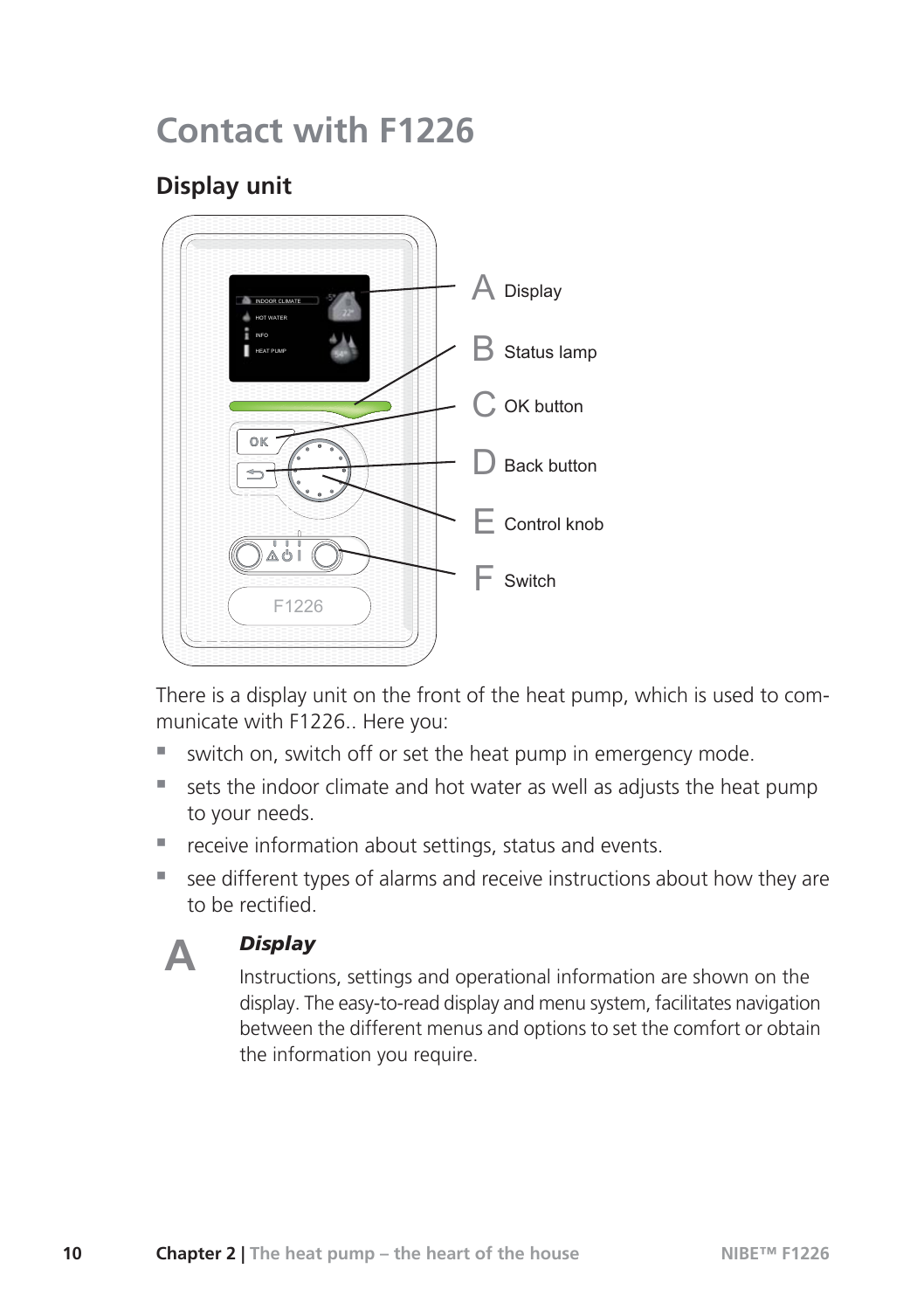# Contact with F1226

## Display unit

A Display

B Status lamp

C OK button

D Back button

E Control knob

F Switch

There is a display unit on the front of the heat pump, which is used to communicate with F1226.. Here you:

- switch on, switch off or set the heat pump in emergency mode.
- sets the indoor climate and hot water as well as adjusts the heat pump to your needs.
- receive information about settings, status and events.
- see different types of alarms and receive instructions about how they are to be rectified.

**A** ***Display***

Instructions, settings and operational information are shown on the display. The easy-to-read display and menu system, facilitates navigation between the different menus and options to set the comfort or obtain the information you require.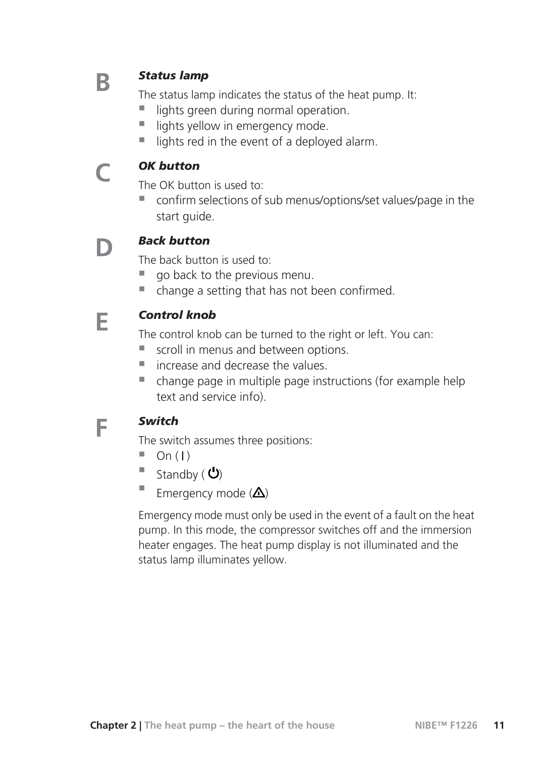**B**

### *Status lamp*

The status lamp indicates the status of the heat pump. It:

- lights green during normal operation.
- lights yellow in emergency mode.
- lights red in the event of a deployed alarm.

**C**

### *OK button*

The OK button is used to:

- confirm selections of sub menus/options/set values/page in the start guide.

**D**

### *Back button*

The back button is used to:

- go back to the previous menu.
- change a setting that has not been confirmed.

**E**

### *Control knob*

The control knob can be turned to the right or left. You can:

- scroll in menus and between options.
- increase and decrease the values.
- change page in multiple page instructions (for example help text and service info).

**F**

### *Switch*

The switch assumes three positions:

- On ( I )
- Standby ( ⏻)
- Emergency mode (⚠)

Emergency mode must only be used in the event of a fault on the heat pump. In this mode, the compressor switches off and the immersion heater engages. The heat pump display is not illuminated and the status lamp illuminates yellow.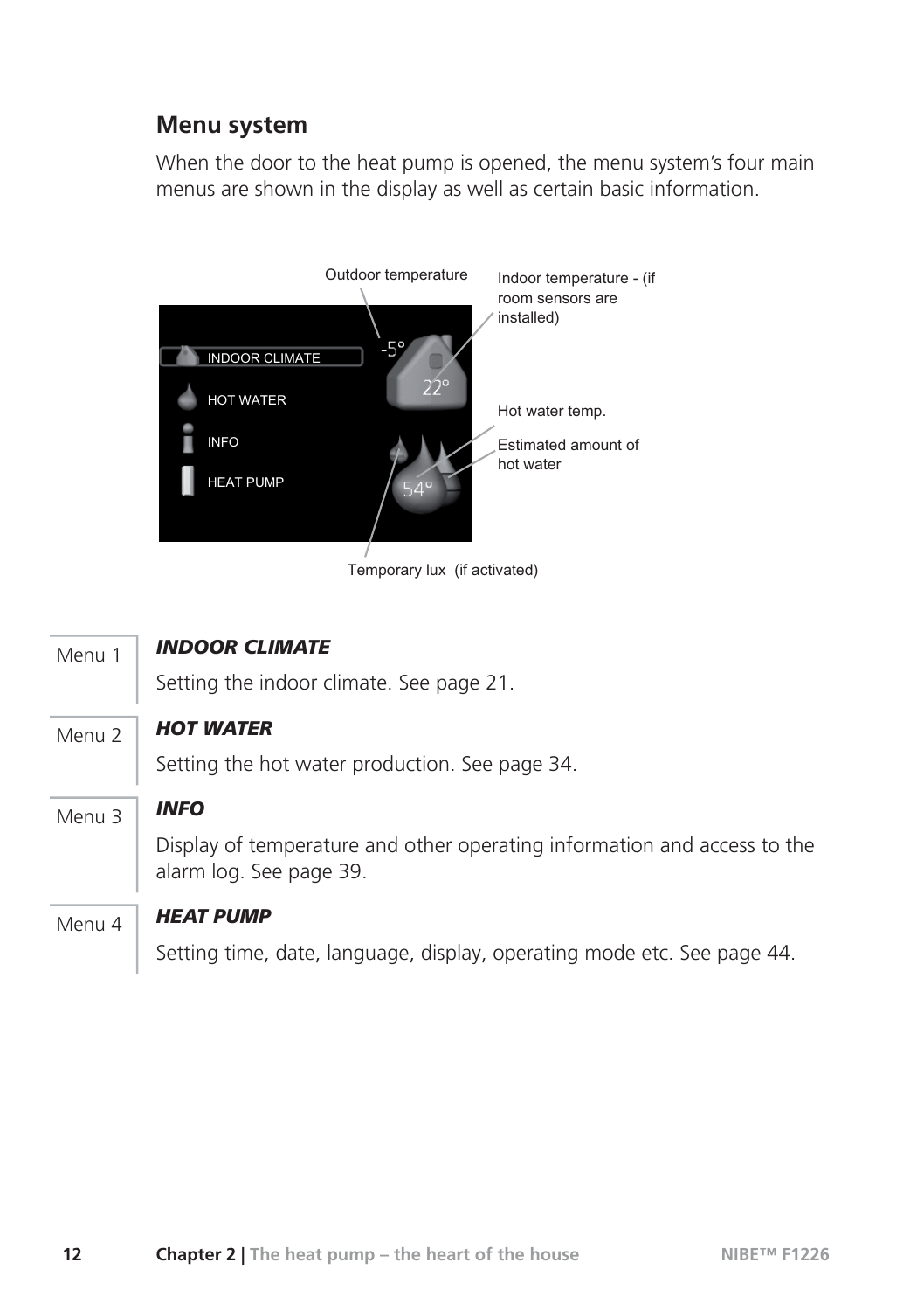## Menu system

When the door to the heat pump is opened, the menu system's four main menus are shown in the display as well as certain basic information.

Outdoor temperature

Indoor temperature - (if room sensors are installed)

INDOOR CLIMATE

HOT WATER

INFO

HEAT PUMP

-5°

22°

54°

Hot water temp.

Estimated amount of hot water

Temporary lux (if activated)

Menu 1

***INDOOR CLIMATE***

Setting the indoor climate. See page 21.

Menu 2

***HOT WATER***

Setting the hot water production. See page 34.

Menu 3

***INFO***

Display of temperature and other operating information and access to the alarm log. See page 39.

Menu 4

***HEAT PUMP***

Setting time, date, language, display, operating mode etc. See page 44.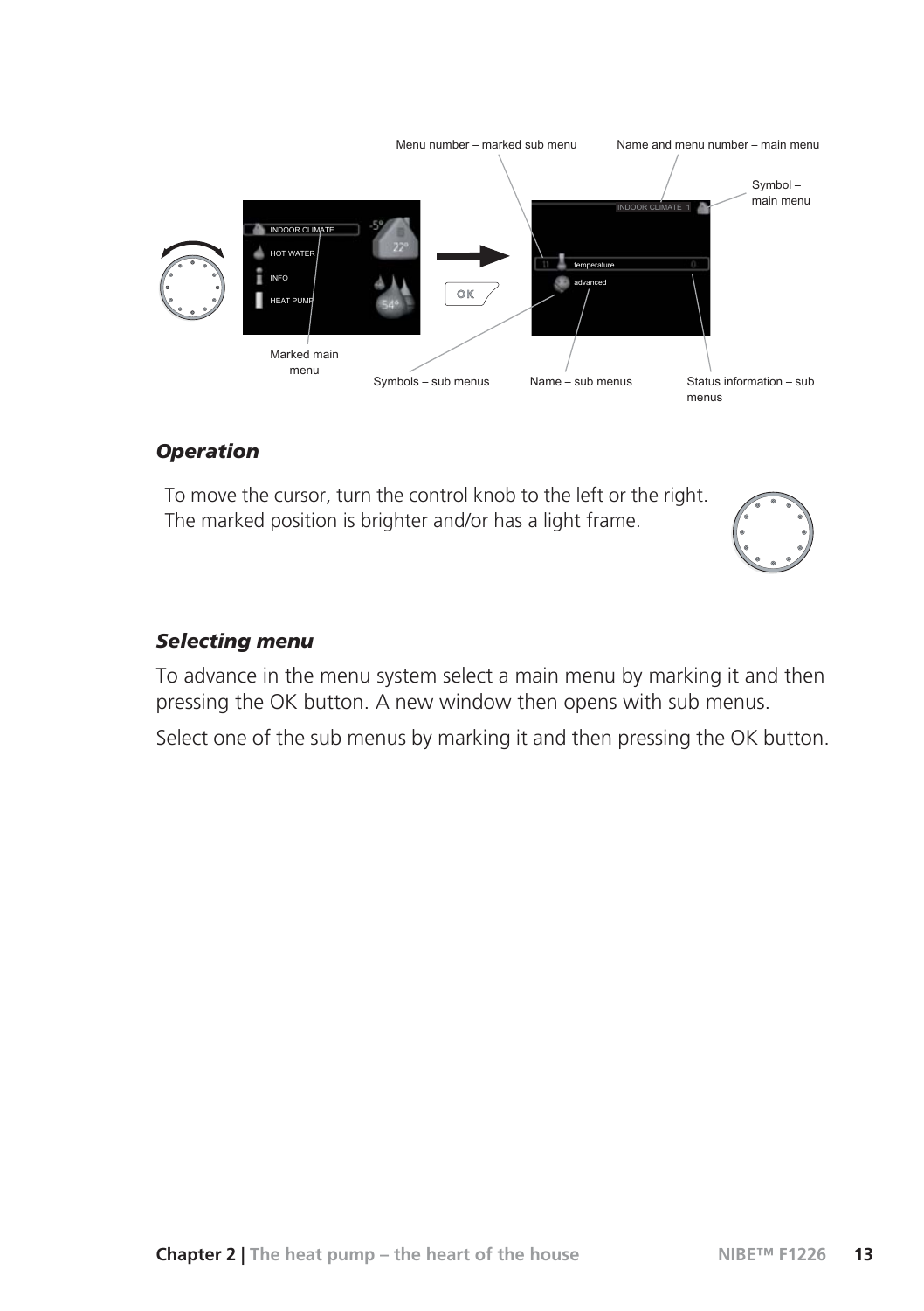### *Operation*

To move the cursor, turn the control knob to the left or the right. The marked position is brighter and/or has a light frame.

### *Selecting menu*

To advance in the menu system select a main menu by marking it and then pressing the OK button. A new window then opens with sub menus.

Select one of the sub menus by marking it and then pressing the OK button.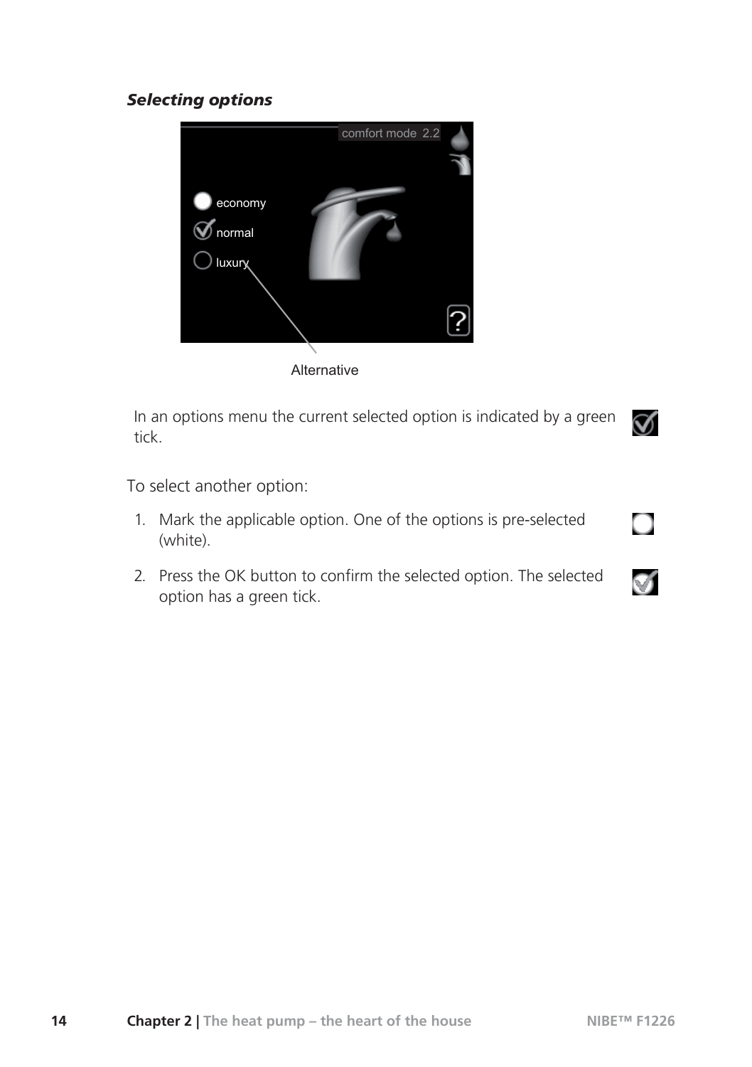### *Selecting options*

comfort mode 2.2

economy

normal

luxury

Alternative

In an options menu the current selected option is indicated by a green tick.

To select another option:

1. Mark the applicable option. One of the options is pre-selected (white).
2. Press the OK button to confirm the selected option. The selected option has a green tick.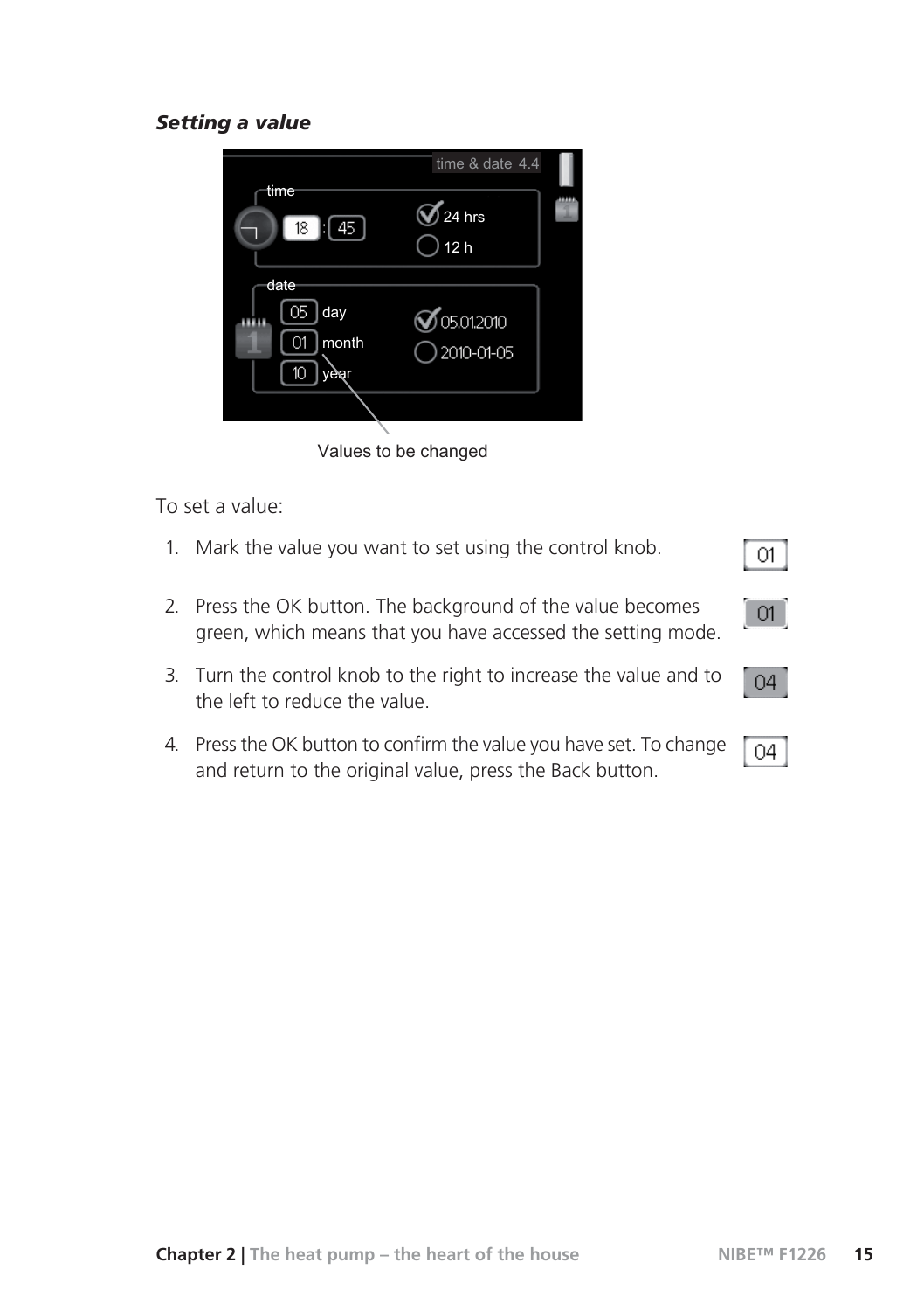### *Setting a value*

Values to be changed

To set a value:

1. Mark the value you want to set using the control knob.
2. Press the OK button. The background of the value becomes green, which means that you have accessed the setting mode.
3. Turn the control knob to the right to increase the value and to the left to reduce the value.
4. Press the OK button to confirm the value you have set. To change and return to the original value, press the Back button.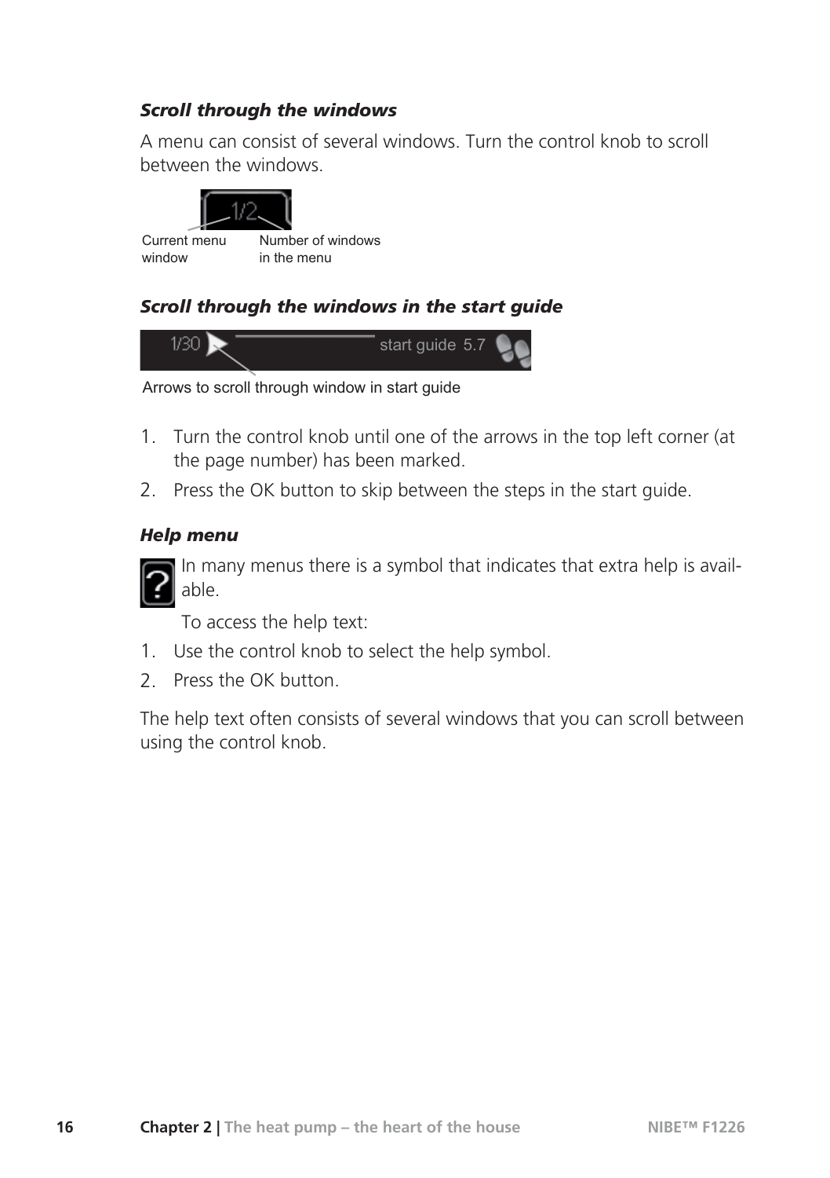### *Scroll through the windows*

A menu can consist of several windows. Turn the control knob to scroll between the windows.

Current menu window    Number of windows in the menu

### *Scroll through the windows in the start guide*

Arrows to scroll through window in start guide

1. Turn the control knob until one of the arrows in the top left corner (at the page number) has been marked.
2. Press the OK button to skip between the steps in the start guide.

### *Help menu*

In many menus there is a symbol that indicates that extra help is available.

To access the help text:

1. Use the control knob to select the help symbol.
2. Press the OK button.

The help text often consists of several windows that you can scroll between using the control knob.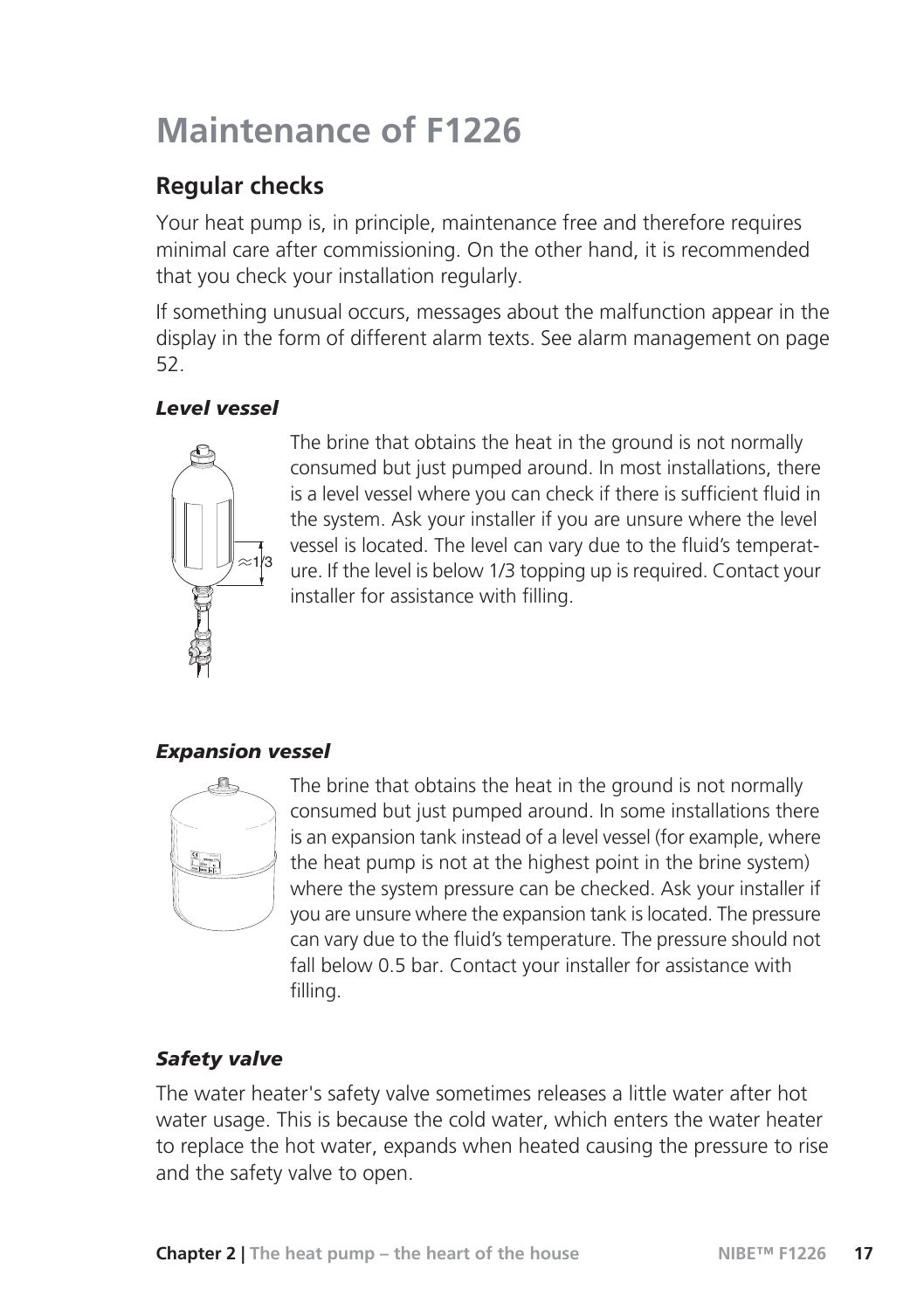# Maintenance of F1226

## Regular checks

Your heat pump is, in principle, maintenance free and therefore requires minimal care after commissioning. On the other hand, it is recommended that you check your installation regularly.

If something unusual occurs, messages about the malfunction appear in the display in the form of different alarm texts. See alarm management on page 52.

### *Level vessel*

The brine that obtains the heat in the ground is not normally consumed but just pumped around. In most installations, there is a level vessel where you can check if there is sufficient fluid in the system. Ask your installer if you are unsure where the level vessel is located. The level can vary due to the fluid's temperature. If the level is below 1/3 topping up is required. Contact your installer for assistance with filling.

### *Expansion vessel*

The brine that obtains the heat in the ground is not normally consumed but just pumped around. In some installations there is an expansion tank instead of a level vessel (for example, where the heat pump is not at the highest point in the brine system) where the system pressure can be checked. Ask your installer if you are unsure where the expansion tank is located. The pressure can vary due to the fluid's temperature. The pressure should not fall below 0.5 bar. Contact your installer for assistance with filling.

### *Safety valve*

The water heater's safety valve sometimes releases a little water after hot water usage. This is because the cold water, which enters the water heater to replace the hot water, expands when heated causing the pressure to rise and the safety valve to open.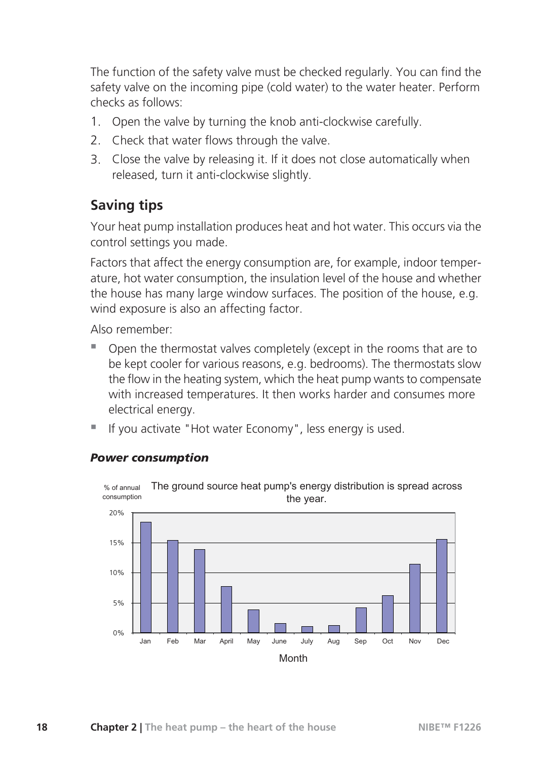The function of the safety valve must be checked regularly. You can find the safety valve on the incoming pipe (cold water) to the water heater. Perform checks as follows:

1. Open the valve by turning the knob anti-clockwise carefully.
2. Check that water flows through the valve.
3. Close the valve by releasing it. If it does not close automatically when released, turn it anti-clockwise slightly.

## Saving tips

Your heat pump installation produces heat and hot water. This occurs via the control settings you made.

Factors that affect the energy consumption are, for example, indoor temperature, hot water consumption, the insulation level of the house and whether the house has many large window surfaces. The position of the house, e.g. wind exposure is also an affecting factor.

Also remember:

- Open the thermostat valves completely (except in the rooms that are to be kept cooler for various reasons, e.g. bedrooms). The thermostats slow the flow in the heating system, which the heat pump wants to compensate with increased temperatures. It then works harder and consumes more electrical energy.
- If you activate "Hot water Economy", less energy is used.

### *Power consumption*

The ground source heat pump's energy distribution is spread across the year.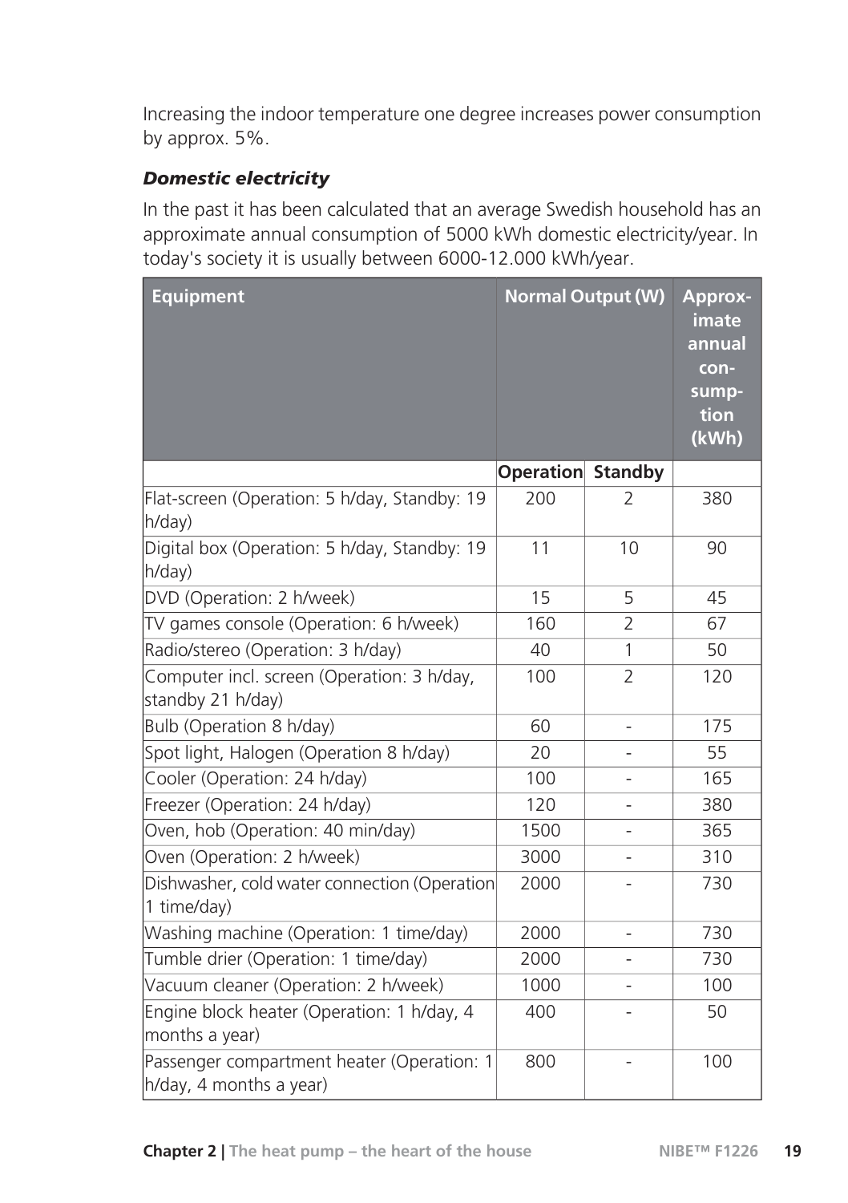Increasing the indoor temperature one degree increases power consumption by approx. 5%.

### *Domestic electricity*

In the past it has been calculated that an average Swedish household has an approximate annual consumption of 5000 kWh domestic electricity/year. In today's society it is usually between 6000-12.000 kWh/year.

| Equipment | Normal Output (W) | | Approximate annual consumption (kWh) |
|---|---|---|---|
| | **Operation** | **Standby** | |
| Flat-screen (Operation: 5 h/day, Standby: 19 h/day) | 200 | 2 | 380 |
| Digital box (Operation: 5 h/day, Standby: 19 h/day) | 11 | 10 | 90 |
| DVD (Operation: 2 h/week) | 15 | 5 | 45 |
| TV games console (Operation: 6 h/week) | 160 | 2 | 67 |
| Radio/stereo (Operation: 3 h/day) | 40 | 1 | 50 |
| Computer incl. screen (Operation: 3 h/day, standby 21 h/day) | 100 | 2 | 120 |
| Bulb (Operation 8 h/day) | 60 | - | 175 |
| Spot light, Halogen (Operation 8 h/day) | 20 | - | 55 |
| Cooler (Operation: 24 h/day) | 100 | - | 165 |
| Freezer (Operation: 24 h/day) | 120 | - | 380 |
| Oven, hob (Operation: 40 min/day) | 1500 | - | 365 |
| Oven (Operation: 2 h/week) | 3000 | - | 310 |
| Dishwasher, cold water connection (Operation 1 time/day) | 2000 | - | 730 |
| Washing machine (Operation: 1 time/day) | 2000 | - | 730 |
| Tumble drier (Operation: 1 time/day) | 2000 | - | 730 |
| Vacuum cleaner (Operation: 2 h/week) | 1000 | - | 100 |
| Engine block heater (Operation: 1 h/day, 4 months a year) | 400 | - | 50 |
| Passenger compartment heater (Operation: 1 h/day, 4 months a year) | 800 | - | 100 |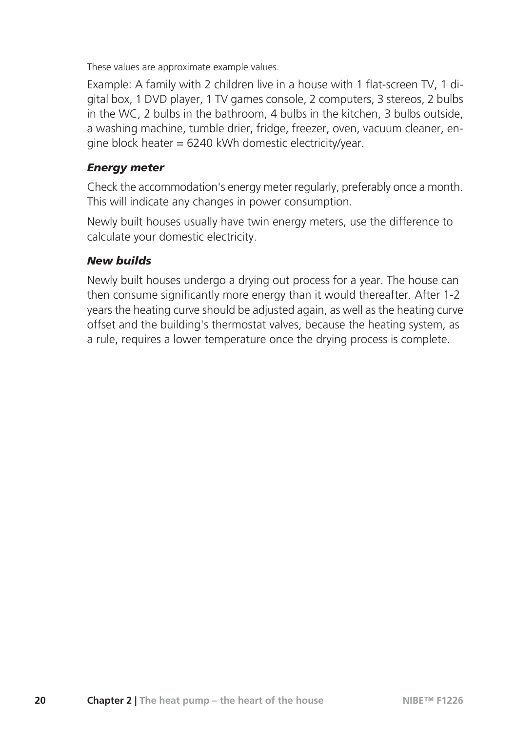These values are approximate example values.

Example: A family with 2 children live in a house with 1 flat-screen TV, 1 digital box, 1 DVD player, 1 TV games console, 2 computers, 3 stereos, 2 bulbs in the WC, 2 bulbs in the bathroom, 4 bulbs in the kitchen, 3 bulbs outside, a washing machine, tumble drier, fridge, freezer, oven, vacuum cleaner, engine block heater = 6240 kWh domestic electricity/year.

### *Energy meter*

Check the accommodation's energy meter regularly, preferably once a month. This will indicate any changes in power consumption.

Newly built houses usually have twin energy meters, use the difference to calculate your domestic electricity.

### *New builds*

Newly built houses undergo a drying out process for a year. The house can then consume significantly more energy than it would thereafter. After 1-2 years the heating curve should be adjusted again, as well as the heating curve offset and the building's thermostat valves, because the heating system, as a rule, requires a lower temperature once the drying process is complete.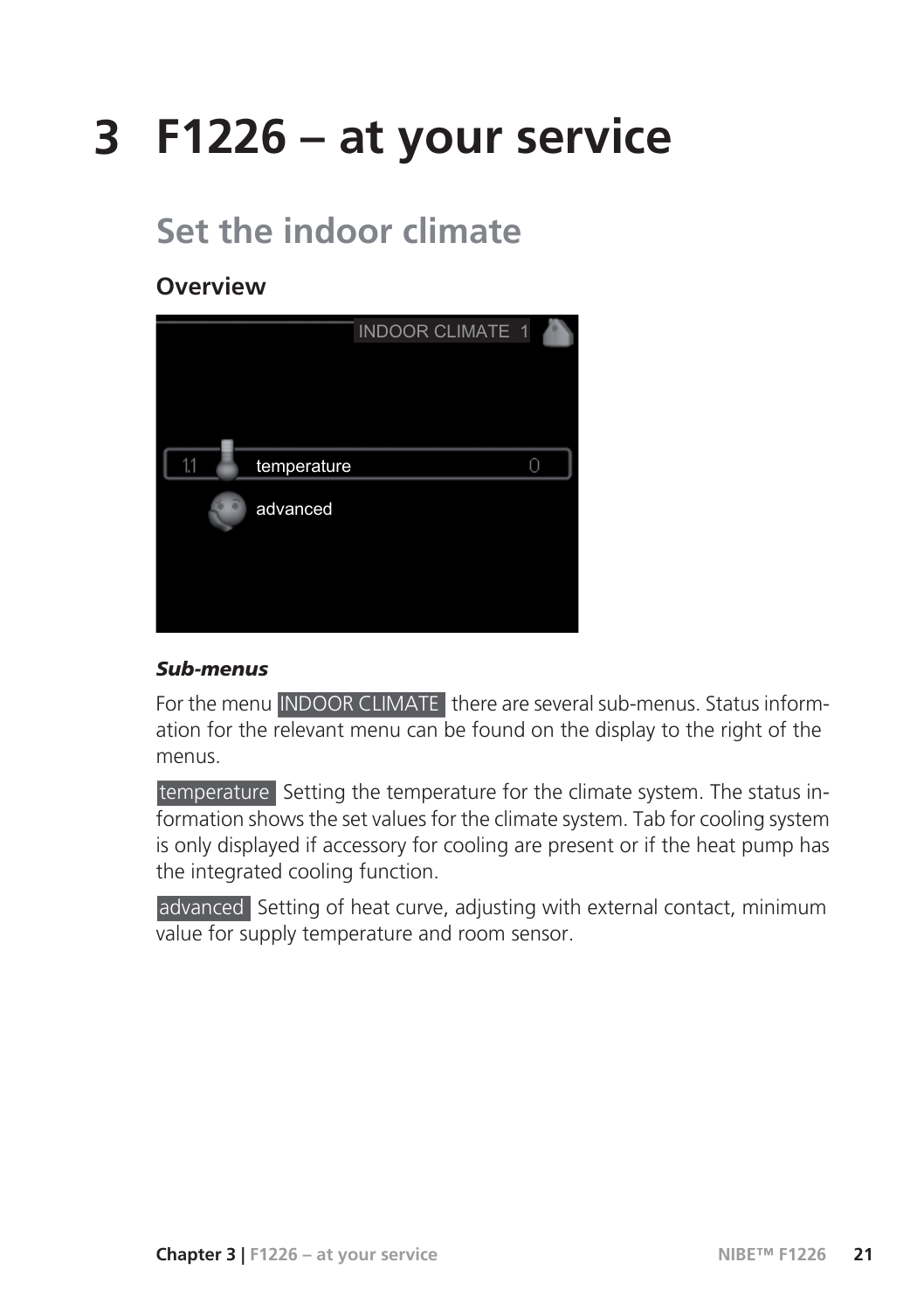# 3 F1226 – at your service

## Set the indoor climate

### Overview

***Sub-menus***

For the menu INDOOR CLIMATE there are several sub-menus. Status information for the relevant menu can be found on the display to the right of the menus.

temperature Setting the temperature for the climate system. The status information shows the set values for the climate system. Tab for cooling system is only displayed if accessory for cooling are present or if the heat pump has the integrated cooling function.

advanced Setting of heat curve, adjusting with external contact, minimum value for supply temperature and room sensor.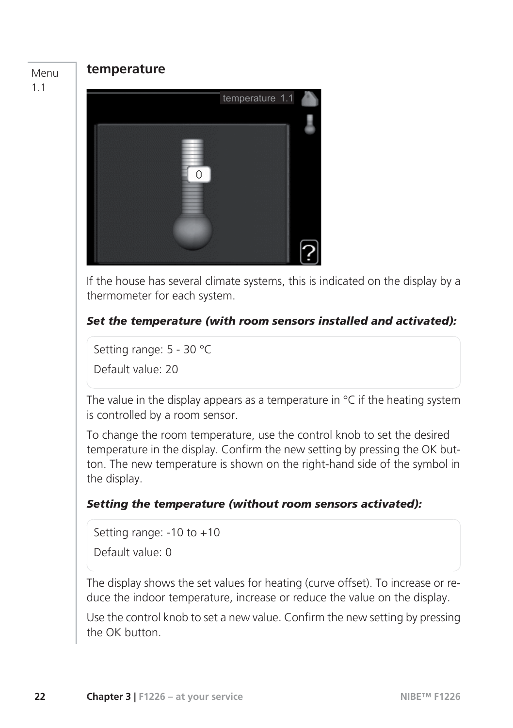Menu 1.1

## temperature

If the house has several climate systems, this is indicated on the display by a thermometer for each system.

***Set the temperature (with room sensors installed and activated):***

Setting range: 5 - 30 °C

Default value: 20

The value in the display appears as a temperature in °C if the heating system is controlled by a room sensor.

To change the room temperature, use the control knob to set the desired temperature in the display. Confirm the new setting by pressing the OK button. The new temperature is shown on the right-hand side of the symbol in the display.

***Setting the temperature (without room sensors activated):***

Setting range: -10 to +10

Default value: 0

The display shows the set values for heating (curve offset). To increase or reduce the indoor temperature, increase or reduce the value on the display.

Use the control knob to set a new value. Confirm the new setting by pressing the OK button.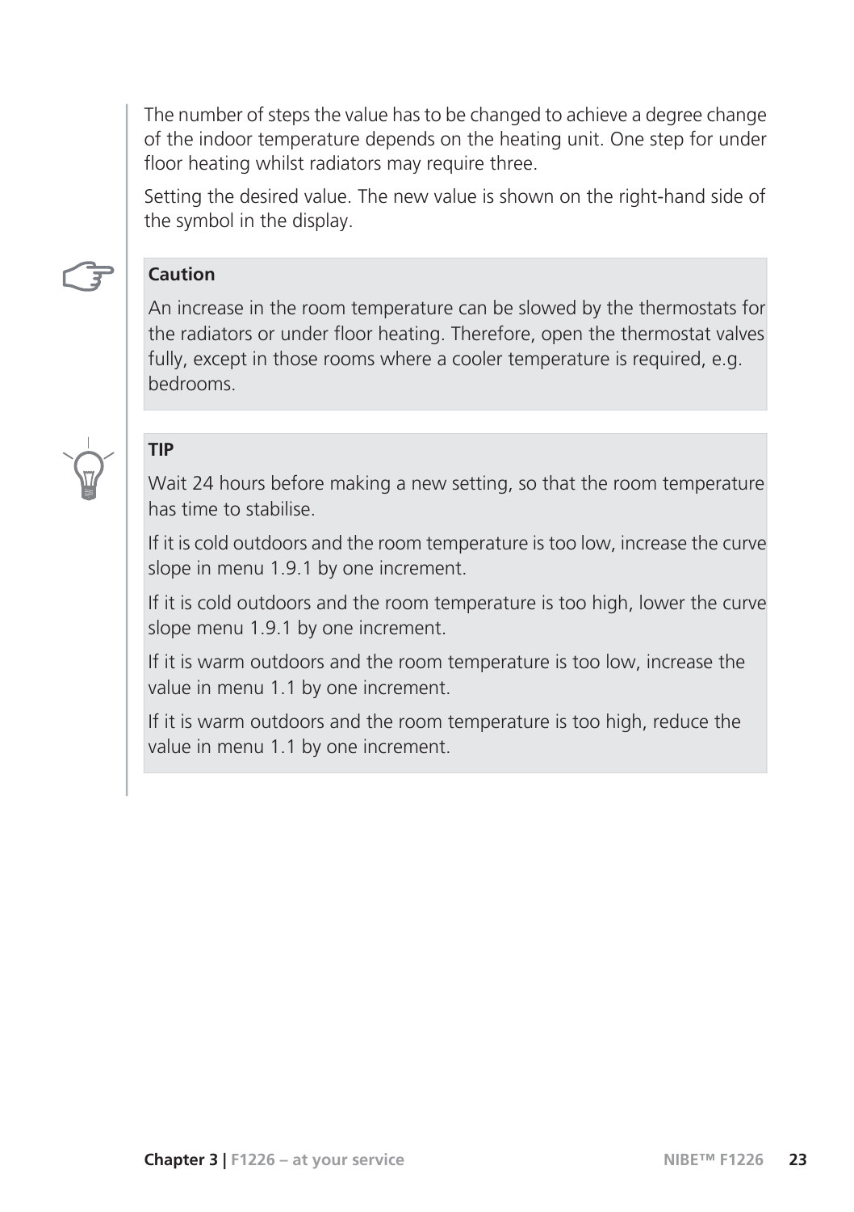The number of steps the value has to be changed to achieve a degree change of the indoor temperature depends on the heating unit. One step for under floor heating whilst radiators may require three.

Setting the desired value. The new value is shown on the right-hand side of the symbol in the display.

**Caution**

An increase in the room temperature can be slowed by the thermostats for the radiators or under floor heating. Therefore, open the thermostat valves fully, except in those rooms where a cooler temperature is required, e.g. bedrooms.

**TIP**

Wait 24 hours before making a new setting, so that the room temperature has time to stabilise.

If it is cold outdoors and the room temperature is too low, increase the curve slope in menu 1.9.1 by one increment.

If it is cold outdoors and the room temperature is too high, lower the curve slope menu 1.9.1 by one increment.

If it is warm outdoors and the room temperature is too low, increase the value in menu 1.1 by one increment.

If it is warm outdoors and the room temperature is too high, reduce the value in menu 1.1 by one increment.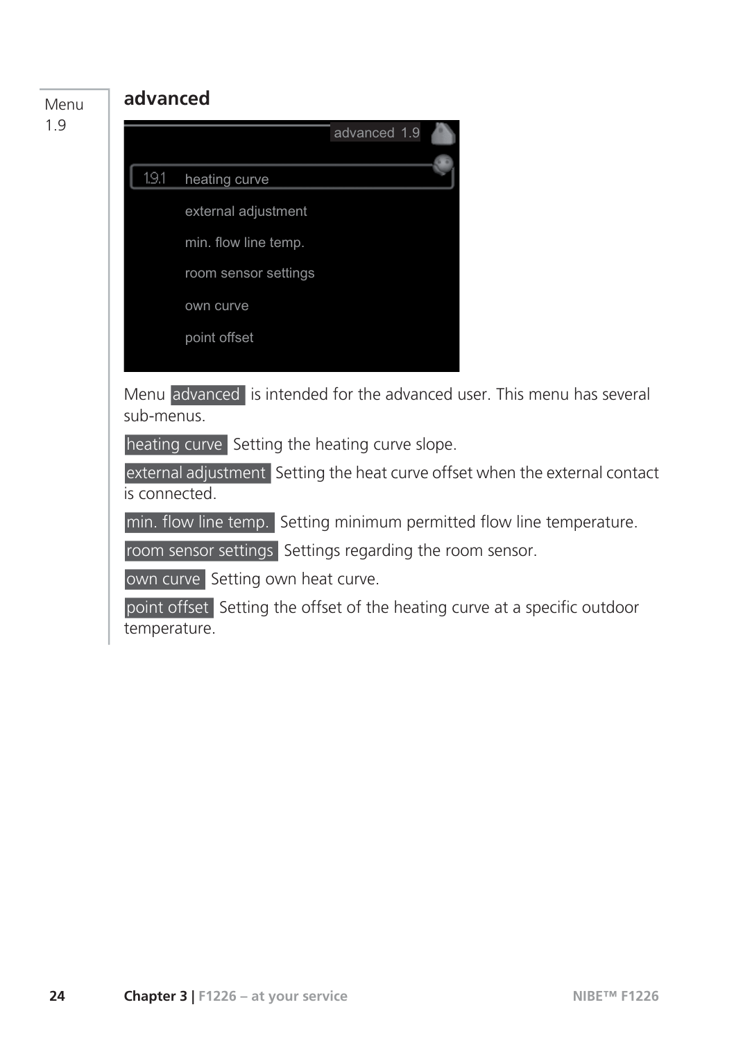Menu 1.9

## advanced

Menu advanced is intended for the advanced user. This menu has several sub-menus.

heating curve Setting the heating curve slope.

external adjustment Setting the heat curve offset when the external contact is connected.

min. flow line temp. Setting minimum permitted flow line temperature.

room sensor settings Settings regarding the room sensor.

own curve Setting own heat curve.

point offset Setting the offset of the heating curve at a specific outdoor temperature.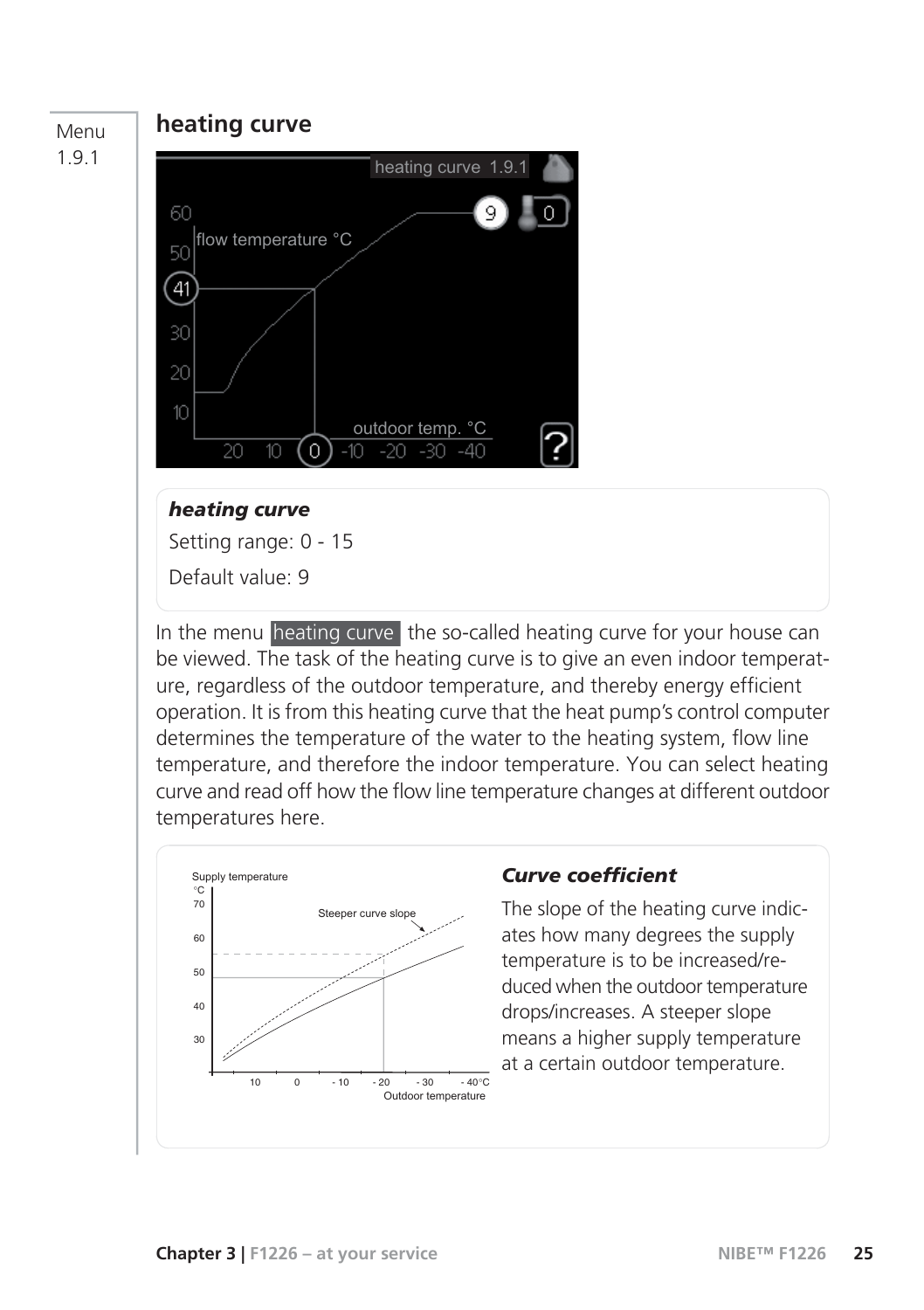Menu 1.9.1

## heating curve

### *heating curve*

Setting range: 0 - 15

Default value: 9

In the menu heating curve the so-called heating curve for your house can be viewed. The task of the heating curve is to give an even indoor temperature, regardless of the outdoor temperature, and thereby energy efficient operation. It is from this heating curve that the heat pump's control computer determines the temperature of the water to the heating system, flow line temperature, and therefore the indoor temperature. You can select heating curve and read off how the flow line temperature changes at different outdoor temperatures here.

### *Curve coefficient*

The slope of the heating curve indicates how many degrees the supply temperature is to be increased/reduced when the outdoor temperature drops/increases. A steeper slope means a higher supply temperature at a certain outdoor temperature.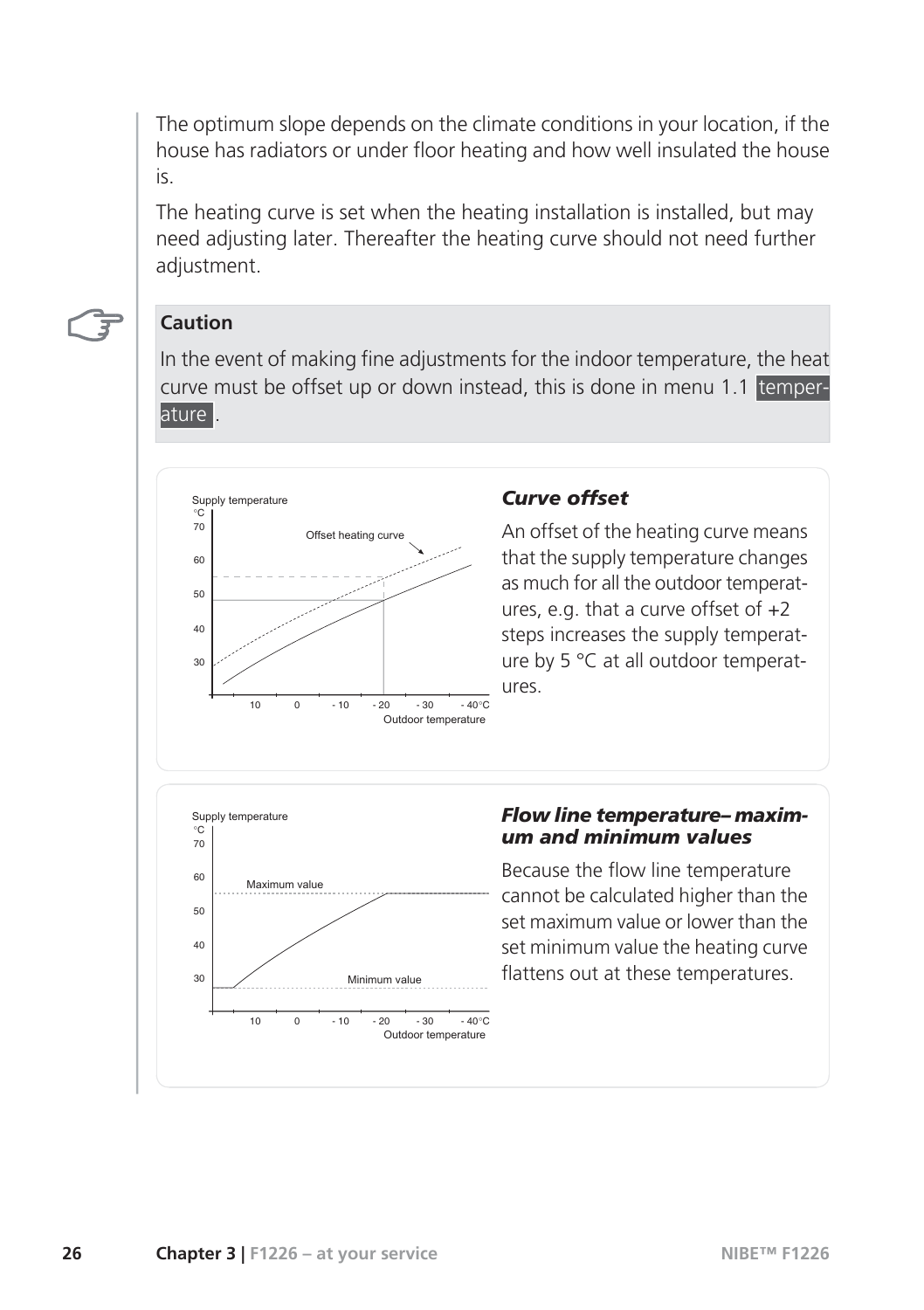The optimum slope depends on the climate conditions in your location, if the house has radiators or under floor heating and how well insulated the house is.

The heating curve is set when the heating installation is installed, but may need adjusting later. Thereafter the heating curve should not need further adjustment.

> **Caution**
>
> In the event of making fine adjustments for the indoor temperature, the heat curve must be offset up or down instead, this is done in menu 1.1 temperature .

### *Curve offset*

An offset of the heating curve means that the supply temperature changes as much for all the outdoor temperatures, e.g. that a curve offset of +2 steps increases the supply temperature by 5 °C at all outdoor temperatures.

### *Flow line temperature– maximum and minimum values*

Because the flow line temperature cannot be calculated higher than the set maximum value or lower than the set minimum value the heating curve flattens out at these temperatures.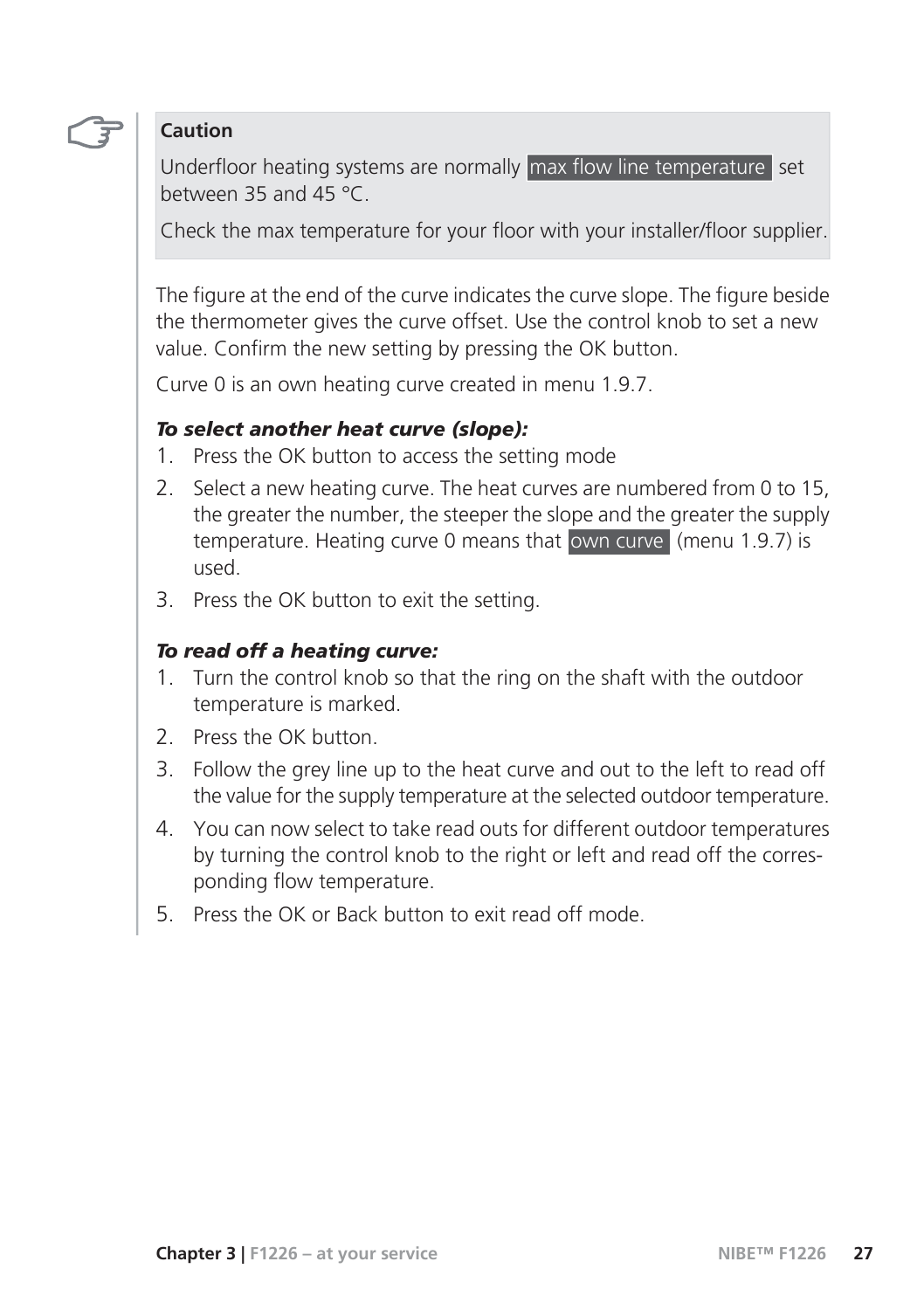**Caution**

Underfloor heating systems are normally max flow line temperature set between 35 and 45 °C.

Check the max temperature for your floor with your installer/floor supplier.

The figure at the end of the curve indicates the curve slope. The figure beside the thermometer gives the curve offset. Use the control knob to set a new value. Confirm the new setting by pressing the OK button.

Curve 0 is an own heating curve created in menu 1.9.7.

***To select another heat curve (slope):***

1. Press the OK button to access the setting mode
2. Select a new heating curve. The heat curves are numbered from 0 to 15, the greater the number, the steeper the slope and the greater the supply temperature. Heating curve 0 means that own curve (menu 1.9.7) is used.
3. Press the OK button to exit the setting.

***To read off a heating curve:***

1. Turn the control knob so that the ring on the shaft with the outdoor temperature is marked.
2. Press the OK button.
3. Follow the grey line up to the heat curve and out to the left to read off the value for the supply temperature at the selected outdoor temperature.
4. You can now select to take read outs for different outdoor temperatures by turning the control knob to the right or left and read off the corresponding flow temperature.
5. Press the OK or Back button to exit read off mode.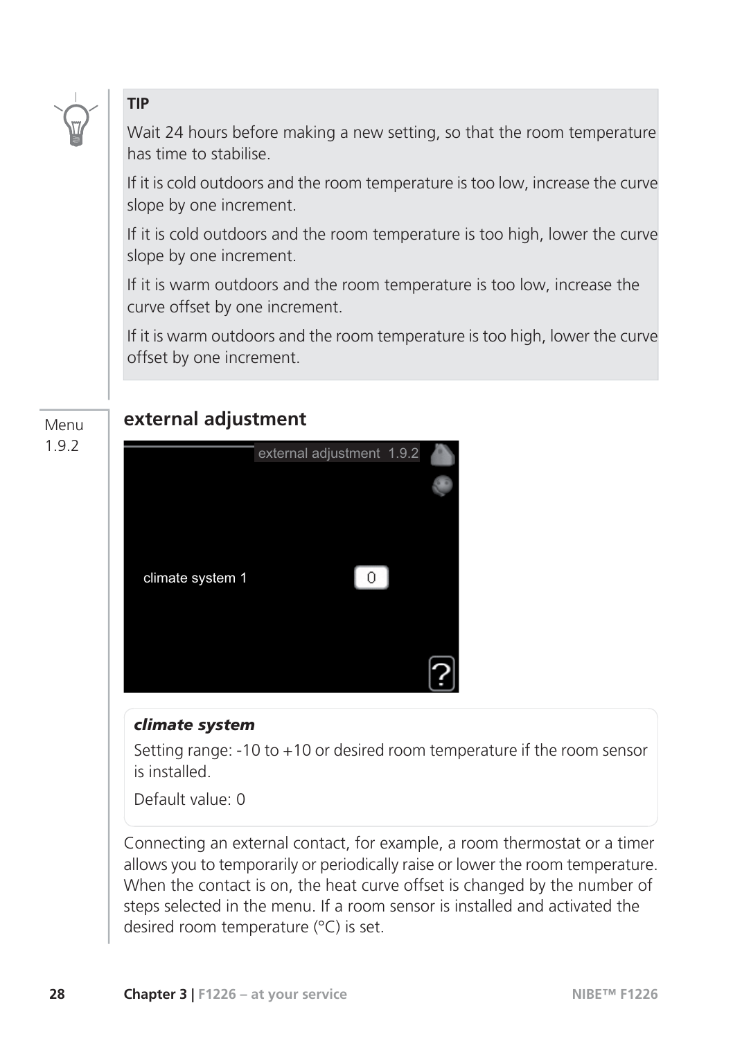**TIP**

Wait 24 hours before making a new setting, so that the room temperature has time to stabilise.

If it is cold outdoors and the room temperature is too low, increase the curve slope by one increment.

If it is cold outdoors and the room temperature is too high, lower the curve slope by one increment.

If it is warm outdoors and the room temperature is too low, increase the curve offset by one increment.

If it is warm outdoors and the room temperature is too high, lower the curve offset by one increment.

Menu 1.9.2

## external adjustment

external adjustment 1.9.2

climate system 1 — 0

***climate system***

Setting range: -10 to +10 or desired room temperature if the room sensor is installed.

Default value: 0

Connecting an external contact, for example, a room thermostat or a timer allows you to temporarily or periodically raise or lower the room temperature. When the contact is on, the heat curve offset is changed by the number of steps selected in the menu. If a room sensor is installed and activated the desired room temperature (°C) is set.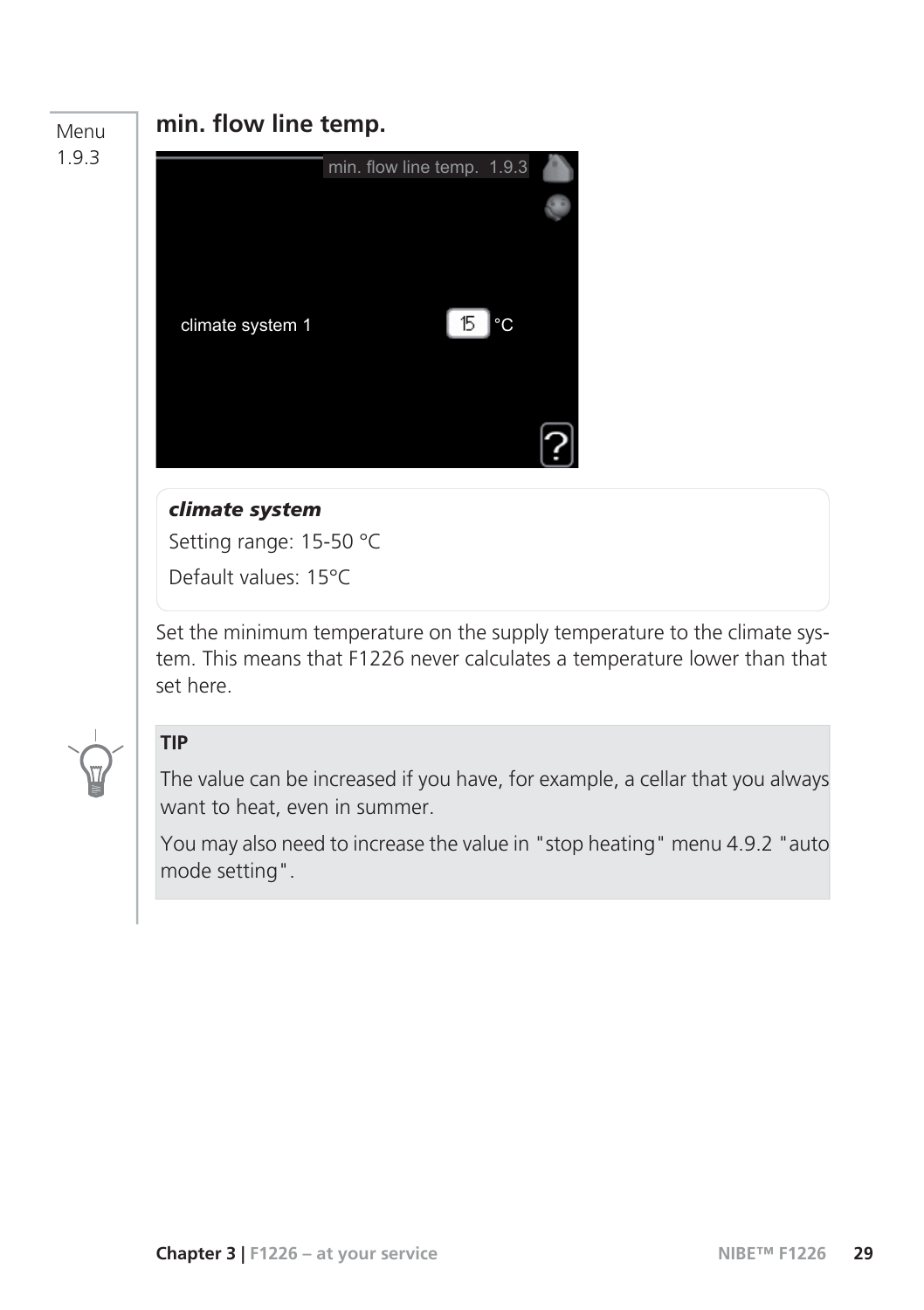Menu 1.9.3

## min. flow line temp.

***climate system***

Setting range: 15-50 °C

Default values: 15°C

Set the minimum temperature on the supply temperature to the climate system. This means that F1226 never calculates a temperature lower than that set here.

**TIP**

The value can be increased if you have, for example, a cellar that you always want to heat, even in summer.

You may also need to increase the value in "stop heating" menu 4.9.2 "auto mode setting".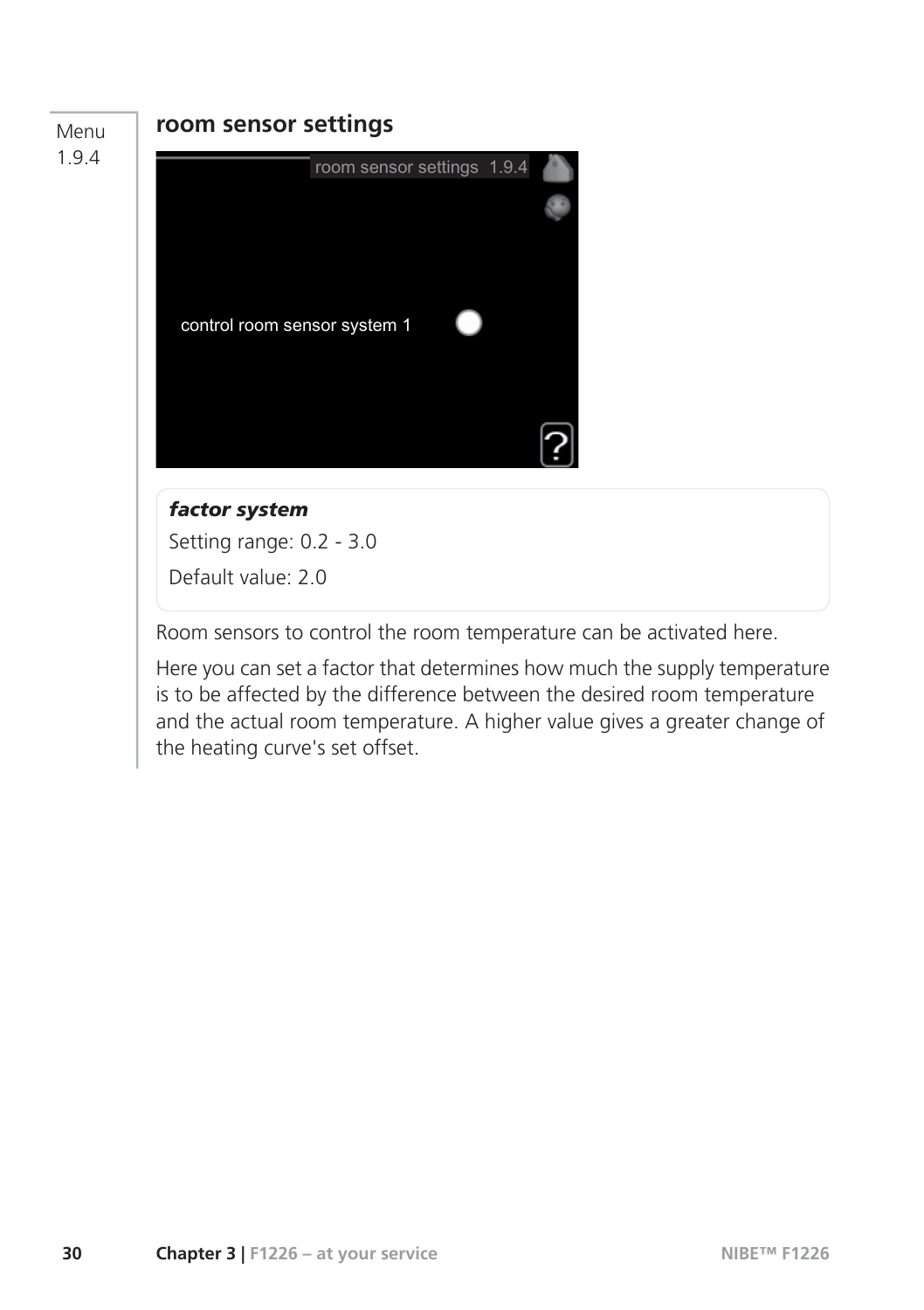Menu 1.9.4

## room sensor settings

***factor system***

Setting range: 0.2 - 3.0

Default value: 2.0

Room sensors to control the room temperature can be activated here.

Here you can set a factor that determines how much the supply temperature is to be affected by the difference between the desired room temperature and the actual room temperature. A higher value gives a greater change of the heating curve's set offset.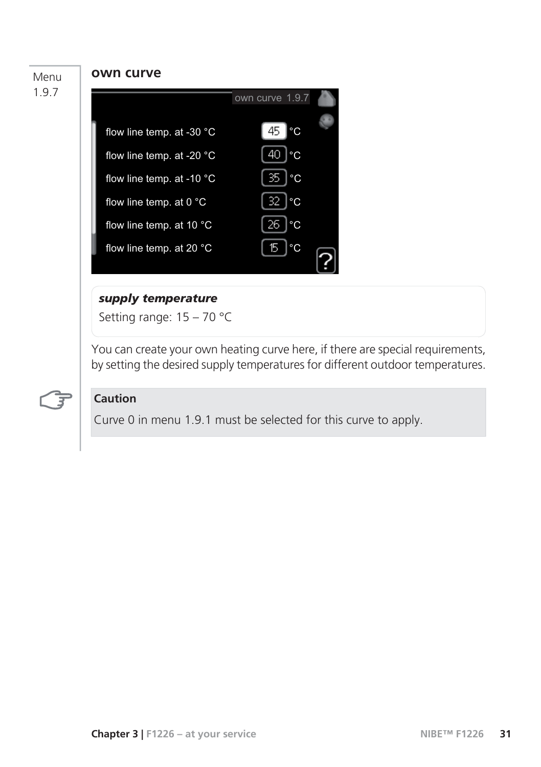Menu 1.9.7

## own curve

own curve 1.9.7

| | |
|---|---|
| flow line temp. at -30 °C | 45 °C |
| flow line temp. at -20 °C | 40 °C |
| flow line temp. at -10 °C | 35 °C |
| flow line temp. at 0 °C | 32 °C |
| flow line temp. at 10 °C | 26 °C |
| flow line temp. at 20 °C | 15 °C |

***supply temperature***

Setting range: 15 – 70 °C

You can create your own heating curve here, if there are special requirements, by setting the desired supply temperatures for different outdoor temperatures.

**Caution**

Curve 0 in menu 1.9.1 must be selected for this curve to apply.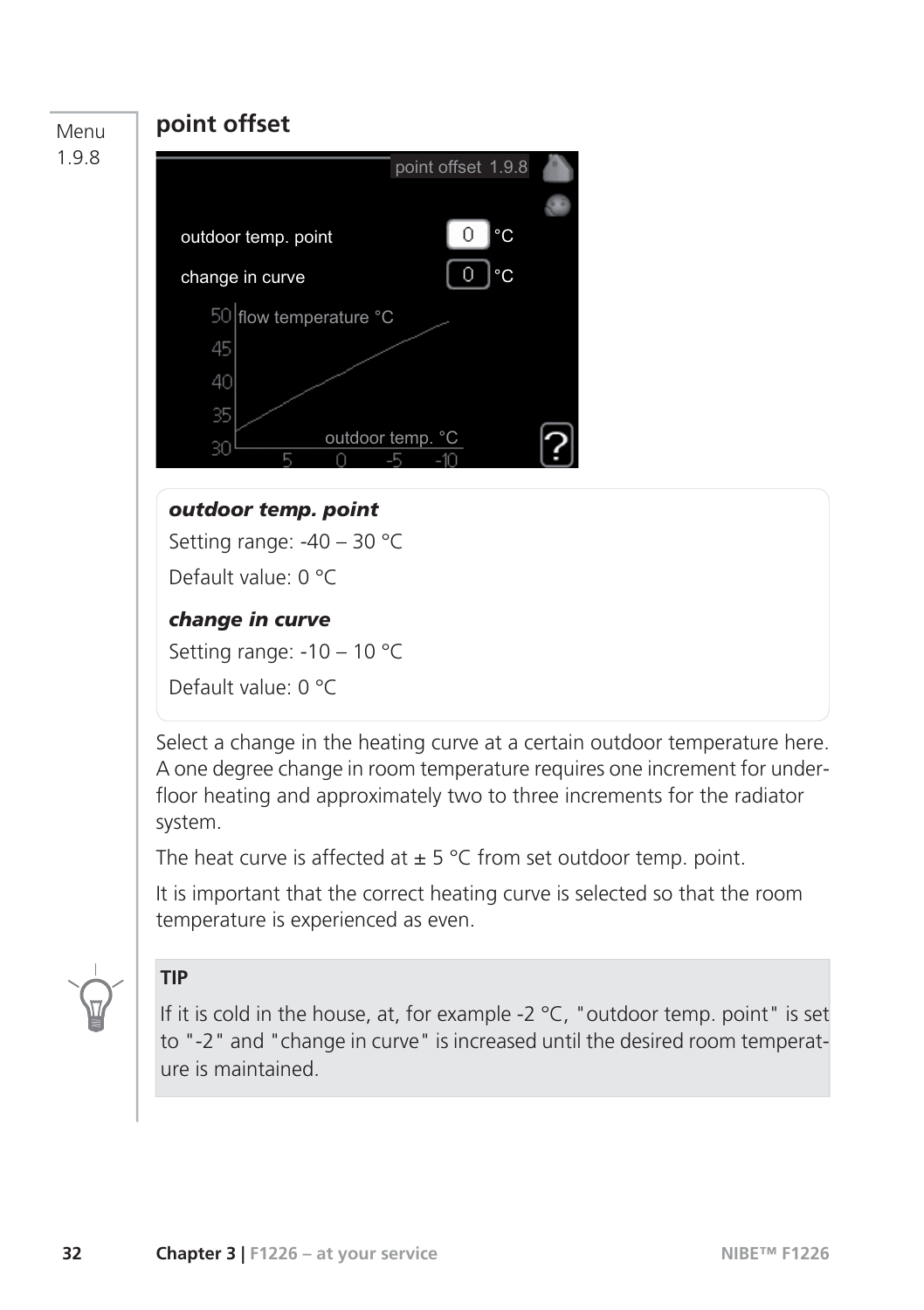Menu 1.9.8

## point offset

### *outdoor temp. point*

Setting range: -40 – 30 °C

Default value: 0 °C

### *change in curve*

Setting range: -10 – 10 °C

Default value: 0 °C

Select a change in the heating curve at a certain outdoor temperature here. A one degree change in room temperature requires one increment for under-floor heating and approximately two to three increments for the radiator system.

The heat curve is affected at ± 5 °C from set outdoor temp. point.

It is important that the correct heating curve is selected so that the room temperature is experienced as even.

**TIP**

If it is cold in the house, at, for example -2 °C, "outdoor temp. point" is set to "-2" and "change in curve" is increased until the desired room temperature is maintained.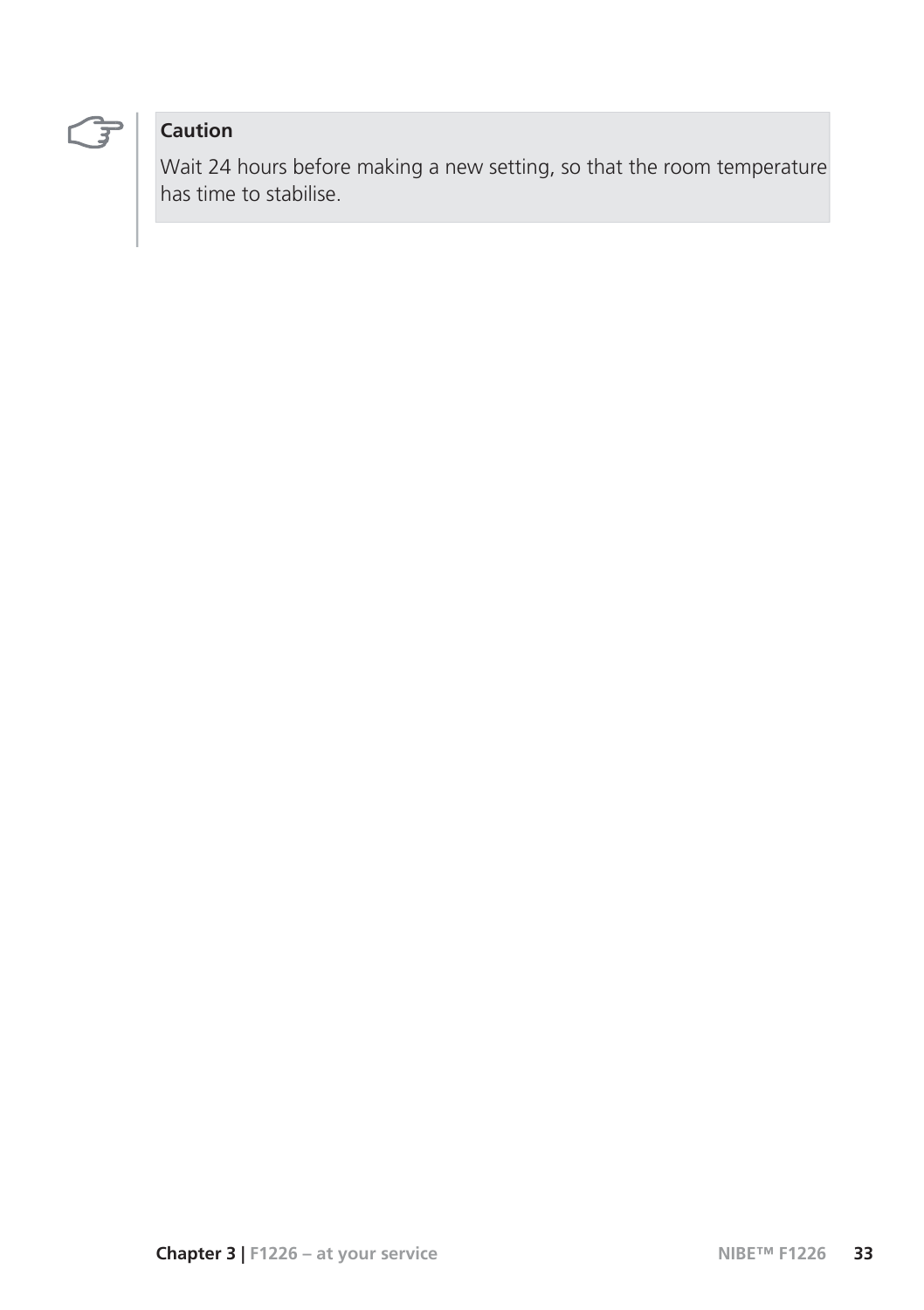**Caution**

Wait 24 hours before making a new setting, so that the room temperature has time to stabilise.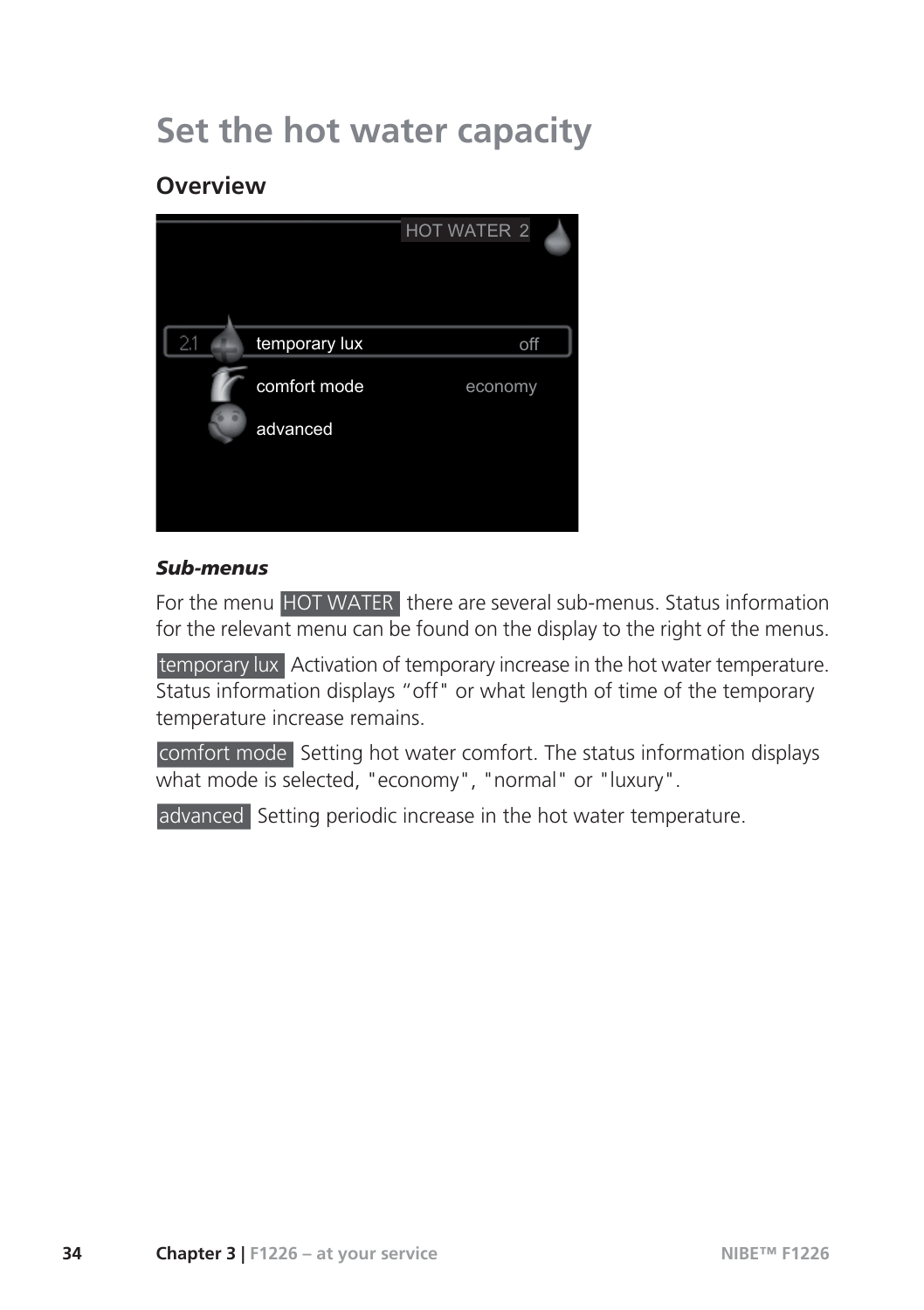# Set the hot water capacity

## Overview

### *Sub-menus*

For the menu HOT WATER there are several sub-menus. Status information for the relevant menu can be found on the display to the right of the menus.

temporary lux Activation of temporary increase in the hot water temperature. Status information displays "off" or what length of time of the temporary temperature increase remains.

comfort mode Setting hot water comfort. The status information displays what mode is selected, "economy", "normal" or "luxury".

advanced Setting periodic increase in the hot water temperature.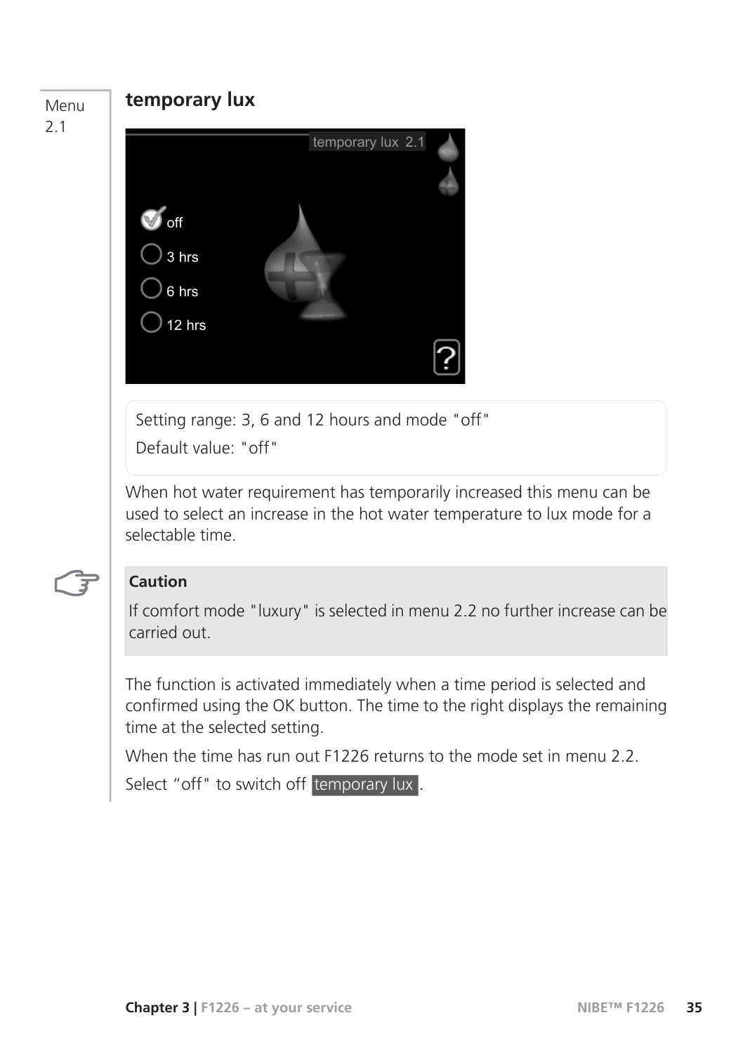Menu 2.1

## temporary lux

Setting range: 3, 6 and 12 hours and mode "off"

Default value: "off"

When hot water requirement has temporarily increased this menu can be used to select an increase in the hot water temperature to lux mode for a selectable time.

**Caution**

If comfort mode "luxury" is selected in menu 2.2 no further increase can be carried out.

The function is activated immediately when a time period is selected and confirmed using the OK button. The time to the right displays the remaining time at the selected setting.

When the time has run out F1226 returns to the mode set in menu 2.2.

Select "off" to switch off temporary lux.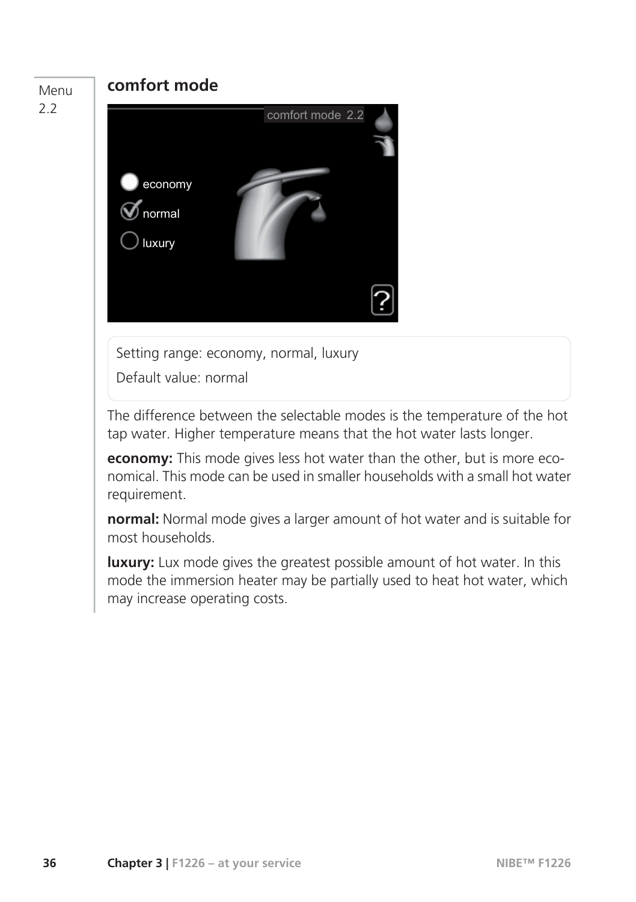Menu 2.2

## comfort mode

Setting range: economy, normal, luxury

Default value: normal

The difference between the selectable modes is the temperature of the hot tap water. Higher temperature means that the hot water lasts longer.

**economy:** This mode gives less hot water than the other, but is more economical. This mode can be used in smaller households with a small hot water requirement.

**normal:** Normal mode gives a larger amount of hot water and is suitable for most households.

**luxury:** Lux mode gives the greatest possible amount of hot water. In this mode the immersion heater may be partially used to heat hot water, which may increase operating costs.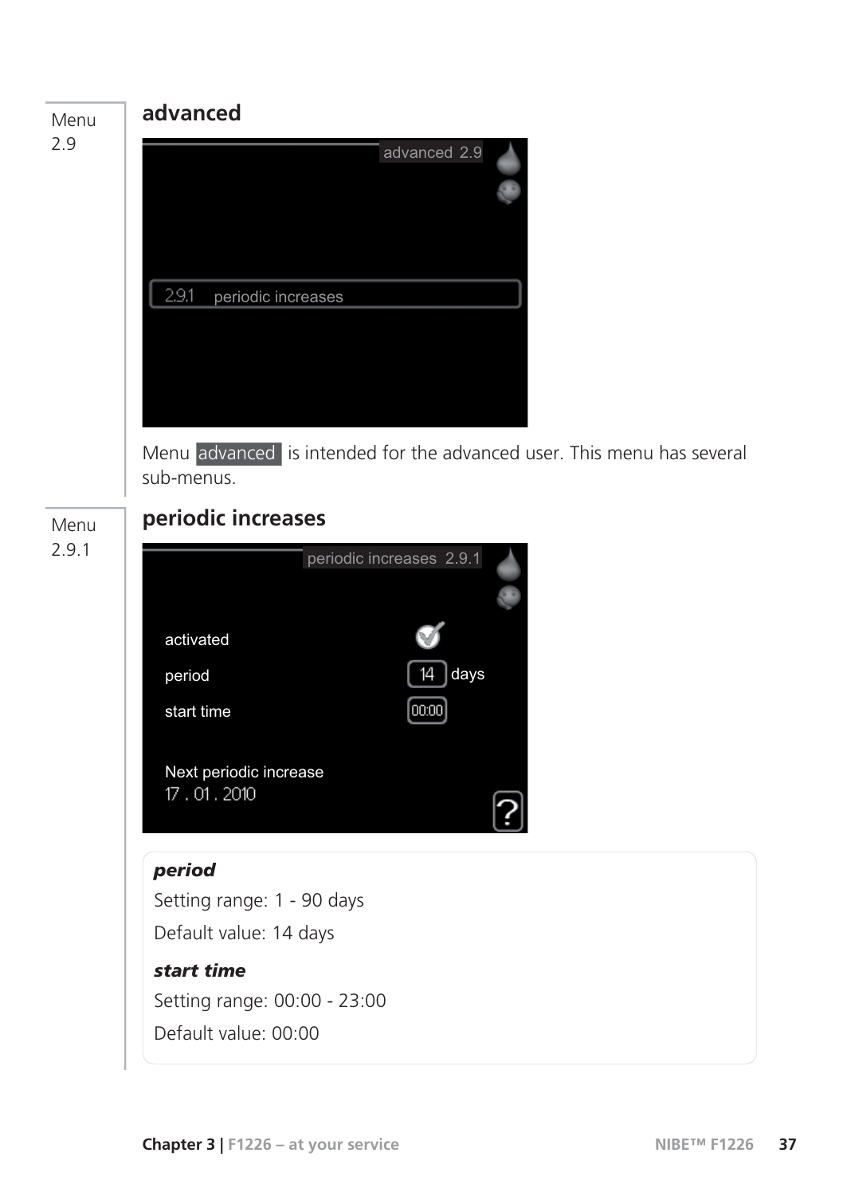Menu 2.9

## advanced

Menu advanced is intended for the advanced user. This menu has several sub-menus.

Menu 2.9.1

## periodic increases

***period***

Setting range: 1 - 90 days

Default value: 14 days

***start time***

Setting range: 00:00 - 23:00

Default value: 00:00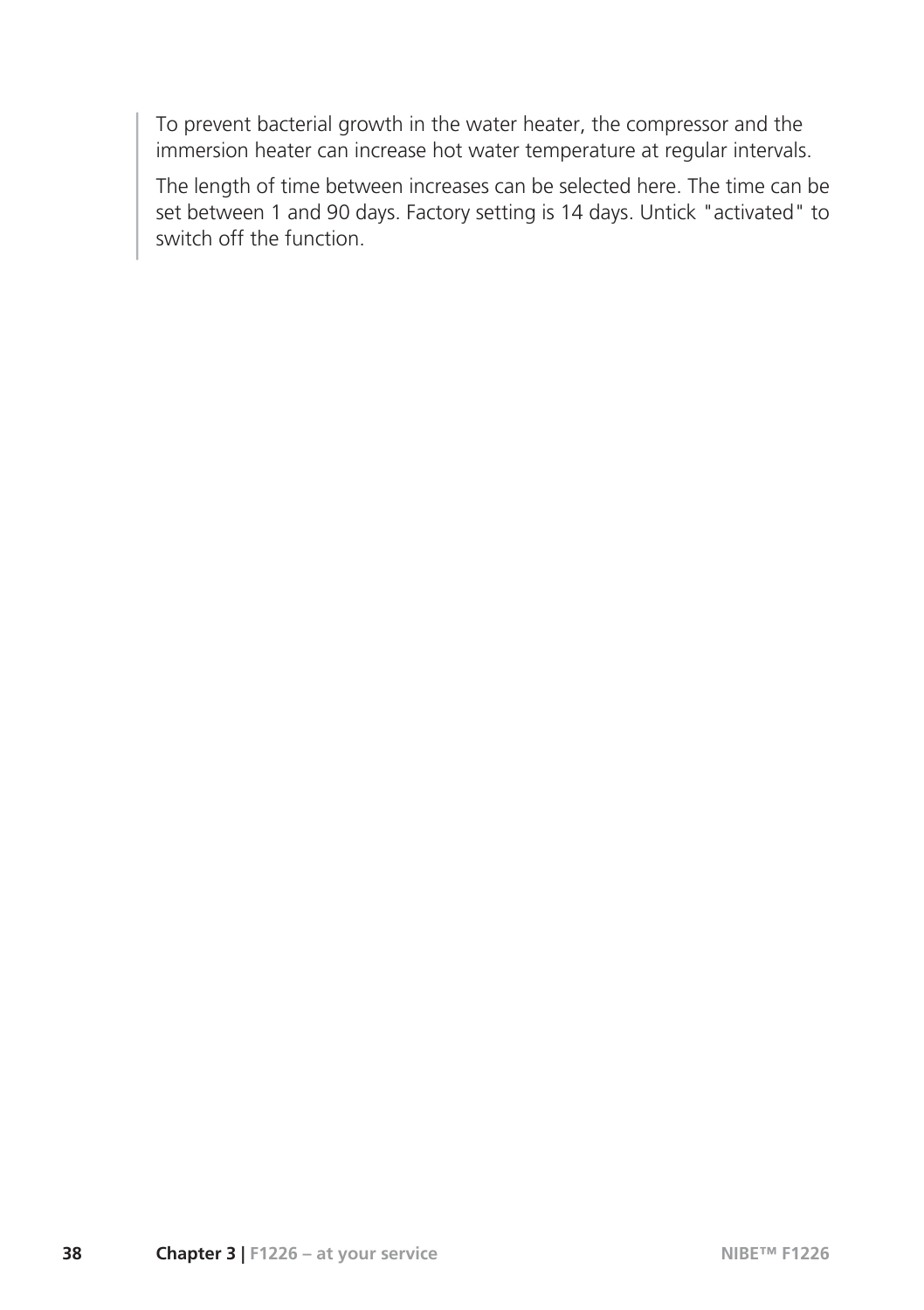To prevent bacterial growth in the water heater, the compressor and the immersion heater can increase hot water temperature at regular intervals.

The length of time between increases can be selected here. The time can be set between 1 and 90 days. Factory setting is 14 days. Untick "activated" to switch off the function.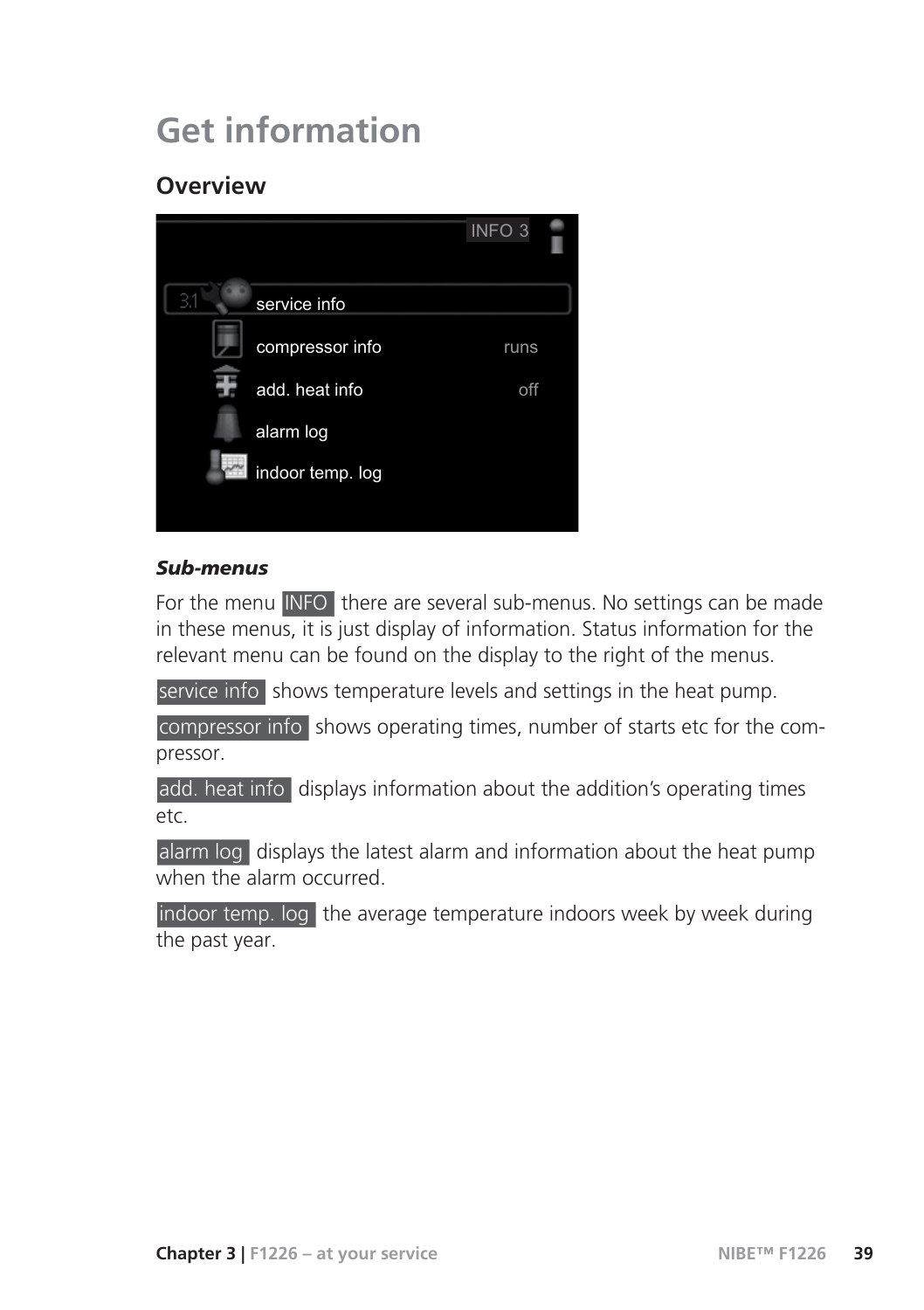# Get information

## Overview

### *Sub-menus*

For the menu INFO there are several sub-menus. No settings can be made in these menus, it is just display of information. Status information for the relevant menu can be found on the display to the right of the menus.

service info shows temperature levels and settings in the heat pump.

compressor info shows operating times, number of starts etc for the compressor.

add. heat info displays information about the addition's operating times etc.

alarm log displays the latest alarm and information about the heat pump when the alarm occurred.

indoor temp. log the average temperature indoors week by week during the past year.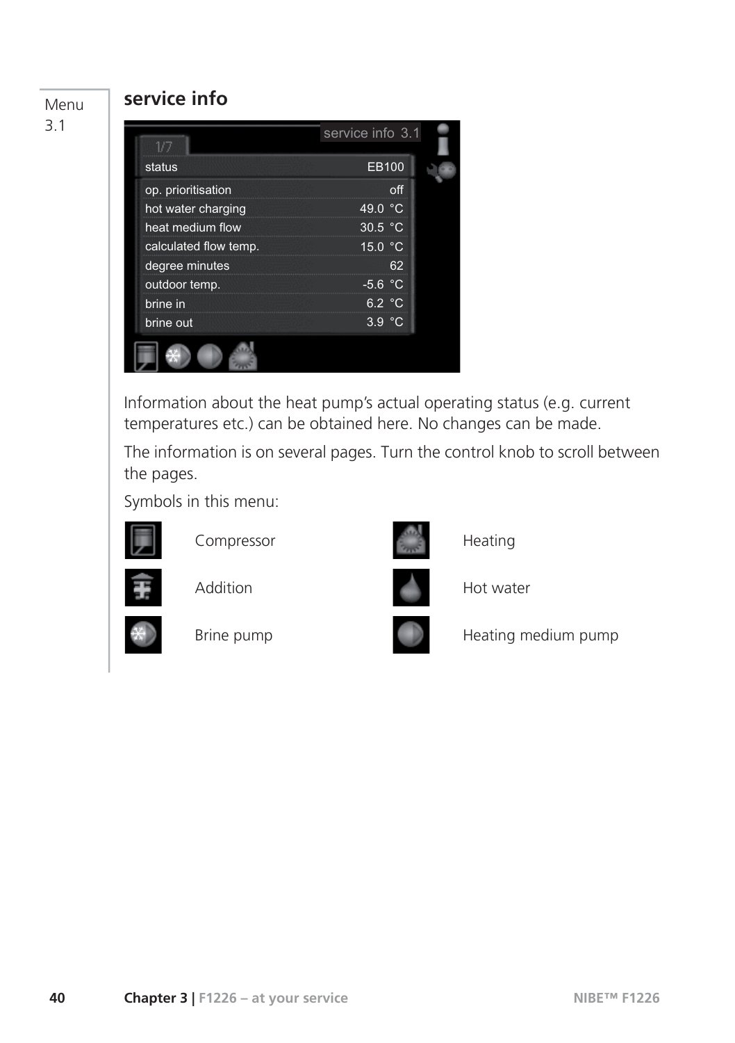Menu 3.1

## service info

| status | EB100 |
|---|---|
| op. prioritisation | off |
| hot water charging | 49.0 °C |
| heat medium flow | 30.5 °C |
| calculated flow temp. | 15.0 °C |
| degree minutes | 62 |
| outdoor temp. | -5.6 °C |
| brine in | 6.2 °C |
| brine out | 3.9 °C |

Information about the heat pump's actual operating status (e.g. current temperatures etc.) can be obtained here. No changes can be made.

The information is on several pages. Turn the control knob to scroll between the pages.

Symbols in this menu:

| Symbol | Description | Symbol | Description |
|---|---|---|---|
| | Compressor | | Heating |
| | Addition | | Hot water |
| | Brine pump | | Heating medium pump |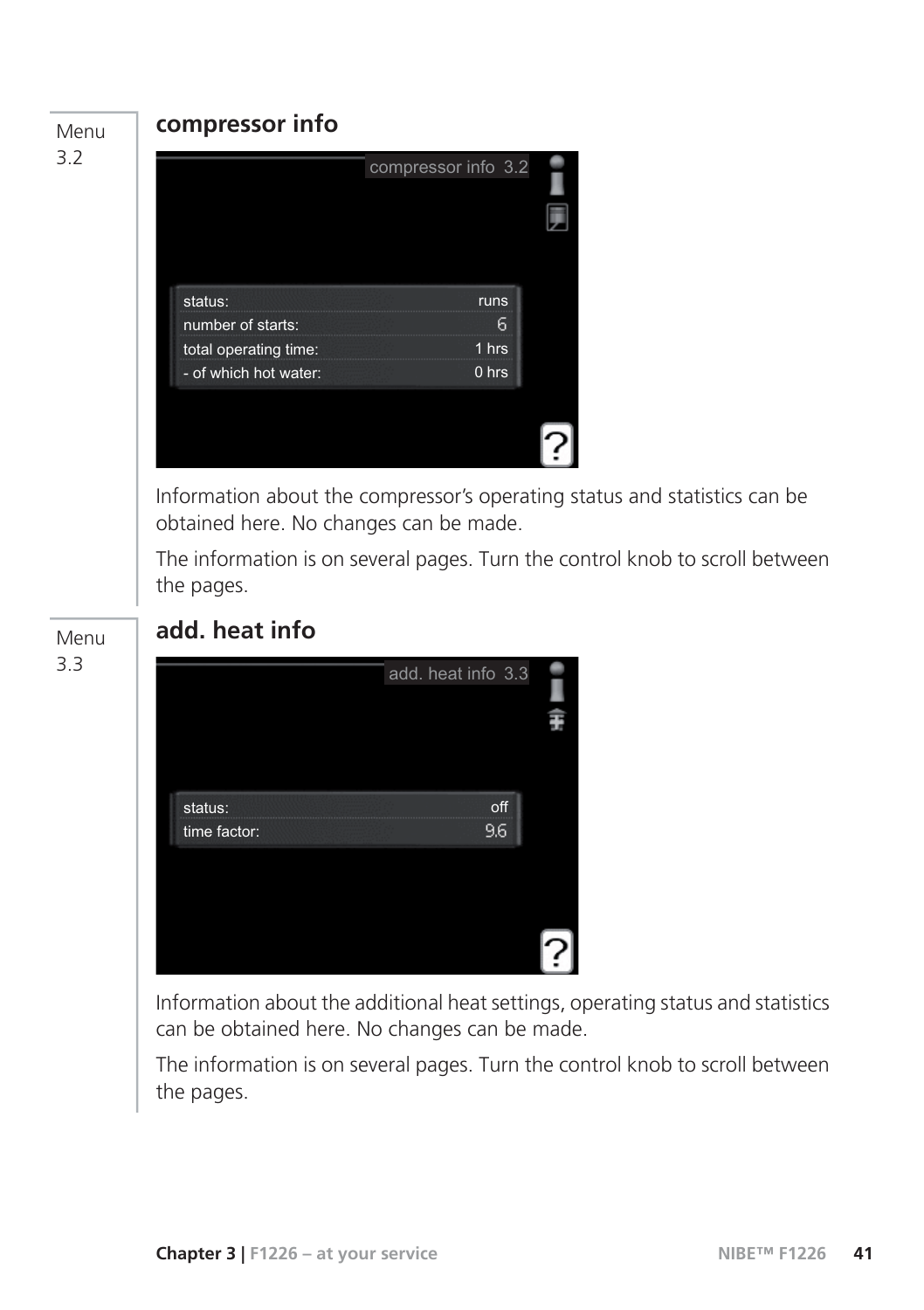Menu 3.2

## compressor info

compressor info 3.2

| | |
|---|---|
| status: | runs |
| number of starts: | 6 |
| total operating time: | 1 hrs |
| - of which hot water: | 0 hrs |

Information about the compressor's operating status and statistics can be obtained here. No changes can be made.

The information is on several pages. Turn the control knob to scroll between the pages.

Menu 3.3

## add. heat info

add. heat info 3.3

| | |
|---|---|
| status: | off |
| time factor: | 9.6 |

Information about the additional heat settings, operating status and statistics can be obtained here. No changes can be made.

The information is on several pages. Turn the control knob to scroll between the pages.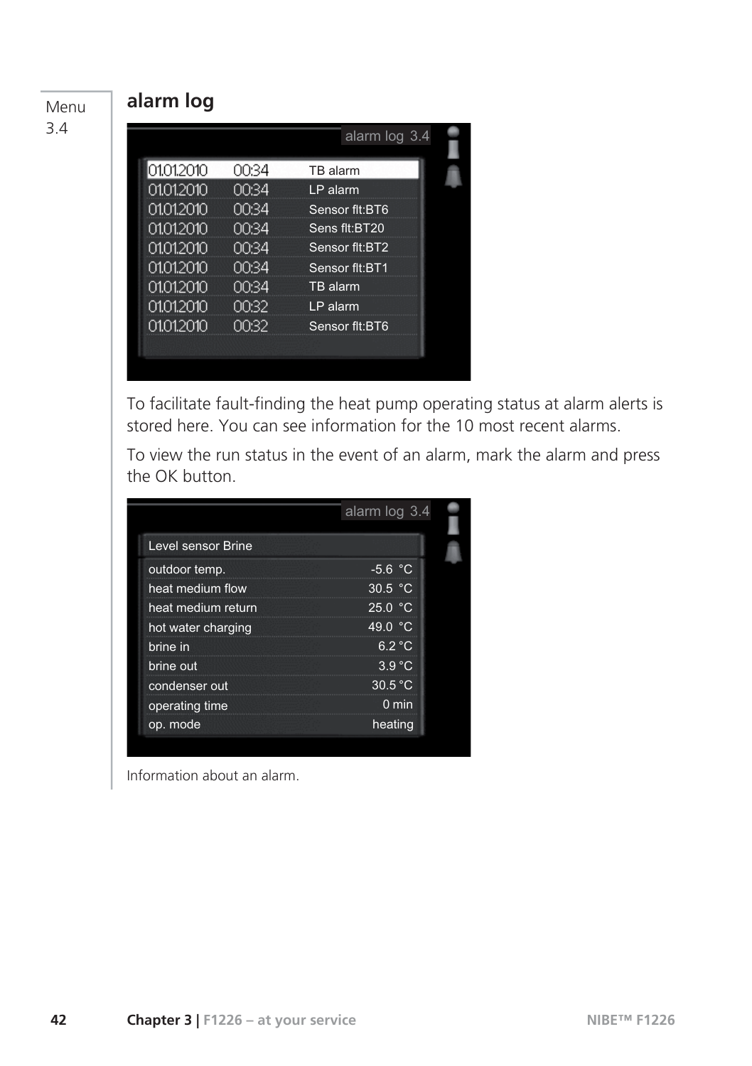Menu 3.4

## alarm log

| alarm log 3.4 | | |
|---|---|---|
| 01.01.2010 | 00:34 | TB alarm |
| 01.01.2010 | 00:34 | LP alarm |
| 01.01.2010 | 00:34 | Sensor flt:BT6 |
| 01.01.2010 | 00:34 | Sens flt:BT20 |
| 01.01.2010 | 00:34 | Sensor flt:BT2 |
| 01.01.2010 | 00:34 | Sensor flt:BT1 |
| 01.01.2010 | 00:34 | TB alarm |
| 01.01.2010 | 00:32 | LP alarm |
| 01.01.2010 | 00:32 | Sensor flt:BT6 |

To facilitate fault-finding the heat pump operating status at alarm alerts is stored here. You can see information for the 10 most recent alarms.

To view the run status in the event of an alarm, mark the alarm and press the OK button.

| Level sensor Brine | |
|---|---|
| outdoor temp. | -5.6 °C |
| heat medium flow | 30.5 °C |
| heat medium return | 25.0 °C |
| hot water charging | 49.0 °C |
| brine in | 6.2 °C |
| brine out | 3.9 °C |
| condenser out | 30.5 °C |
| operating time | 0 min |
| op. mode | heating |

Information about an alarm.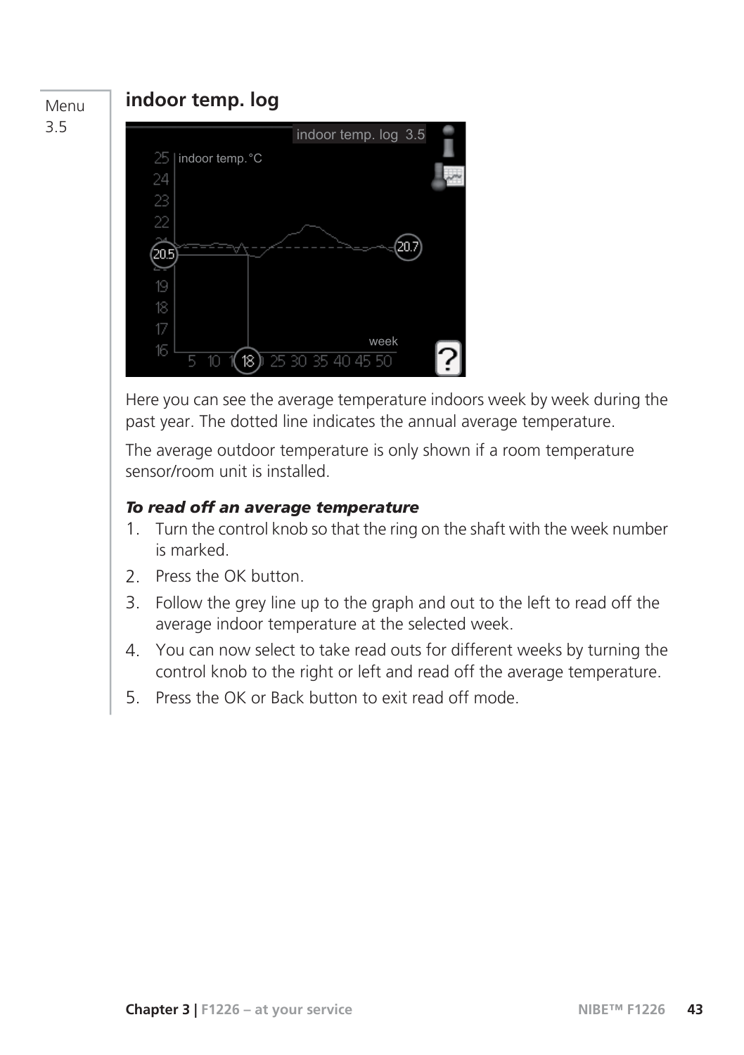Menu 3.5

## indoor temp. log

Here you can see the average temperature indoors week by week during the past year. The dotted line indicates the annual average temperature.

The average outdoor temperature is only shown if a room temperature sensor/room unit is installed.

### *To read off an average temperature*

1. Turn the control knob so that the ring on the shaft with the week number is marked.
2. Press the OK button.
3. Follow the grey line up to the graph and out to the left to read off the average indoor temperature at the selected week.
4. You can now select to take read outs for different weeks by turning the control knob to the right or left and read off the average temperature.
5. Press the OK or Back button to exit read off mode.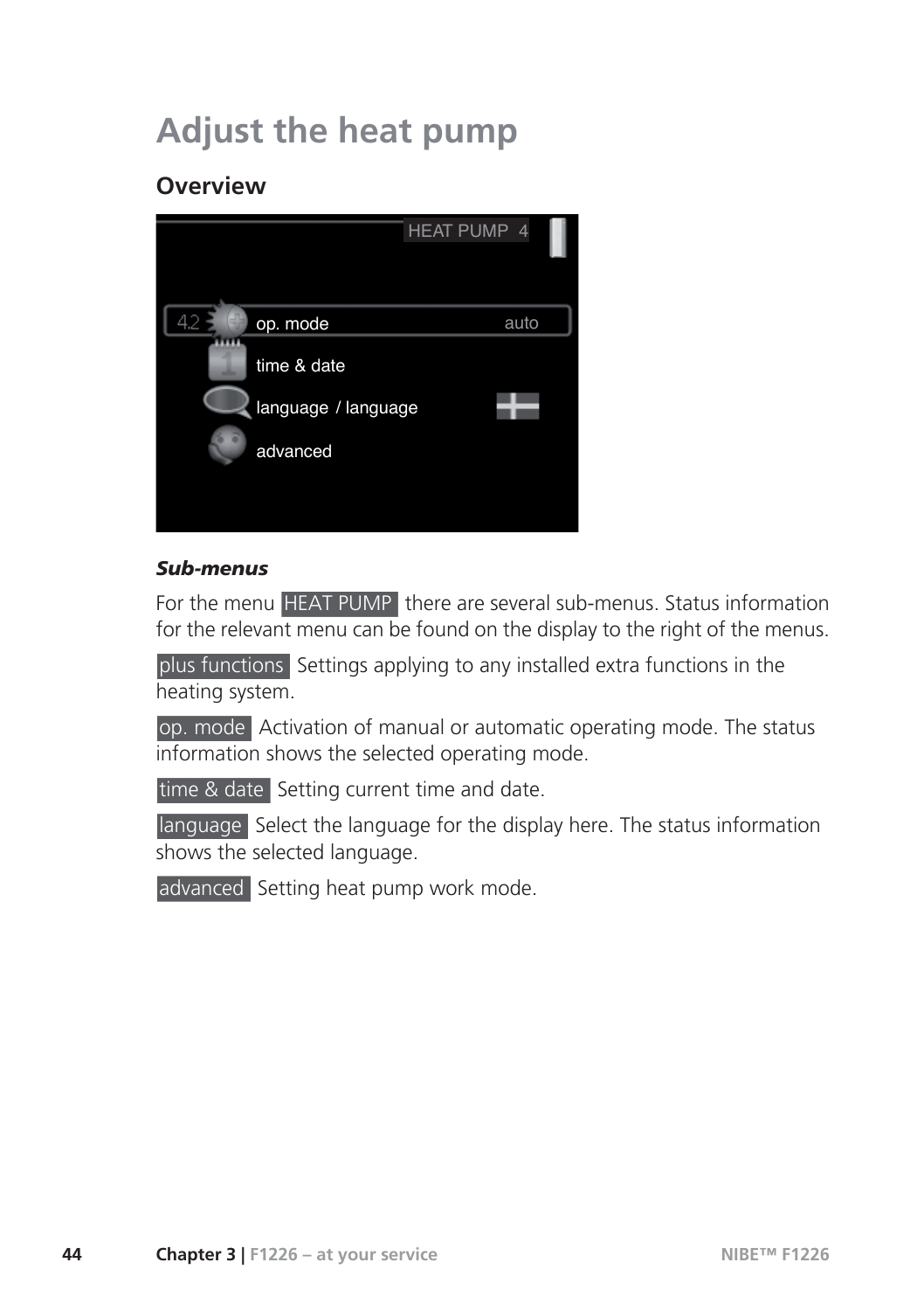# Adjust the heat pump

## Overview

***Sub-menus***

For the menu HEAT PUMP there are several sub-menus. Status information for the relevant menu can be found on the display to the right of the menus.

plus functions Settings applying to any installed extra functions in the heating system.

op. mode Activation of manual or automatic operating mode. The status information shows the selected operating mode.

time & date Setting current time and date.

language Select the language for the display here. The status information shows the selected language.

advanced Setting heat pump work mode.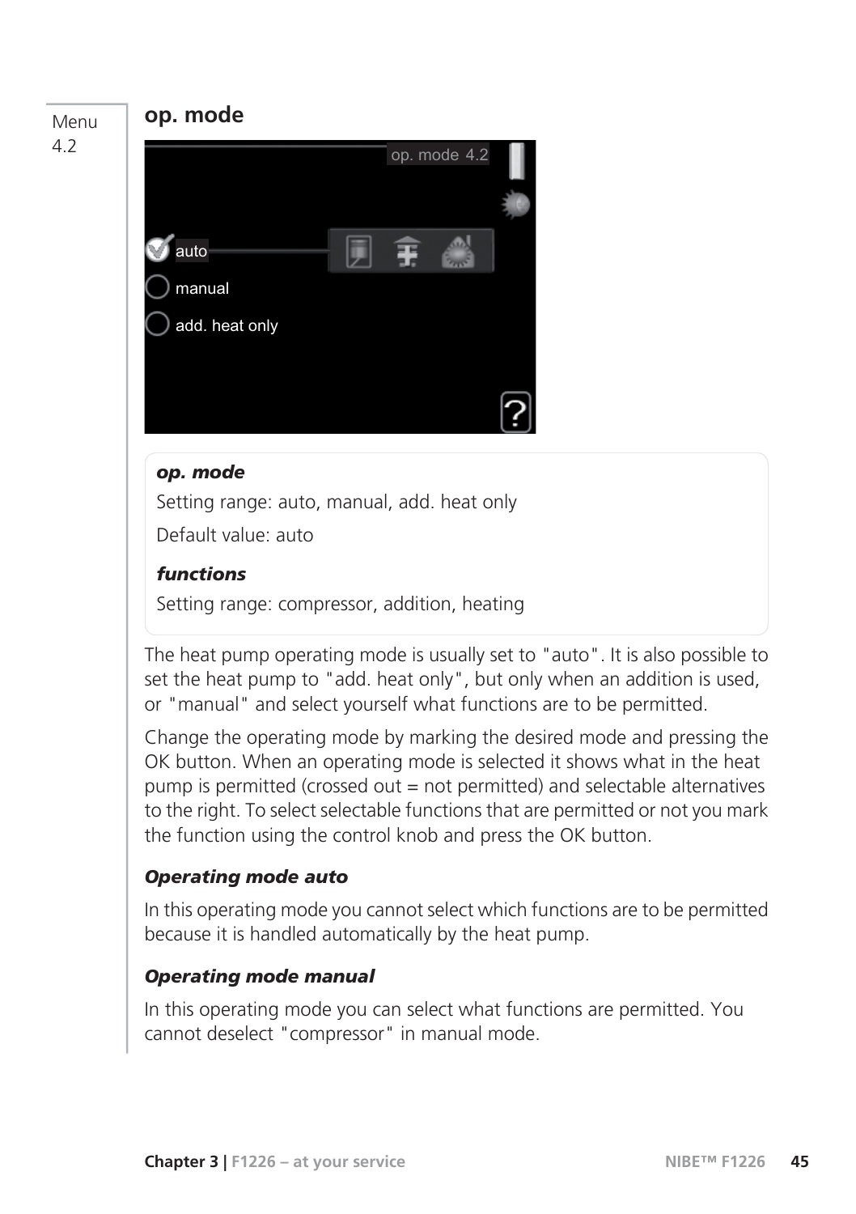Menu 4.2

## op. mode

***op. mode***

Setting range: auto, manual, add. heat only

Default value: auto

***functions***

Setting range: compressor, addition, heating

The heat pump operating mode is usually set to "auto". It is also possible to set the heat pump to "add. heat only", but only when an addition is used, or "manual" and select yourself what functions are to be permitted.

Change the operating mode by marking the desired mode and pressing the OK button. When an operating mode is selected it shows what in the heat pump is permitted (crossed out = not permitted) and selectable alternatives to the right. To select selectable functions that are permitted or not you mark the function using the control knob and press the OK button.

### *Operating mode auto*

In this operating mode you cannot select which functions are to be permitted because it is handled automatically by the heat pump.

### *Operating mode manual*

In this operating mode you can select what functions are permitted. You cannot deselect "compressor" in manual mode.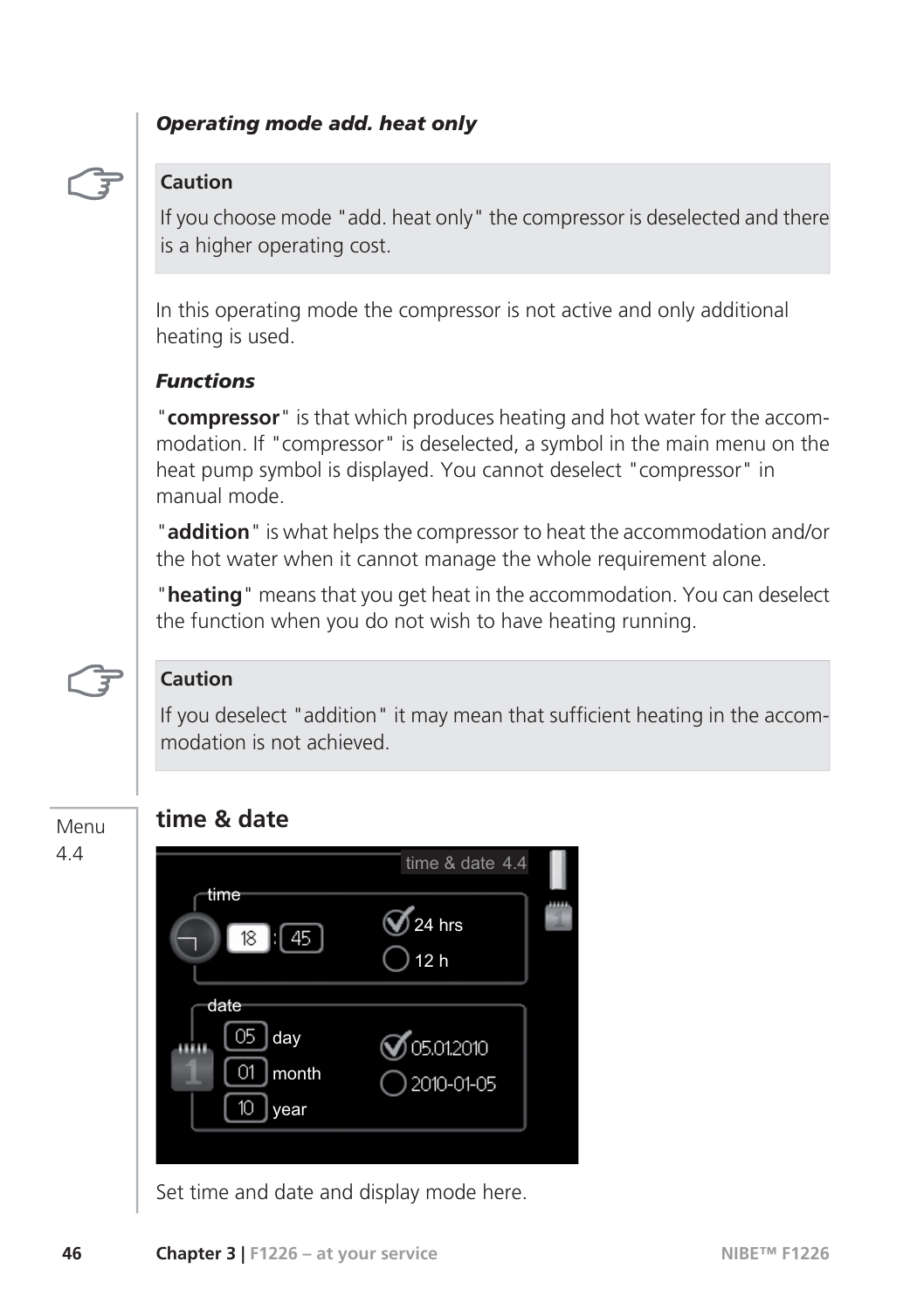*Operating mode add. heat only*

> **Caution**
>
> If you choose mode "add. heat only" the compressor is deselected and there is a higher operating cost.

In this operating mode the compressor is not active and only additional heating is used.

*Functions*

"**compressor**" is that which produces heating and hot water for the accommodation. If "compressor" is deselected, a symbol in the main menu on the heat pump symbol is displayed. You cannot deselect "compressor" in manual mode.

"**addition**" is what helps the compressor to heat the accommodation and/or the hot water when it cannot manage the whole requirement alone.

"**heating**" means that you get heat in the accommodation. You can deselect the function when you do not wish to have heating running.

> **Caution**
>
> If you deselect "addition" it may mean that sufficient heating in the accommodation is not achieved.

Menu 4.4

## time & date

Set time and date and display mode here.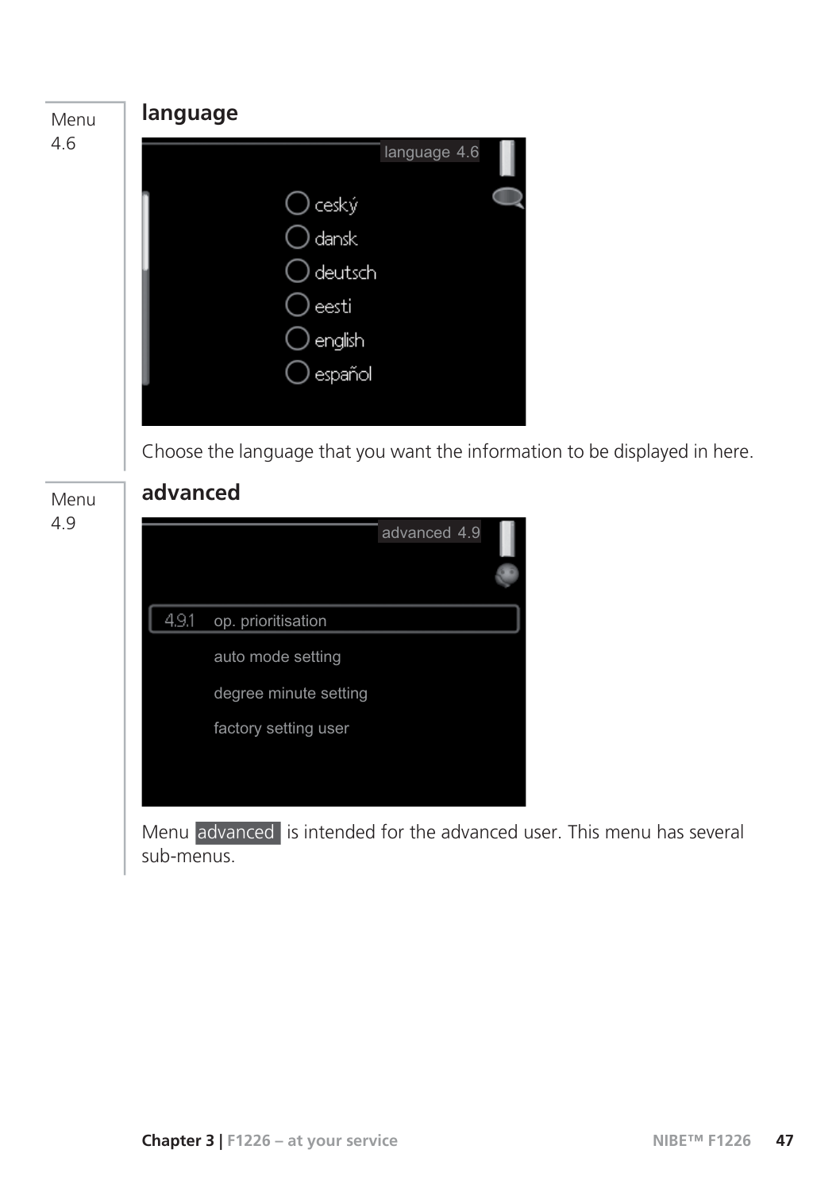Menu 4.6

## language

language 4.6

- ceský
- dansk
- deutsch
- eesti
- english
- español

Choose the language that you want the information to be displayed in here.

Menu 4.9

## advanced

advanced 4.9

4.9.1 op. prioritisation

auto mode setting

degree minute setting

factory setting user

Menu advanced is intended for the advanced user. This menu has several sub-menus.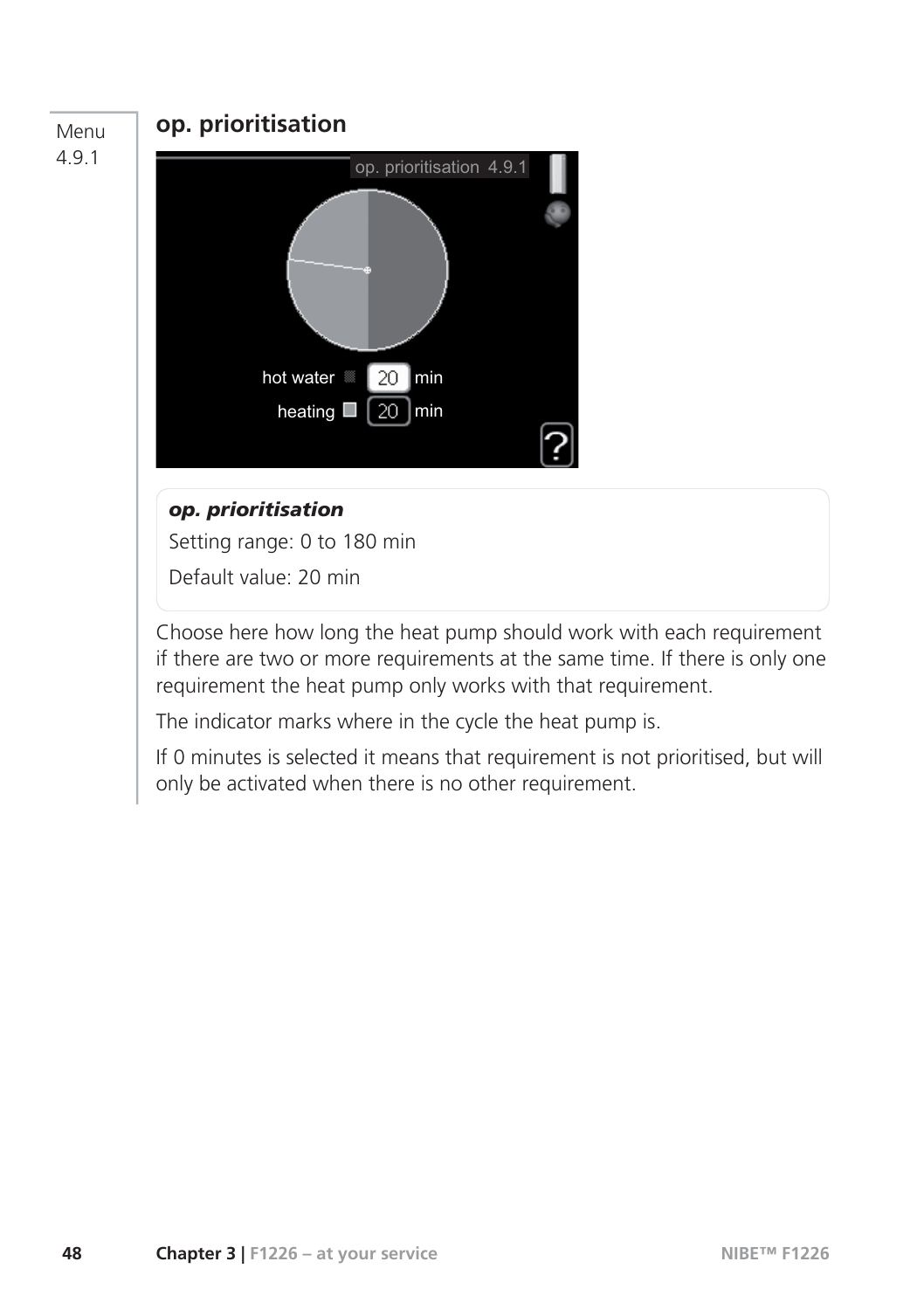Menu 4.9.1

## op. prioritisation

***op. prioritisation***

Setting range: 0 to 180 min

Default value: 20 min

Choose here how long the heat pump should work with each requirement if there are two or more requirements at the same time. If there is only one requirement the heat pump only works with that requirement.

The indicator marks where in the cycle the heat pump is.

If 0 minutes is selected it means that requirement is not prioritised, but will only be activated when there is no other requirement.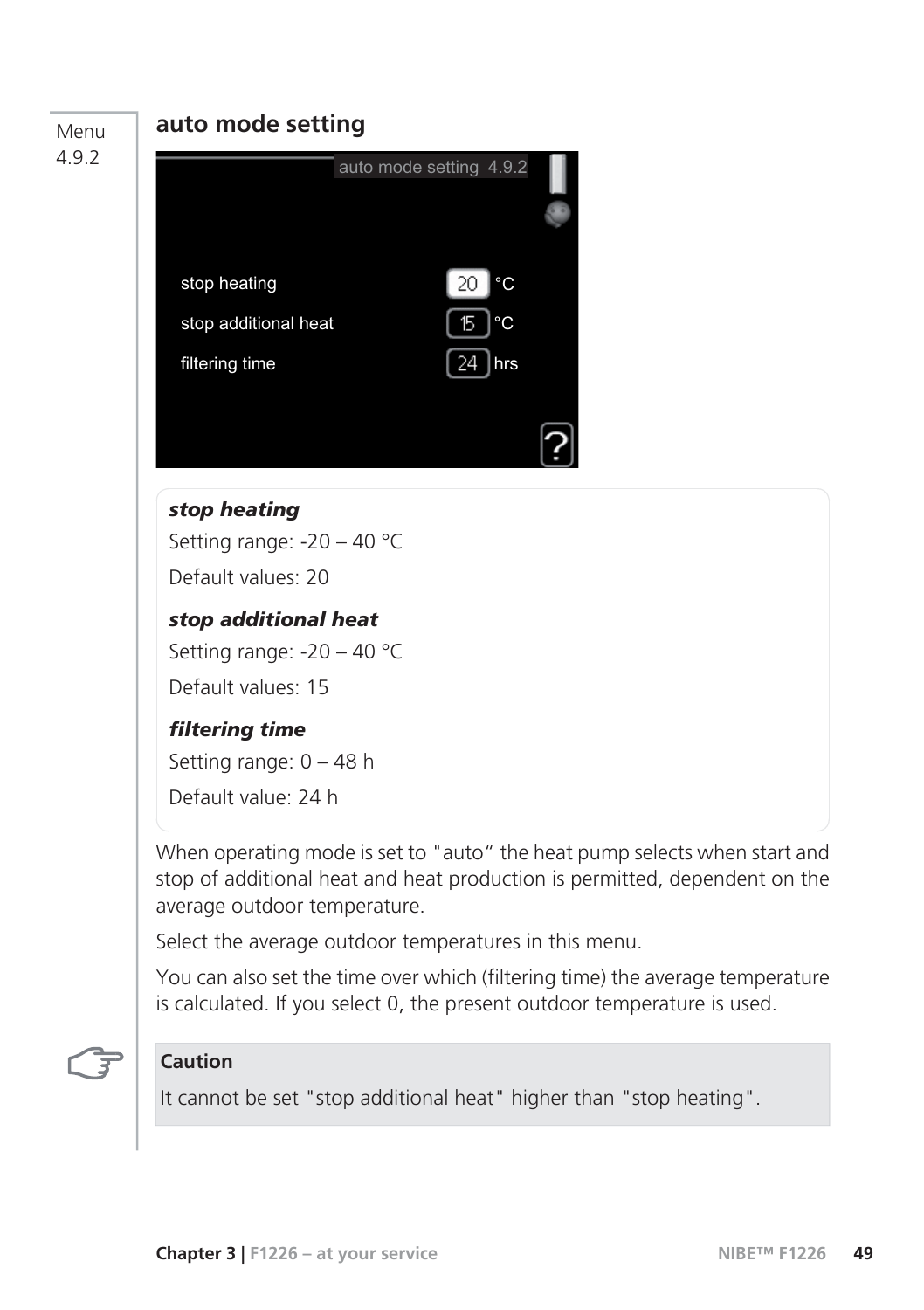Menu 4.9.2

## auto mode setting

***stop heating***

Setting range: -20 – 40 °C

Default values: 20

***stop additional heat***

Setting range: -20 – 40 °C

Default values: 15

***filtering time***

Setting range: 0 – 48 h

Default value: 24 h

When operating mode is set to "auto" the heat pump selects when start and stop of additional heat and heat production is permitted, dependent on the average outdoor temperature.

Select the average outdoor temperatures in this menu.

You can also set the time over which (filtering time) the average temperature is calculated. If you select 0, the present outdoor temperature is used.

**Caution**

It cannot be set "stop additional heat" higher than "stop heating".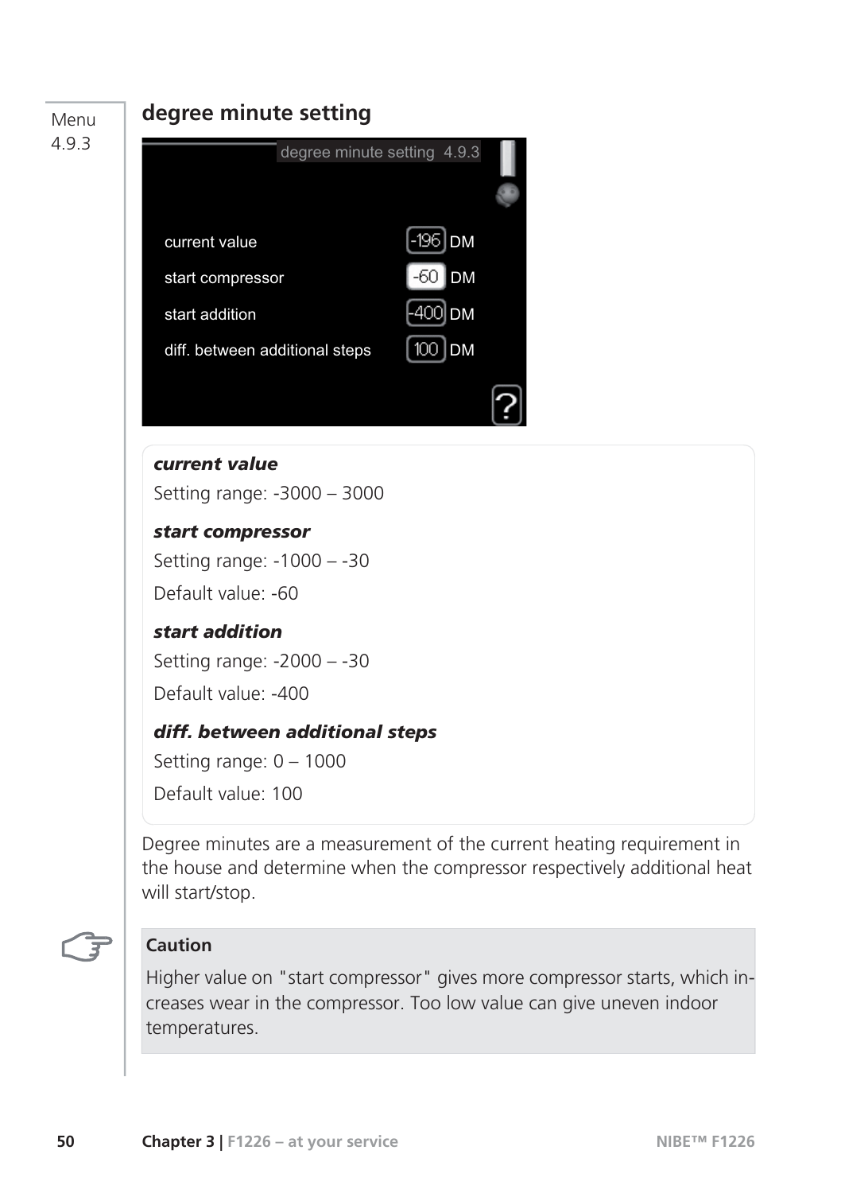Menu 4.9.3

## degree minute setting

degree minute setting 4.9.3

current value -196 DM

start compressor -60 DM

start addition -400 DM

diff. between additional steps 100 DM

***current value***

Setting range: -3000 – 3000

***start compressor***

Setting range: -1000 – -30

Default value: -60

***start addition***

Setting range: -2000 – -30

Default value: -400

***diff. between additional steps***

Setting range: 0 – 1000

Default value: 100

Degree minutes are a measurement of the current heating requirement in the house and determine when the compressor respectively additional heat will start/stop.

**Caution**

Higher value on "start compressor" gives more compressor starts, which increases wear in the compressor. Too low value can give uneven indoor temperatures.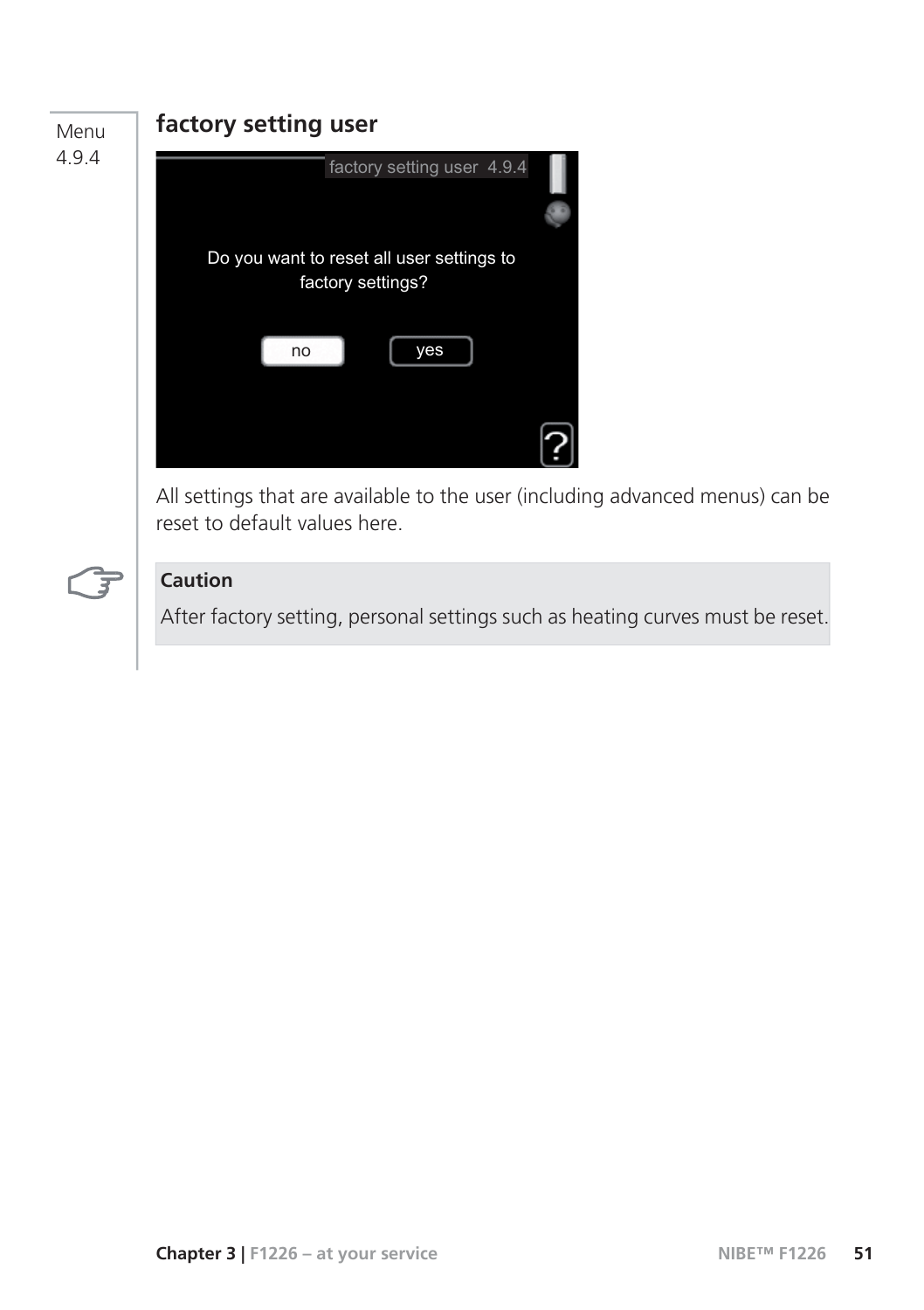Menu 4.9.4

## factory setting user

All settings that are available to the user (including advanced menus) can be reset to default values here.

**Caution**

After factory setting, personal settings such as heating curves must be reset.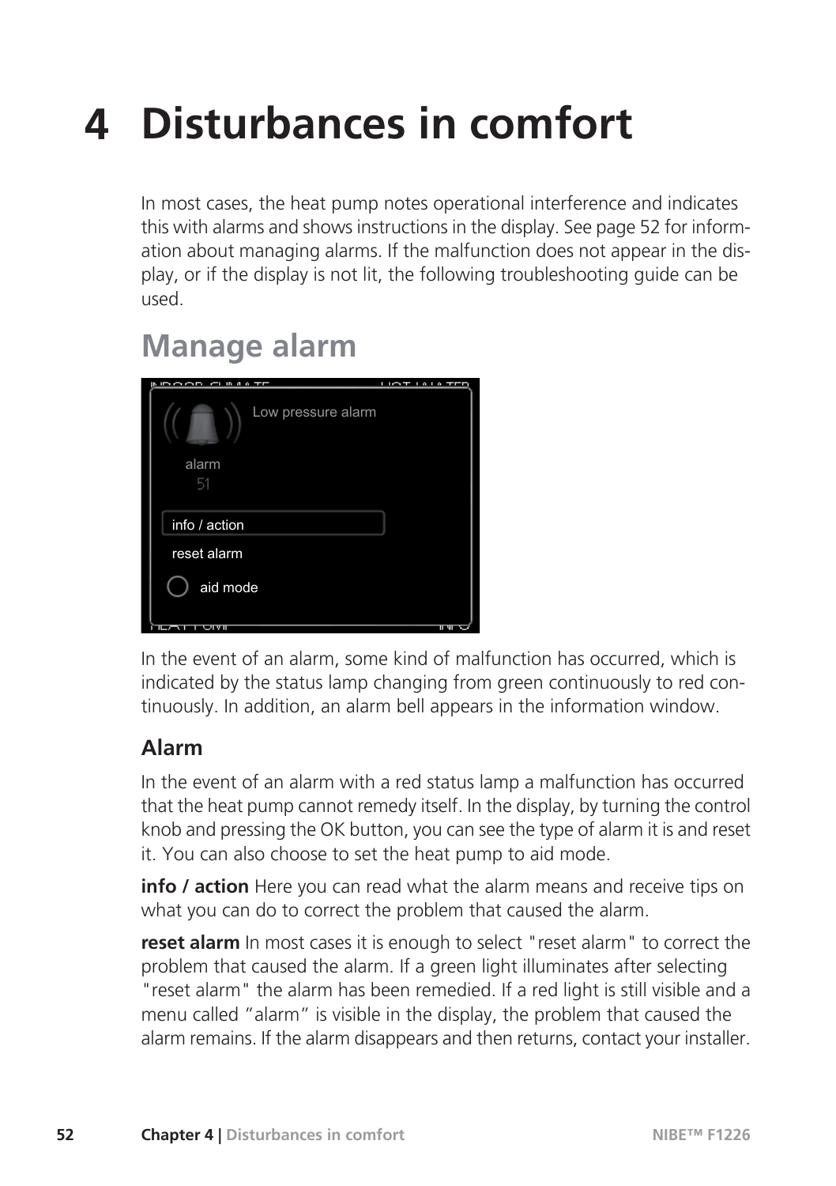# 4 Disturbances in comfort

In most cases, the heat pump notes operational interference and indicates this with alarms and shows instructions in the display. See page 52 for information about managing alarms. If the malfunction does not appear in the display, or if the display is not lit, the following troubleshooting guide can be used.

## Manage alarm

In the event of an alarm, some kind of malfunction has occurred, which is indicated by the status lamp changing from green continuously to red continuously. In addition, an alarm bell appears in the information window.

### Alarm

In the event of an alarm with a red status lamp a malfunction has occurred that the heat pump cannot remedy itself. In the display, by turning the control knob and pressing the OK button, you can see the type of alarm it is and reset it. You can also choose to set the heat pump to aid mode.

**info / action** Here you can read what the alarm means and receive tips on what you can do to correct the problem that caused the alarm.

**reset alarm** In most cases it is enough to select "reset alarm" to correct the problem that caused the alarm. If a green light illuminates after selecting "reset alarm" the alarm has been remedied. If a red light is still visible and a menu called "alarm" is visible in the display, the problem that caused the alarm remains. If the alarm disappears and then returns, contact your installer.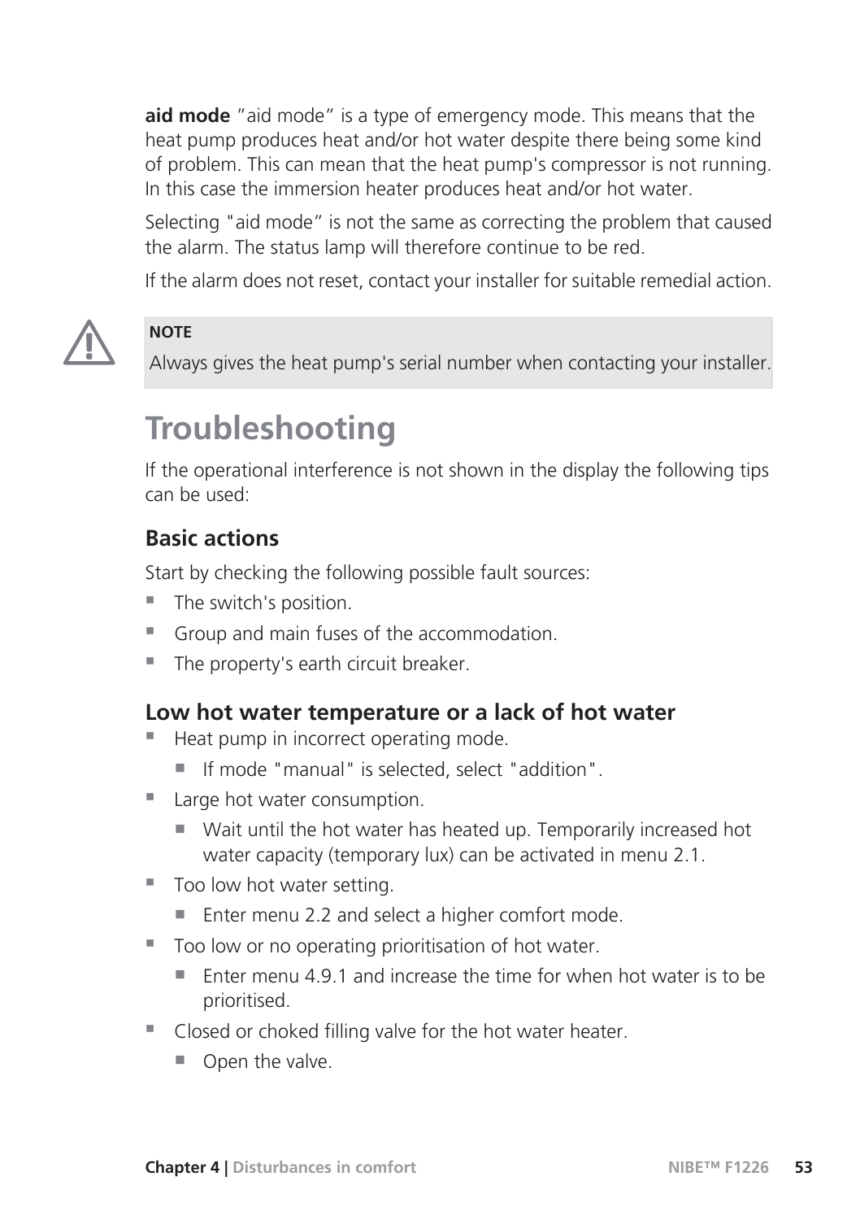**aid mode** ”aid mode” is a type of emergency mode. This means that the heat pump produces heat and/or hot water despite there being some kind of problem. This can mean that the heat pump's compressor is not running. In this case the immersion heater produces heat and/or hot water.

Selecting "aid mode” is not the same as correcting the problem that caused the alarm. The status lamp will therefore continue to be red.

If the alarm does not reset, contact your installer for suitable remedial action.

> **NOTE**
>
> Always gives the heat pump's serial number when contacting your installer.

# Troubleshooting

If the operational interference is not shown in the display the following tips can be used:

## Basic actions

Start by checking the following possible fault sources:

- The switch's position.
- Group and main fuses of the accommodation.
- The property's earth circuit breaker.

## Low hot water temperature or a lack of hot water

- Heat pump in incorrect operating mode.
  - If mode "manual" is selected, select "addition".
- Large hot water consumption.
  - Wait until the hot water has heated up. Temporarily increased hot water capacity (temporary lux) can be activated in menu 2.1.
- Too low hot water setting.
  - Enter menu 2.2 and select a higher comfort mode.
- Too low or no operating prioritisation of hot water.
  - Enter menu 4.9.1 and increase the time for when hot water is to be prioritised.
- Closed or choked filling valve for the hot water heater.
  - Open the valve.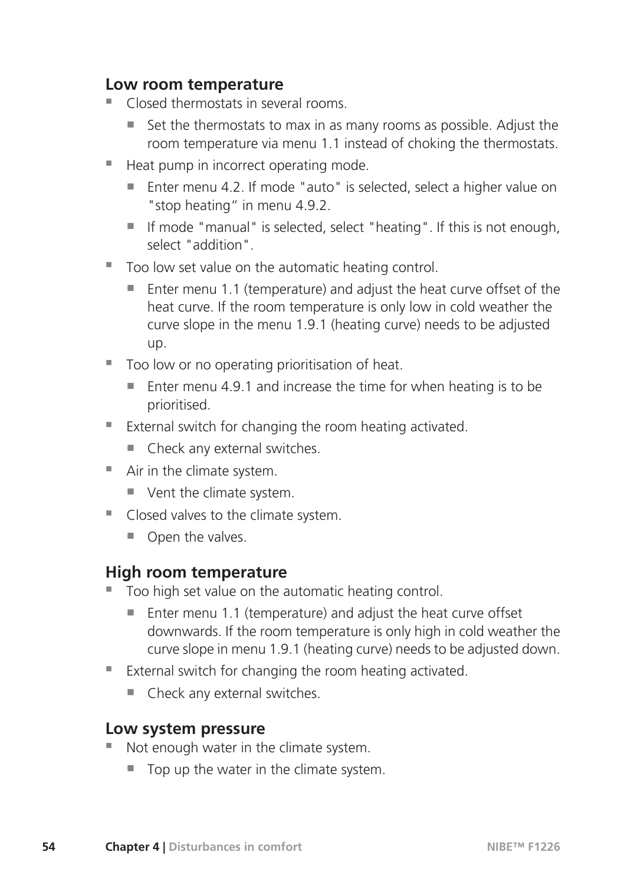### Low room temperature

- Closed thermostats in several rooms.
  - Set the thermostats to max in as many rooms as possible. Adjust the room temperature via menu 1.1 instead of choking the thermostats.
- Heat pump in incorrect operating mode.
  - Enter menu 4.2. If mode "auto" is selected, select a higher value on "stop heating" in menu 4.9.2.
  - If mode "manual" is selected, select "heating". If this is not enough, select "addition".
- Too low set value on the automatic heating control.
  - Enter menu 1.1 (temperature) and adjust the heat curve offset of the heat curve. If the room temperature is only low in cold weather the curve slope in the menu 1.9.1 (heating curve) needs to be adjusted up.
- Too low or no operating prioritisation of heat.
  - Enter menu 4.9.1 and increase the time for when heating is to be prioritised.
- External switch for changing the room heating activated.
  - Check any external switches.
- Air in the climate system.
  - Vent the climate system.
- Closed valves to the climate system.
  - Open the valves.

### High room temperature

- Too high set value on the automatic heating control.
  - Enter menu 1.1 (temperature) and adjust the heat curve offset downwards. If the room temperature is only high in cold weather the curve slope in menu 1.9.1 (heating curve) needs to be adjusted down.
- External switch for changing the room heating activated.
  - Check any external switches.

### Low system pressure

- Not enough water in the climate system.
  - Top up the water in the climate system.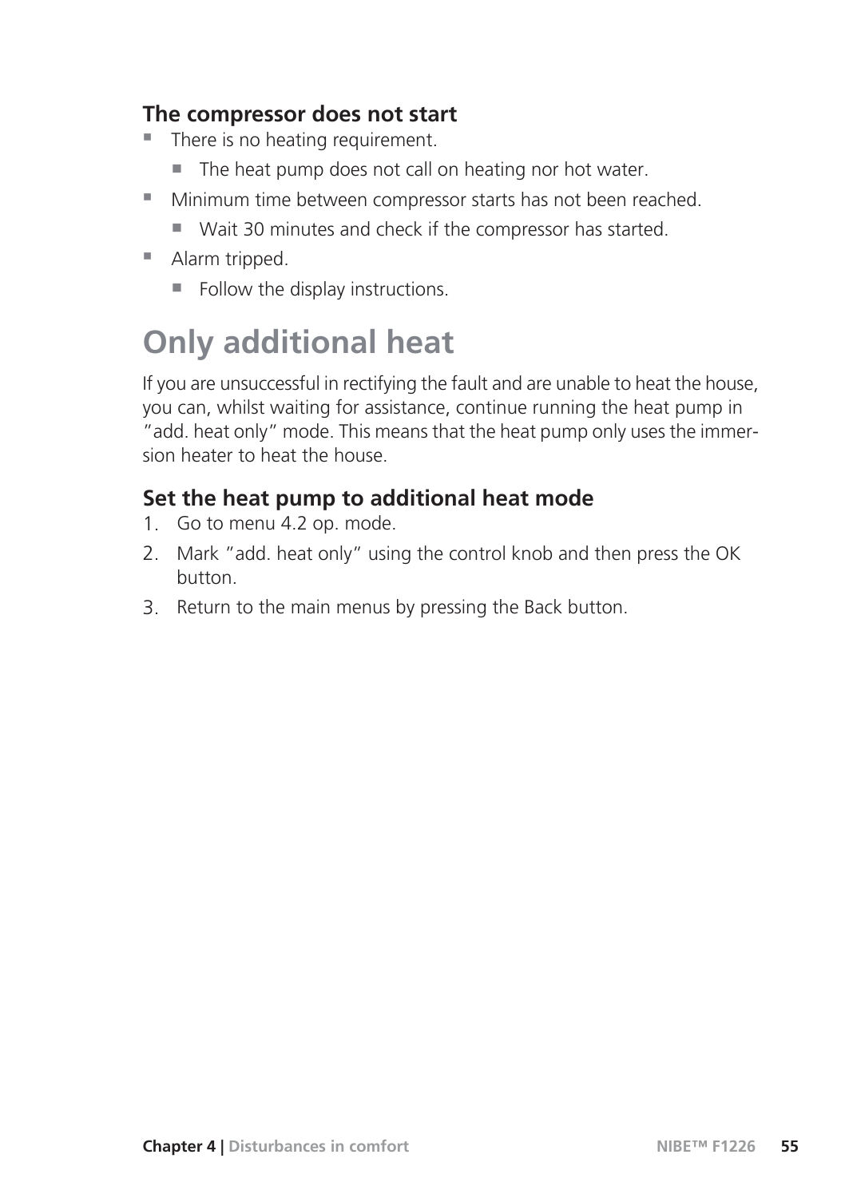### The compressor does not start

- There is no heating requirement.
  - The heat pump does not call on heating nor hot water.
- Minimum time between compressor starts has not been reached.
  - Wait 30 minutes and check if the compressor has started.
- Alarm tripped.
  - Follow the display instructions.

## Only additional heat

If you are unsuccessful in rectifying the fault and are unable to heat the house, you can, whilst waiting for assistance, continue running the heat pump in "add. heat only" mode. This means that the heat pump only uses the immersion heater to heat the house.

### Set the heat pump to additional heat mode

1. Go to menu 4.2 op. mode.
2. Mark "add. heat only" using the control knob and then press the OK button.
3. Return to the main menus by pressing the Back button.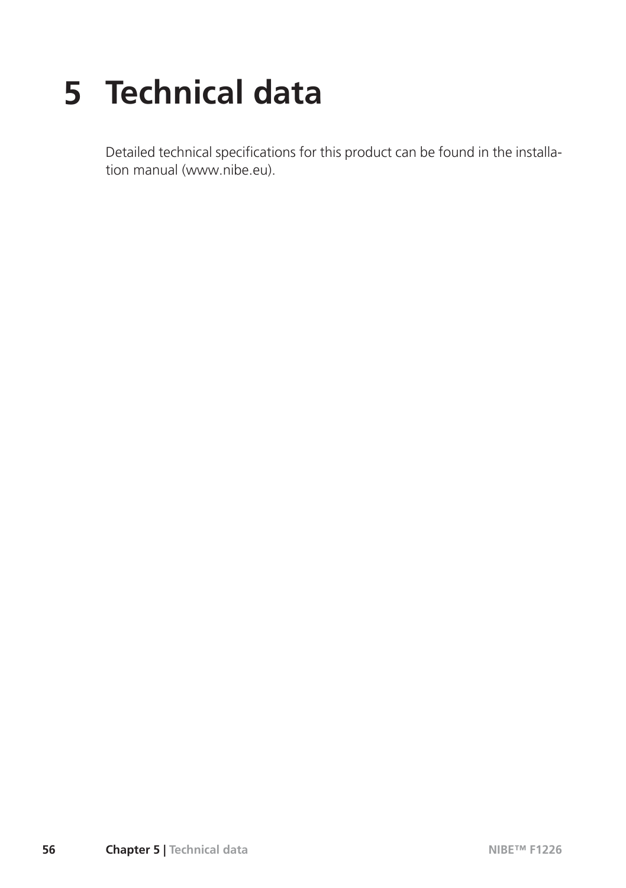# 5 Technical data

Detailed technical specifications for this product can be found in the installation manual (www.nibe.eu).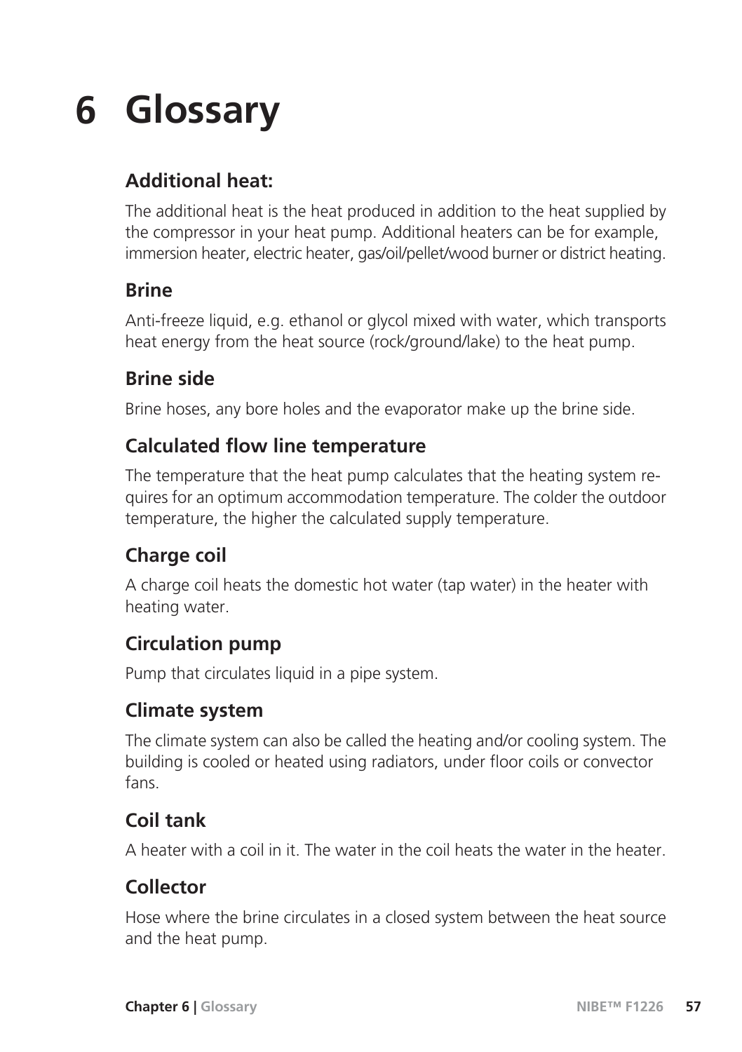# 6 Glossary

### Additional heat:

The additional heat is the heat produced in addition to the heat supplied by the compressor in your heat pump. Additional heaters can be for example, immersion heater, electric heater, gas/oil/pellet/wood burner or district heating.

### Brine

Anti-freeze liquid, e.g. ethanol or glycol mixed with water, which transports heat energy from the heat source (rock/ground/lake) to the heat pump.

### Brine side

Brine hoses, any bore holes and the evaporator make up the brine side.

### Calculated flow line temperature

The temperature that the heat pump calculates that the heating system requires for an optimum accommodation temperature. The colder the outdoor temperature, the higher the calculated supply temperature.

### Charge coil

A charge coil heats the domestic hot water (tap water) in the heater with heating water.

### Circulation pump

Pump that circulates liquid in a pipe system.

### Climate system

The climate system can also be called the heating and/or cooling system. The building is cooled or heated using radiators, under floor coils or convector fans.

### Coil tank

A heater with a coil in it. The water in the coil heats the water in the heater.

### Collector

Hose where the brine circulates in a closed system between the heat source and the heat pump.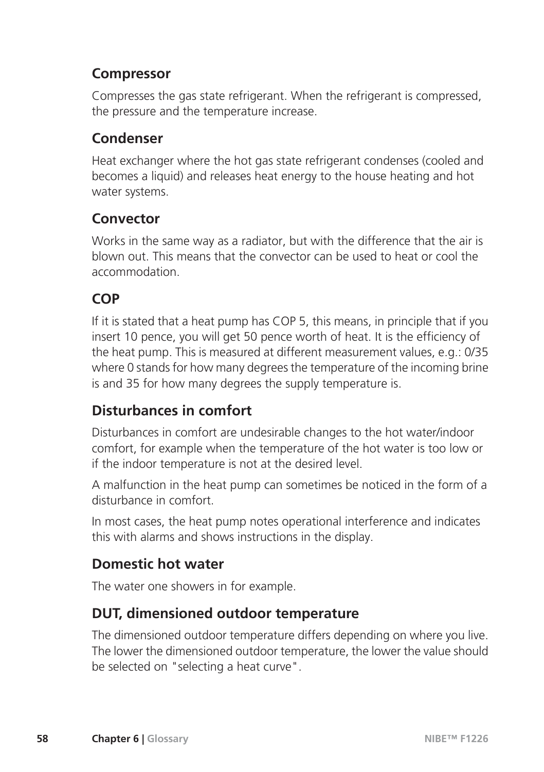### Compressor

Compresses the gas state refrigerant. When the refrigerant is compressed, the pressure and the temperature increase.

### Condenser

Heat exchanger where the hot gas state refrigerant condenses (cooled and becomes a liquid) and releases heat energy to the house heating and hot water systems.

### Convector

Works in the same way as a radiator, but with the difference that the air is blown out. This means that the convector can be used to heat or cool the accommodation.

### COP

If it is stated that a heat pump has COP 5, this means, in principle that if you insert 10 pence, you will get 50 pence worth of heat. It is the efficiency of the heat pump. This is measured at different measurement values, e.g.: 0/35 where 0 stands for how many degrees the temperature of the incoming brine is and 35 for how many degrees the supply temperature is.

### Disturbances in comfort

Disturbances in comfort are undesirable changes to the hot water/indoor comfort, for example when the temperature of the hot water is too low or if the indoor temperature is not at the desired level.

A malfunction in the heat pump can sometimes be noticed in the form of a disturbance in comfort.

In most cases, the heat pump notes operational interference and indicates this with alarms and shows instructions in the display.

### Domestic hot water

The water one showers in for example.

### DUT, dimensioned outdoor temperature

The dimensioned outdoor temperature differs depending on where you live. The lower the dimensioned outdoor temperature, the lower the value should be selected on "selecting a heat curve".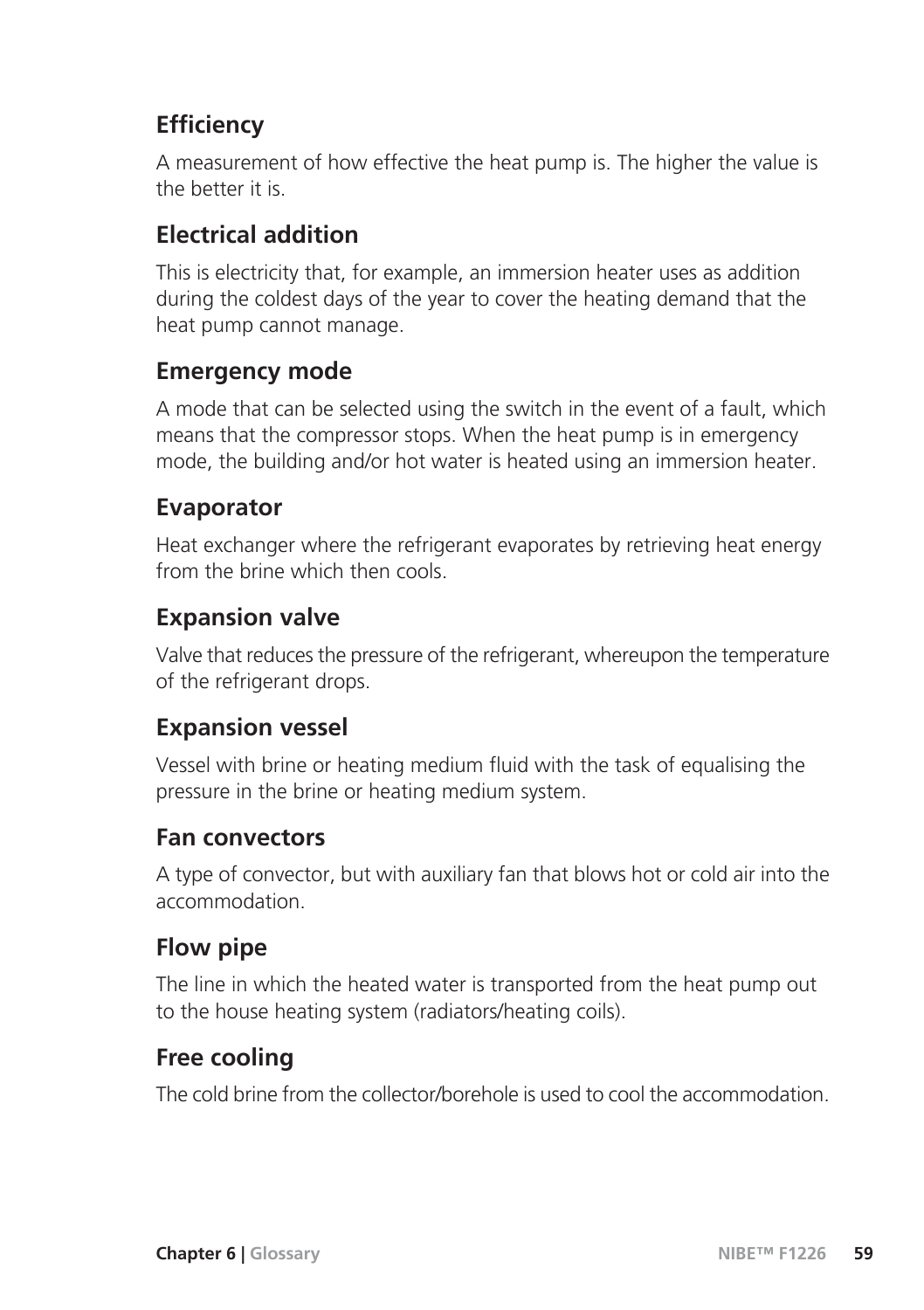### Efficiency

A measurement of how effective the heat pump is. The higher the value is the better it is.

### Electrical addition

This is electricity that, for example, an immersion heater uses as addition during the coldest days of the year to cover the heating demand that the heat pump cannot manage.

### Emergency mode

A mode that can be selected using the switch in the event of a fault, which means that the compressor stops. When the heat pump is in emergency mode, the building and/or hot water is heated using an immersion heater.

### Evaporator

Heat exchanger where the refrigerant evaporates by retrieving heat energy from the brine which then cools.

### Expansion valve

Valve that reduces the pressure of the refrigerant, whereupon the temperature of the refrigerant drops.

### Expansion vessel

Vessel with brine or heating medium fluid with the task of equalising the pressure in the brine or heating medium system.

### Fan convectors

A type of convector, but with auxiliary fan that blows hot or cold air into the accommodation.

### Flow pipe

The line in which the heated water is transported from the heat pump out to the house heating system (radiators/heating coils).

### Free cooling

The cold brine from the collector/borehole is used to cool the accommodation.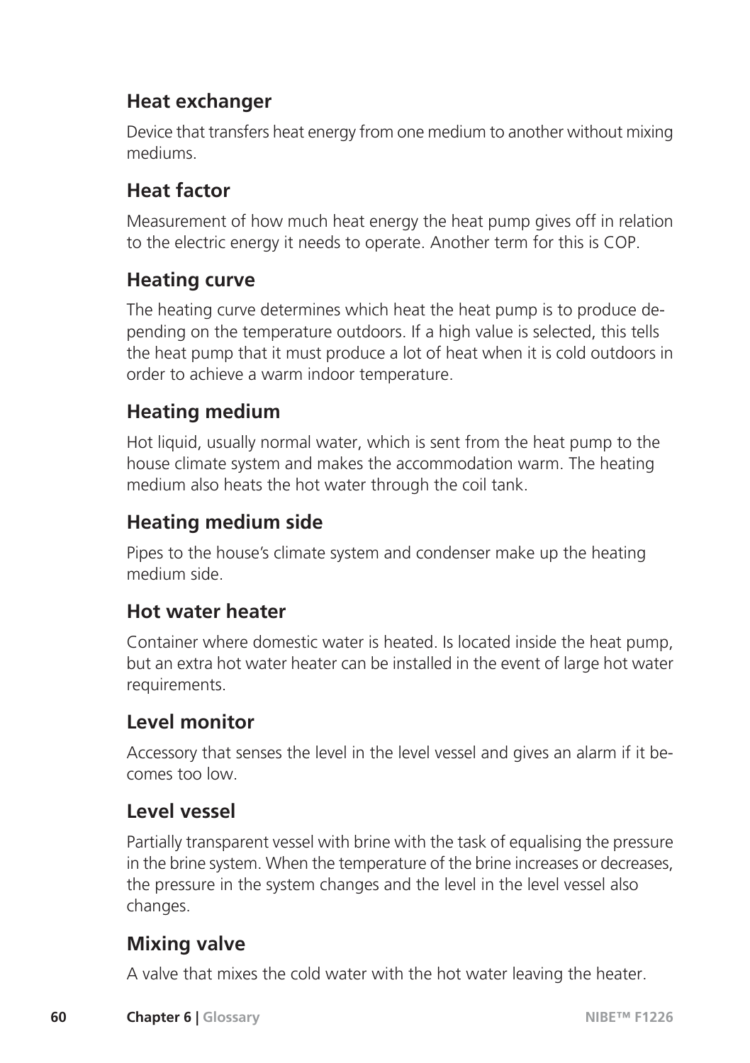## Heat exchanger

Device that transfers heat energy from one medium to another without mixing mediums.

## Heat factor

Measurement of how much heat energy the heat pump gives off in relation to the electric energy it needs to operate. Another term for this is COP.

## Heating curve

The heating curve determines which heat the heat pump is to produce depending on the temperature outdoors. If a high value is selected, this tells the heat pump that it must produce a lot of heat when it is cold outdoors in order to achieve a warm indoor temperature.

## Heating medium

Hot liquid, usually normal water, which is sent from the heat pump to the house climate system and makes the accommodation warm. The heating medium also heats the hot water through the coil tank.

## Heating medium side

Pipes to the house's climate system and condenser make up the heating medium side.

## Hot water heater

Container where domestic water is heated. Is located inside the heat pump, but an extra hot water heater can be installed in the event of large hot water requirements.

## Level monitor

Accessory that senses the level in the level vessel and gives an alarm if it becomes too low.

## Level vessel

Partially transparent vessel with brine with the task of equalising the pressure in the brine system. When the temperature of the brine increases or decreases, the pressure in the system changes and the level in the level vessel also changes.

## Mixing valve

A valve that mixes the cold water with the hot water leaving the heater.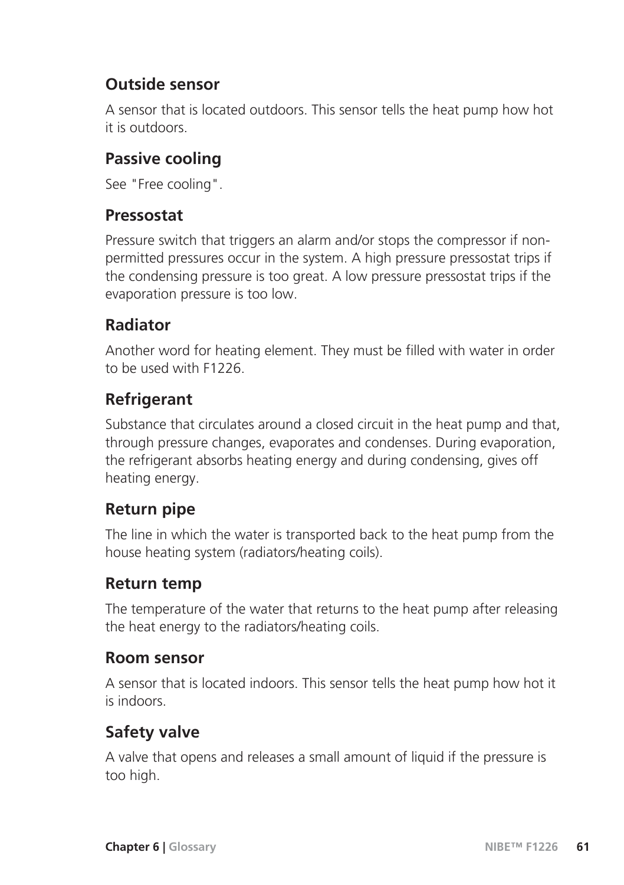### Outside sensor

A sensor that is located outdoors. This sensor tells the heat pump how hot it is outdoors.

### Passive cooling

See "Free cooling".

### Pressostat

Pressure switch that triggers an alarm and/or stops the compressor if non-permitted pressures occur in the system. A high pressure pressostat trips if the condensing pressure is too great. A low pressure pressostat trips if the evaporation pressure is too low.

### Radiator

Another word for heating element. They must be filled with water in order to be used with F1226.

### Refrigerant

Substance that circulates around a closed circuit in the heat pump and that, through pressure changes, evaporates and condenses. During evaporation, the refrigerant absorbs heating energy and during condensing, gives off heating energy.

### Return pipe

The line in which the water is transported back to the heat pump from the house heating system (radiators/heating coils).

### Return temp

The temperature of the water that returns to the heat pump after releasing the heat energy to the radiators/heating coils.

### Room sensor

A sensor that is located indoors. This sensor tells the heat pump how hot it is indoors.

### Safety valve

A valve that opens and releases a small amount of liquid if the pressure is too high.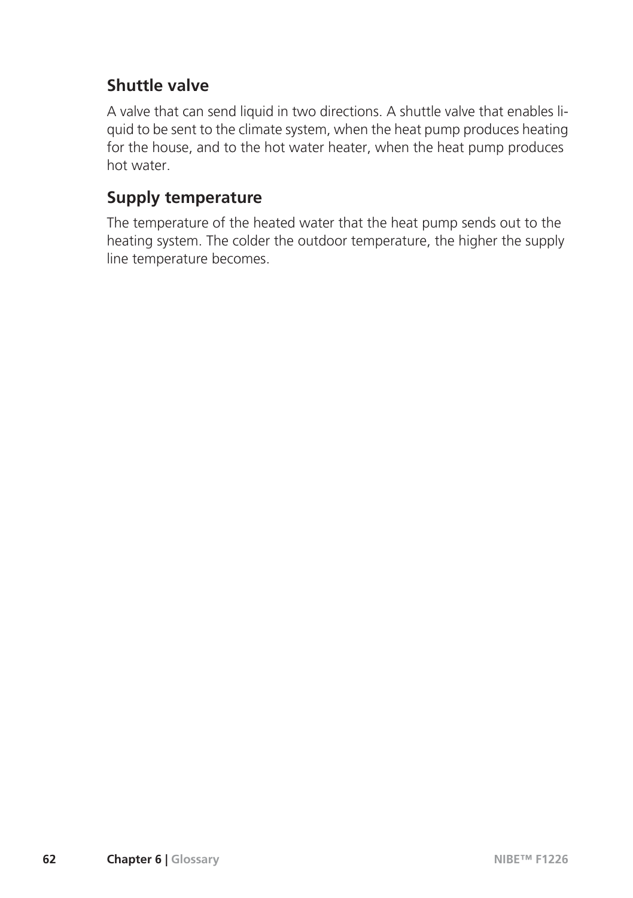### Shuttle valve

A valve that can send liquid in two directions. A shuttle valve that enables liquid to be sent to the climate system, when the heat pump produces heating for the house, and to the hot water heater, when the heat pump produces hot water.

### Supply temperature

The temperature of the heated water that the heat pump sends out to the heating system. The colder the outdoor temperature, the higher the supply line temperature becomes.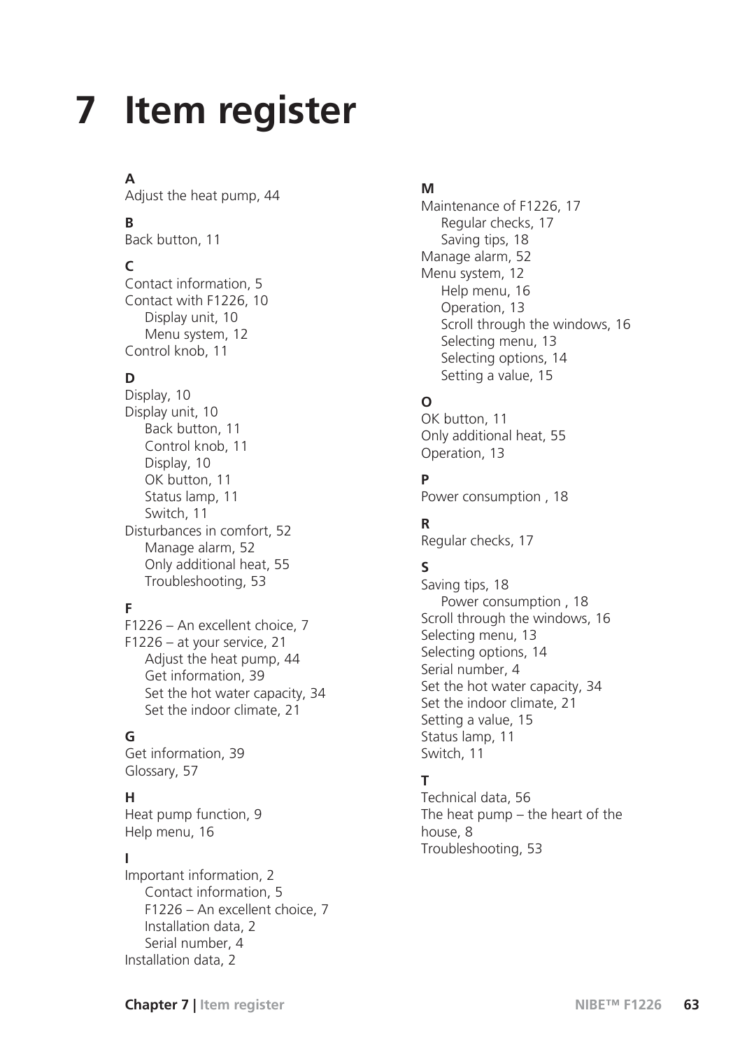# 7 Item register

**A**

Adjust the heat pump, 44

**B**

Back button, 11

**C**

Contact information, 5
Contact with F1226, 10
- Display unit, 10
- Menu system, 12

Control knob, 11

**D**

Display, 10
Display unit, 10
- Back button, 11
- Control knob, 11
- Display, 10
- OK button, 11
- Status lamp, 11
- Switch, 11

Disturbances in comfort, 52
- Manage alarm, 52
- Only additional heat, 55
- Troubleshooting, 53

**F**

F1226 – An excellent choice, 7
F1226 – at your service, 21
- Adjust the heat pump, 44
- Get information, 39
- Set the hot water capacity, 34
- Set the indoor climate, 21

**G**

Get information, 39
Glossary, 57

**H**

Heat pump function, 9
Help menu, 16

**I**

Important information, 2
- Contact information, 5
- F1226 – An excellent choice, 7
- Installation data, 2
- Serial number, 4

Installation data, 2

**M**

Maintenance of F1226, 17
- Regular checks, 17
- Saving tips, 18

Manage alarm, 52
Menu system, 12
- Help menu, 16
- Operation, 13
- Scroll through the windows, 16
- Selecting menu, 13
- Selecting options, 14
- Setting a value, 15

**O**

OK button, 11
Only additional heat, 55
Operation, 13

**P**

Power consumption , 18

**R**

Regular checks, 17

**S**

Saving tips, 18
- Power consumption , 18

Scroll through the windows, 16
Selecting menu, 13
Selecting options, 14
Serial number, 4
Set the hot water capacity, 34
Set the indoor climate, 21
Setting a value, 15
Status lamp, 11
Switch, 11

**T**

Technical data, 56
The heat pump – the heart of the house, 8
Troubleshooting, 53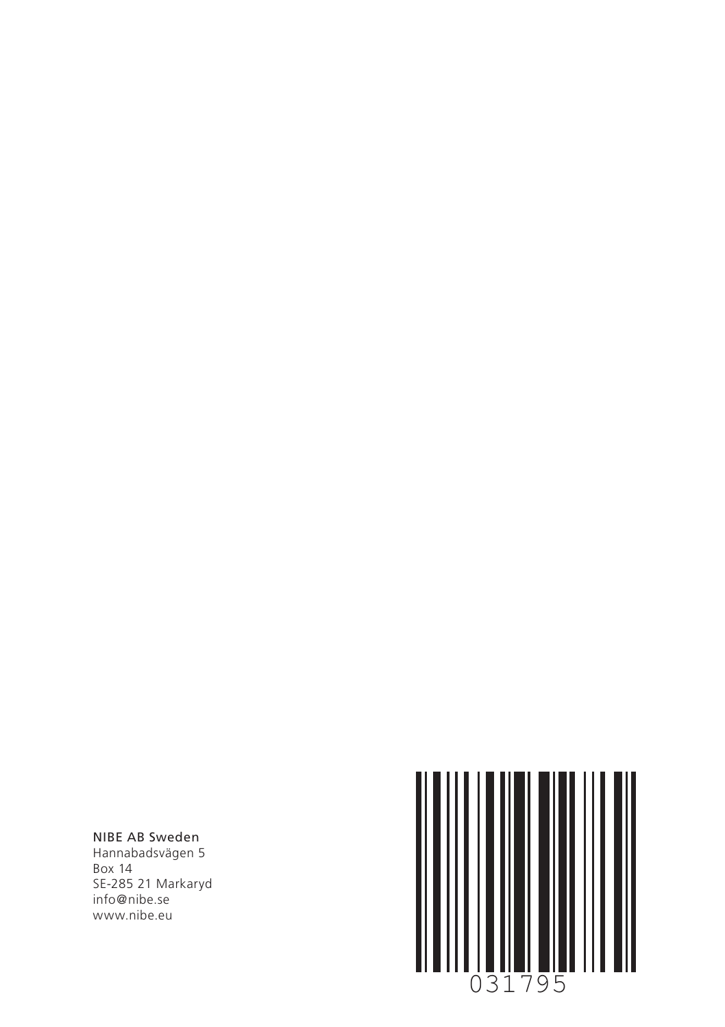NIBE AB Sweden
Hannabadsvägen 5
Box 14
SE-285 21 Markaryd
info@nibe.se
www.nibe.eu

031795